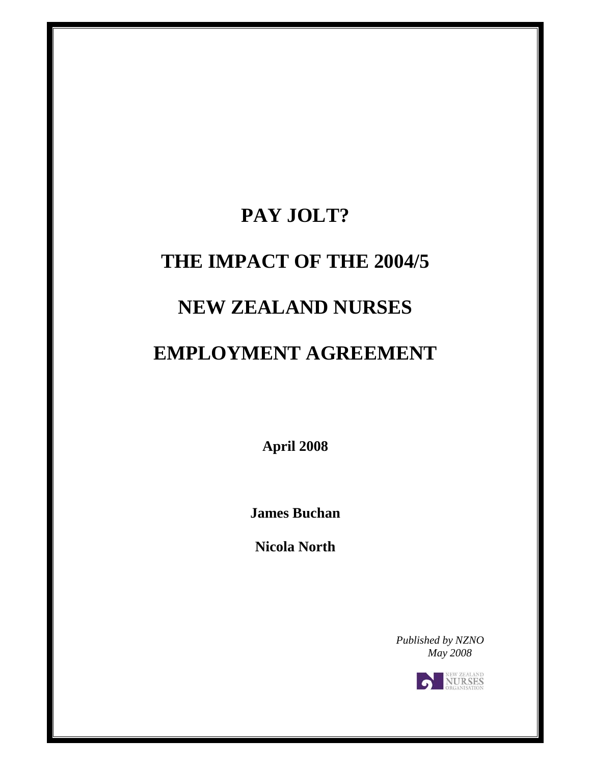# PAY JOLT?

# THE IMPACT OF THE 2004/5

# NEW ZEALAND NURSES

# EMPLOYMENT AGREEMENT

**April 2008**

**James Buchan**

**Nicola North**

*Published by NZNO*
*May 2008*

NEW ZEALAND NURSES ORGANISATION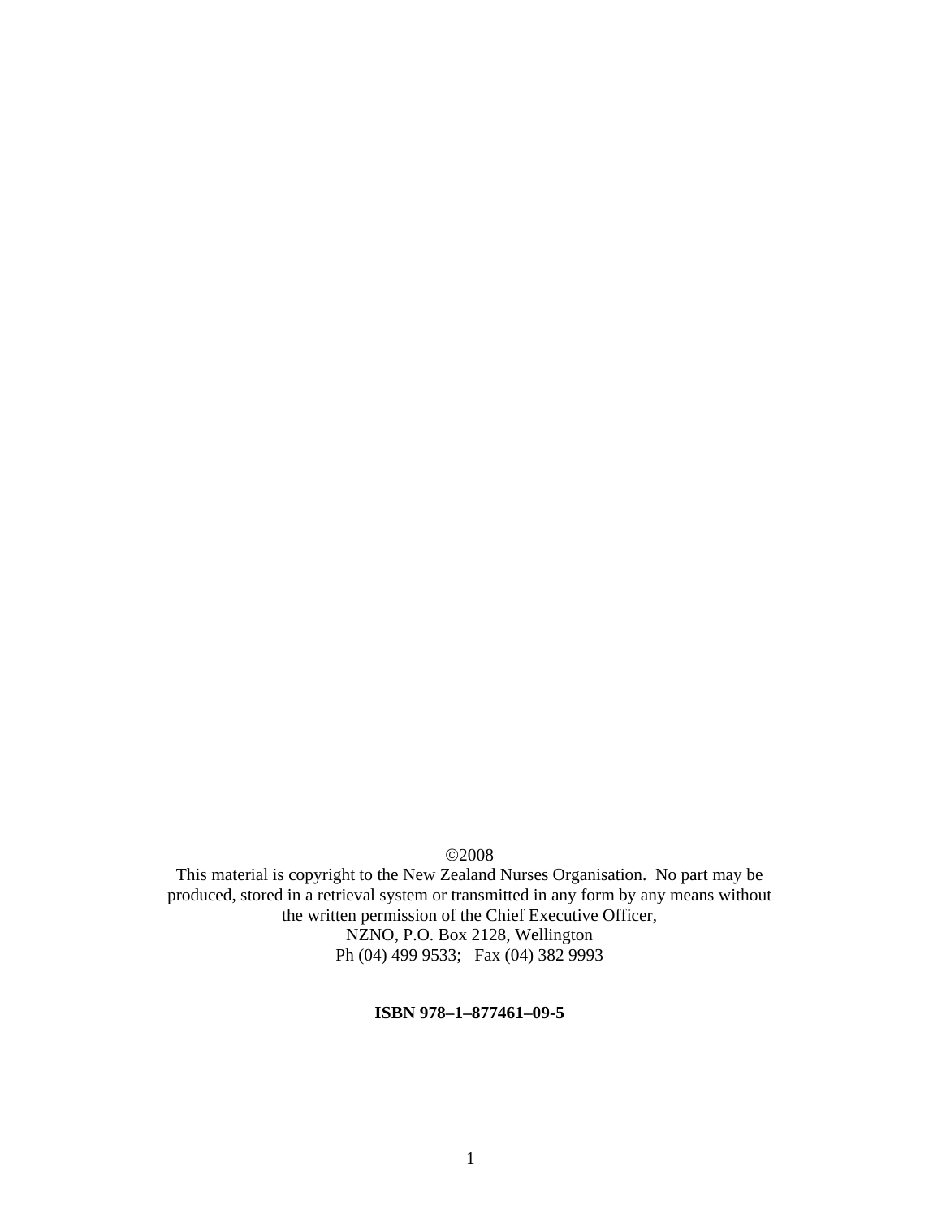©2008

This material is copyright to the New Zealand Nurses Organisation. No part may be produced, stored in a retrieval system or transmitted in any form by any means without the written permission of the Chief Executive Officer,
NZNO, P.O. Box 2128, Wellington
Ph (04) 499 9533; Fax (04) 382 9993

**ISBN 978–1–877461–09-5**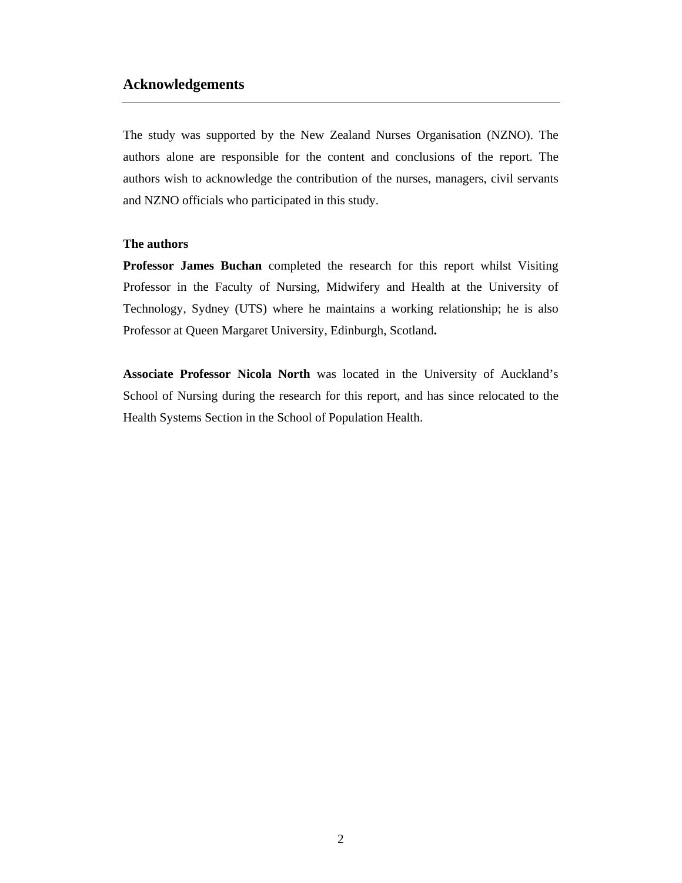## Acknowledgements

The study was supported by the New Zealand Nurses Organisation (NZNO). The authors alone are responsible for the content and conclusions of the report. The authors wish to acknowledge the contribution of the nurses, managers, civil servants and NZNO officials who participated in this study.

**The authors**

**Professor James Buchan** completed the research for this report whilst Visiting Professor in the Faculty of Nursing, Midwifery and Health at the University of Technology, Sydney (UTS) where he maintains a working relationship; he is also Professor at Queen Margaret University, Edinburgh, Scotland**.**

**Associate Professor Nicola North** was located in the University of Auckland's School of Nursing during the research for this report, and has since relocated to the Health Systems Section in the School of Population Health.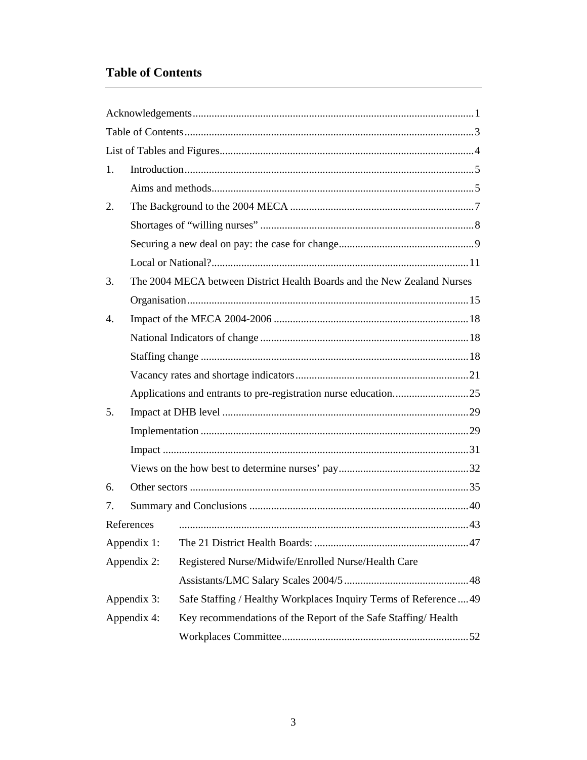## Table of Contents

Acknowledgements....................................................................................................1

Table of Contents......................................................................................................3

List of Tables and Figures.........................................................................................4

1. Introduction......................................................................................................5
   - Aims and methods.............................................................................................5
2. The Background to the 2004 MECA ..................................................................7
   - Shortages of "willing nurses" ...........................................................................8
   - Securing a new deal on pay: the case for change................................................9
   - Local or National?...........................................................................................11
3. The 2004 MECA between District Health Boards and the New Zealand Nurses Organisation.....................................................................................................15
4. Impact of the MECA 2004-2006 .......................................................................18
   - National Indicators of change ..........................................................................18
   - Staffing change ................................................................................................18
   - Vacancy rates and shortage indicators..............................................................21
   - Applications and entrants to pre-registration nurse education............................25
5. Impact at DHB level .........................................................................................29
   - Implementation ................................................................................................29
   - Impact ..............................................................................................................31
   - Views on the how best to determine nurses' pay...............................................32
6. Other sectors .....................................................................................................35
7. Summary and Conclusions ...............................................................................40

References ...............................................................................................................43

Appendix 1: The 21 District Health Boards: .........................................................47

Appendix 2: Registered Nurse/Midwife/Enrolled Nurse/Health Care Assistants/LMC Salary Scales 2004/5.............................................48

Appendix 3: Safe Staffing / Healthy Workplaces Inquiry Terms of Reference ....49

Appendix 4: Key recommendations of the Report of the Safe Staffing/ Health Workplaces Committee....................................................................52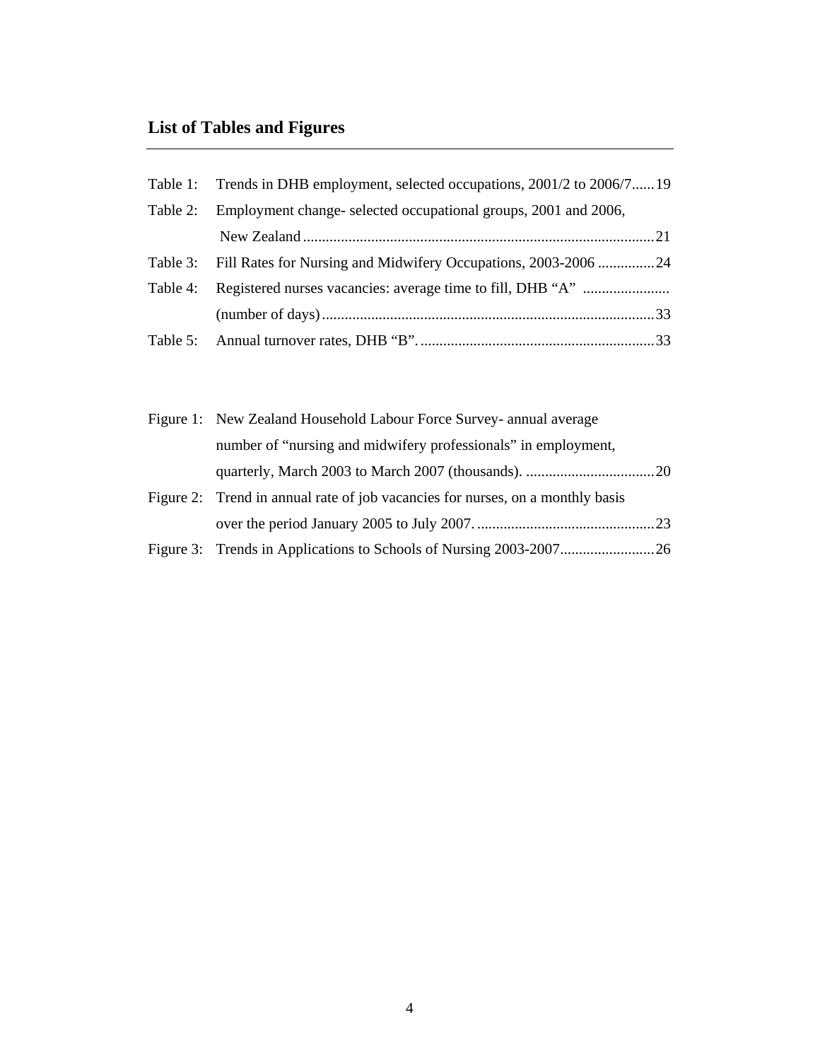## List of Tables and Figures

Table 1: Trends in DHB employment, selected occupations, 2001/2 to 2006/7......19

Table 2: Employment change- selected occupational groups, 2001 and 2006, New Zealand.............................................................................................21

Table 3: Fill Rates for Nursing and Midwifery Occupations, 2003-2006 ...............24

Table 4: Registered nurses vacancies: average time to fill, DHB "A" ....................... (number of days).......................................................................................33

Table 5: Annual turnover rates, DHB "B"...............................................................33

Figure 1: New Zealand Household Labour Force Survey- annual average number of "nursing and midwifery professionals" in employment, quarterly, March 2003 to March 2007 (thousands). ..................................20

Figure 2: Trend in annual rate of job vacancies for nurses, on a monthly basis over the period January 2005 to July 2007. ..............................................23

Figure 3: Trends in Applications to Schools of Nursing 2003-2007.........................26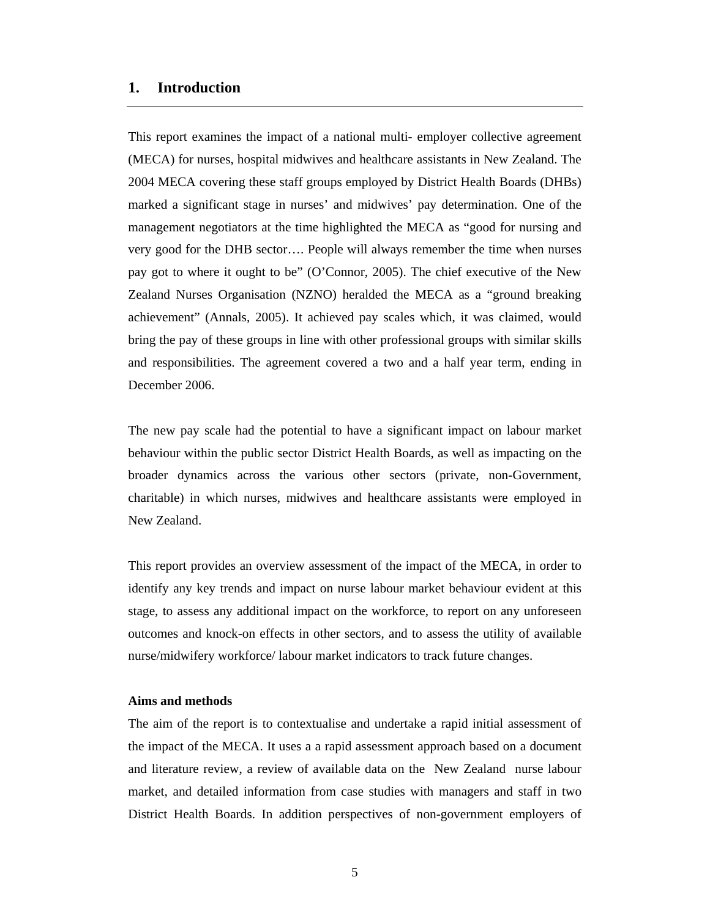# 1. Introduction

This report examines the impact of a national multi- employer collective agreement (MECA) for nurses, hospital midwives and healthcare assistants in New Zealand. The 2004 MECA covering these staff groups employed by District Health Boards (DHBs) marked a significant stage in nurses' and midwives' pay determination. One of the management negotiators at the time highlighted the MECA as "good for nursing and very good for the DHB sector…. People will always remember the time when nurses pay got to where it ought to be" (O'Connor, 2005). The chief executive of the New Zealand Nurses Organisation (NZNO) heralded the MECA as a "ground breaking achievement" (Annals, 2005). It achieved pay scales which, it was claimed, would bring the pay of these groups in line with other professional groups with similar skills and responsibilities. The agreement covered a two and a half year term, ending in December 2006.

The new pay scale had the potential to have a significant impact on labour market behaviour within the public sector District Health Boards, as well as impacting on the broader dynamics across the various other sectors (private, non-Government, charitable) in which nurses, midwives and healthcare assistants were employed in New Zealand.

This report provides an overview assessment of the impact of the MECA, in order to identify any key trends and impact on nurse labour market behaviour evident at this stage, to assess any additional impact on the workforce, to report on any unforeseen outcomes and knock-on effects in other sectors, and to assess the utility of available nurse/midwifery workforce/ labour market indicators to track future changes.

**Aims and methods**

The aim of the report is to contextualise and undertake a rapid initial assessment of the impact of the MECA. It uses a a rapid assessment approach based on a document and literature review, a review of available data on the New Zealand nurse labour market, and detailed information from case studies with managers and staff in two District Health Boards. In addition perspectives of non-government employers of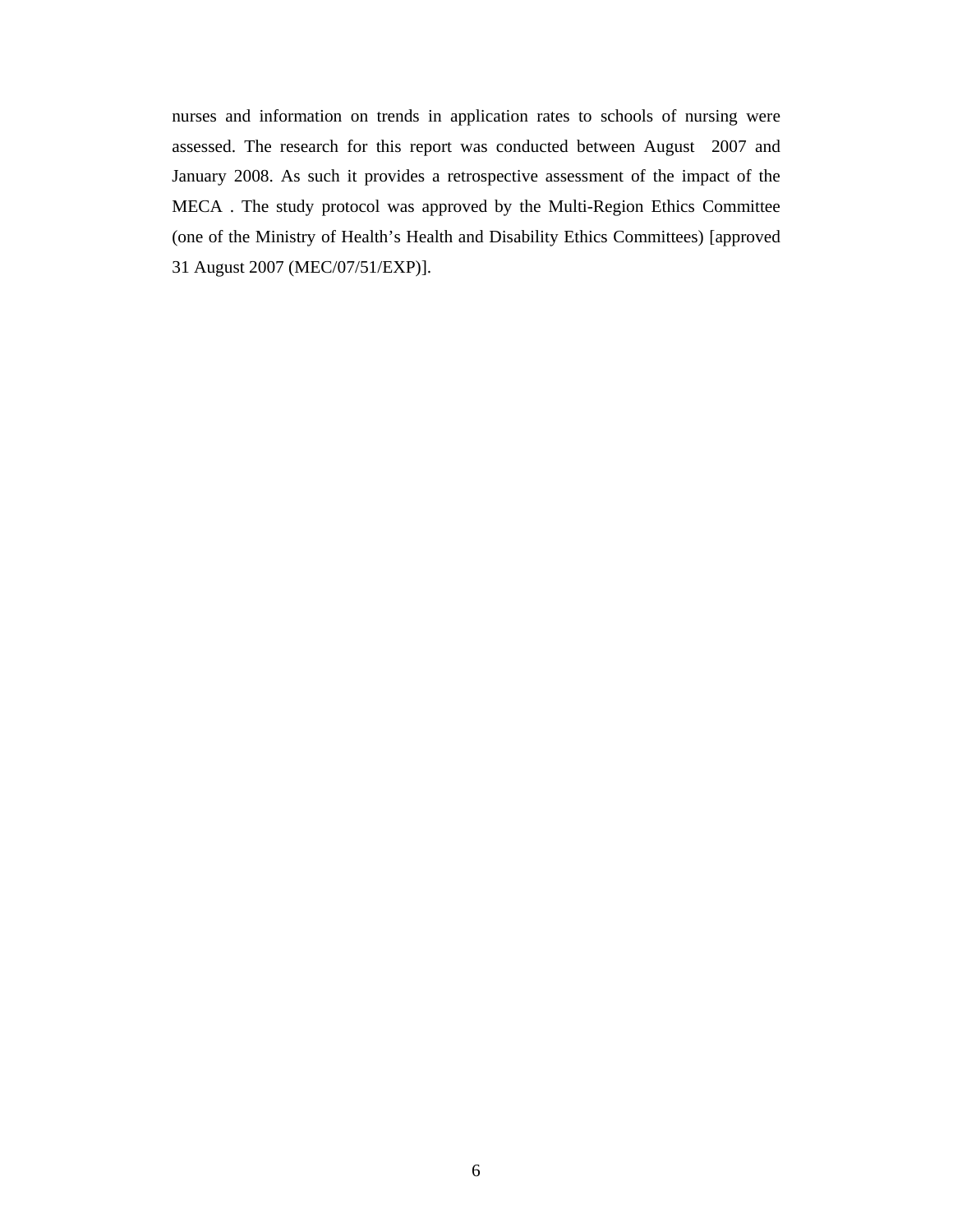nurses and information on trends in application rates to schools of nursing were assessed. The research for this report was conducted between August 2007 and January 2008. As such it provides a retrospective assessment of the impact of the MECA . The study protocol was approved by the Multi-Region Ethics Committee (one of the Ministry of Health's Health and Disability Ethics Committees) [approved 31 August 2007 (MEC/07/51/EXP)].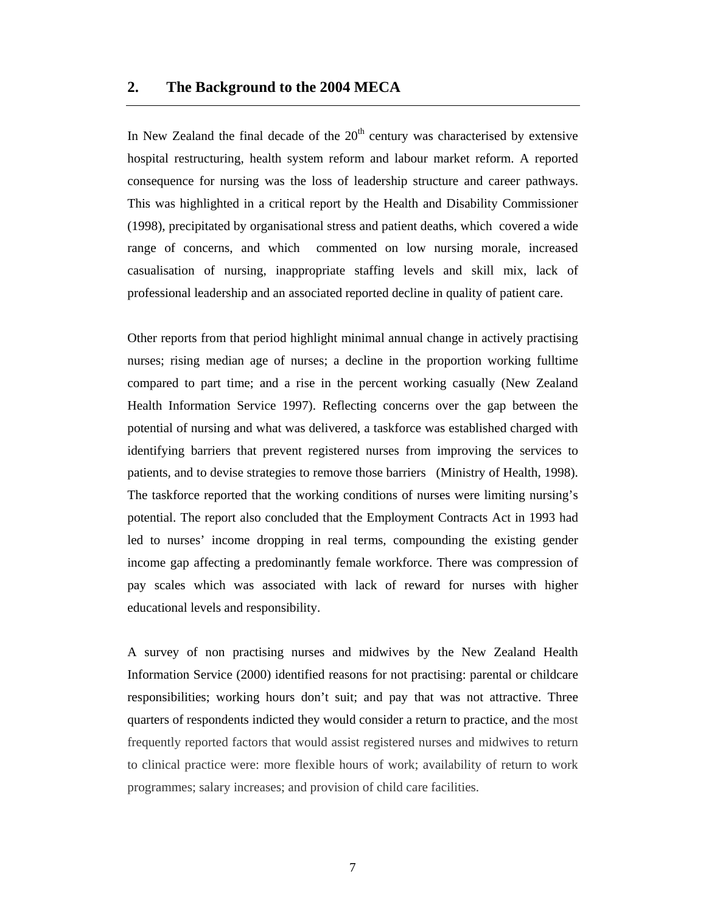## 2. The Background to the 2004 MECA

In New Zealand the final decade of the 20th century was characterised by extensive hospital restructuring, health system reform and labour market reform. A reported consequence for nursing was the loss of leadership structure and career pathways. This was highlighted in a critical report by the Health and Disability Commissioner (1998), precipitated by organisational stress and patient deaths, which covered a wide range of concerns, and which commented on low nursing morale, increased casualisation of nursing, inappropriate staffing levels and skill mix, lack of professional leadership and an associated reported decline in quality of patient care.

Other reports from that period highlight minimal annual change in actively practising nurses; rising median age of nurses; a decline in the proportion working fulltime compared to part time; and a rise in the percent working casually (New Zealand Health Information Service 1997). Reflecting concerns over the gap between the potential of nursing and what was delivered, a taskforce was established charged with identifying barriers that prevent registered nurses from improving the services to patients, and to devise strategies to remove those barriers (Ministry of Health, 1998). The taskforce reported that the working conditions of nurses were limiting nursing's potential. The report also concluded that the Employment Contracts Act in 1993 had led to nurses' income dropping in real terms, compounding the existing gender income gap affecting a predominantly female workforce. There was compression of pay scales which was associated with lack of reward for nurses with higher educational levels and responsibility.

A survey of non practising nurses and midwives by the New Zealand Health Information Service (2000) identified reasons for not practising: parental or childcare responsibilities; working hours don't suit; and pay that was not attractive. Three quarters of respondents indicted they would consider a return to practice, and the most frequently reported factors that would assist registered nurses and midwives to return to clinical practice were: more flexible hours of work; availability of return to work programmes; salary increases; and provision of child care facilities.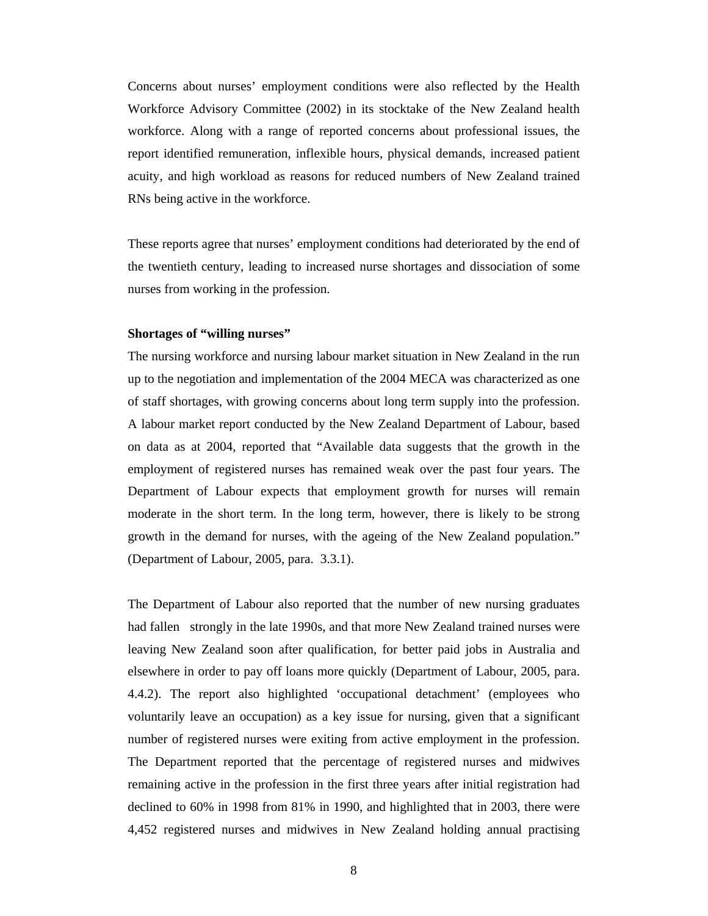Concerns about nurses' employment conditions were also reflected by the Health Workforce Advisory Committee (2002) in its stocktake of the New Zealand health workforce. Along with a range of reported concerns about professional issues, the report identified remuneration, inflexible hours, physical demands, increased patient acuity, and high workload as reasons for reduced numbers of New Zealand trained RNs being active in the workforce.

These reports agree that nurses' employment conditions had deteriorated by the end of the twentieth century, leading to increased nurse shortages and dissociation of some nurses from working in the profession.

**Shortages of "willing nurses"**

The nursing workforce and nursing labour market situation in New Zealand in the run up to the negotiation and implementation of the 2004 MECA was characterized as one of staff shortages, with growing concerns about long term supply into the profession. A labour market report conducted by the New Zealand Department of Labour, based on data as at 2004, reported that "Available data suggests that the growth in the employment of registered nurses has remained weak over the past four years. The Department of Labour expects that employment growth for nurses will remain moderate in the short term. In the long term, however, there is likely to be strong growth in the demand for nurses, with the ageing of the New Zealand population." (Department of Labour, 2005, para. 3.3.1).

The Department of Labour also reported that the number of new nursing graduates had fallen strongly in the late 1990s, and that more New Zealand trained nurses were leaving New Zealand soon after qualification, for better paid jobs in Australia and elsewhere in order to pay off loans more quickly (Department of Labour, 2005, para. 4.4.2). The report also highlighted 'occupational detachment' (employees who voluntarily leave an occupation) as a key issue for nursing, given that a significant number of registered nurses were exiting from active employment in the profession. The Department reported that the percentage of registered nurses and midwives remaining active in the profession in the first three years after initial registration had declined to 60% in 1998 from 81% in 1990, and highlighted that in 2003, there were 4,452 registered nurses and midwives in New Zealand holding annual practising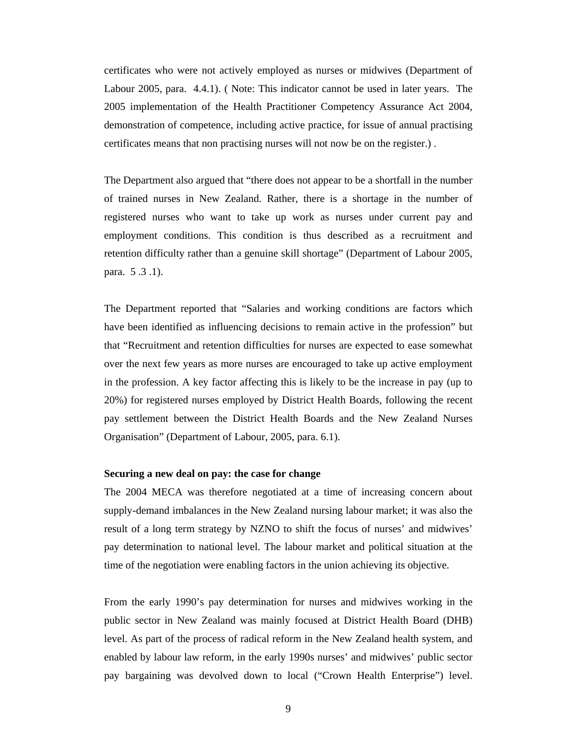certificates who were not actively employed as nurses or midwives (Department of Labour 2005, para. 4.4.1). ( Note: This indicator cannot be used in later years. The 2005 implementation of the Health Practitioner Competency Assurance Act 2004, demonstration of competence, including active practice, for issue of annual practising certificates means that non practising nurses will not now be on the register.) .

The Department also argued that “there does not appear to be a shortfall in the number of trained nurses in New Zealand. Rather, there is a shortage in the number of registered nurses who want to take up work as nurses under current pay and employment conditions. This condition is thus described as a recruitment and retention difficulty rather than a genuine skill shortage” (Department of Labour 2005, para. 5 .3 .1).

The Department reported that “Salaries and working conditions are factors which have been identified as influencing decisions to remain active in the profession” but that “Recruitment and retention difficulties for nurses are expected to ease somewhat over the next few years as more nurses are encouraged to take up active employment in the profession. A key factor affecting this is likely to be the increase in pay (up to 20%) for registered nurses employed by District Health Boards, following the recent pay settlement between the District Health Boards and the New Zealand Nurses Organisation” (Department of Labour, 2005, para. 6.1).

**Securing a new deal on pay: the case for change**

The 2004 MECA was therefore negotiated at a time of increasing concern about supply-demand imbalances in the New Zealand nursing labour market; it was also the result of a long term strategy by NZNO to shift the focus of nurses’ and midwives’ pay determination to national level. The labour market and political situation at the time of the negotiation were enabling factors in the union achieving its objective.

From the early 1990’s pay determination for nurses and midwives working in the public sector in New Zealand was mainly focused at District Health Board (DHB) level. As part of the process of radical reform in the New Zealand health system, and enabled by labour law reform, in the early 1990s nurses’ and midwives’ public sector pay bargaining was devolved down to local (“Crown Health Enterprise”) level.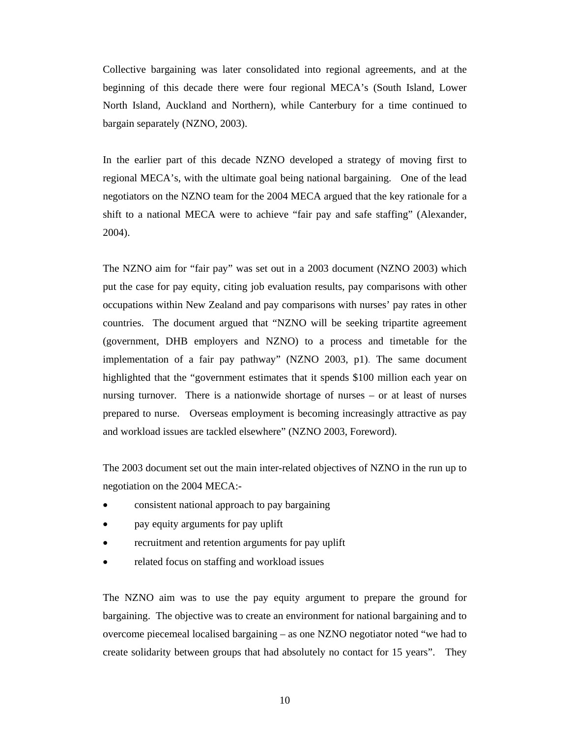Collective bargaining was later consolidated into regional agreements, and at the beginning of this decade there were four regional MECA's (South Island, Lower North Island, Auckland and Northern), while Canterbury for a time continued to bargain separately (NZNO, 2003).

In the earlier part of this decade NZNO developed a strategy of moving first to regional MECA's, with the ultimate goal being national bargaining. One of the lead negotiators on the NZNO team for the 2004 MECA argued that the key rationale for a shift to a national MECA were to achieve "fair pay and safe staffing" (Alexander, 2004).

The NZNO aim for "fair pay" was set out in a 2003 document (NZNO 2003) which put the case for pay equity, citing job evaluation results, pay comparisons with other occupations within New Zealand and pay comparisons with nurses' pay rates in other countries. The document argued that "NZNO will be seeking tripartite agreement (government, DHB employers and NZNO) to a process and timetable for the implementation of a fair pay pathway" (NZNO 2003, p1). The same document highlighted that the "government estimates that it spends $100 million each year on nursing turnover. There is a nationwide shortage of nurses – or at least of nurses prepared to nurse. Overseas employment is becoming increasingly attractive as pay and workload issues are tackled elsewhere" (NZNO 2003, Foreword).

The 2003 document set out the main inter-related objectives of NZNO in the run up to negotiation on the 2004 MECA:-

- consistent national approach to pay bargaining
- pay equity arguments for pay uplift
- recruitment and retention arguments for pay uplift
- related focus on staffing and workload issues

The NZNO aim was to use the pay equity argument to prepare the ground for bargaining. The objective was to create an environment for national bargaining and to overcome piecemeal localised bargaining – as one NZNO negotiator noted "we had to create solidarity between groups that had absolutely no contact for 15 years". They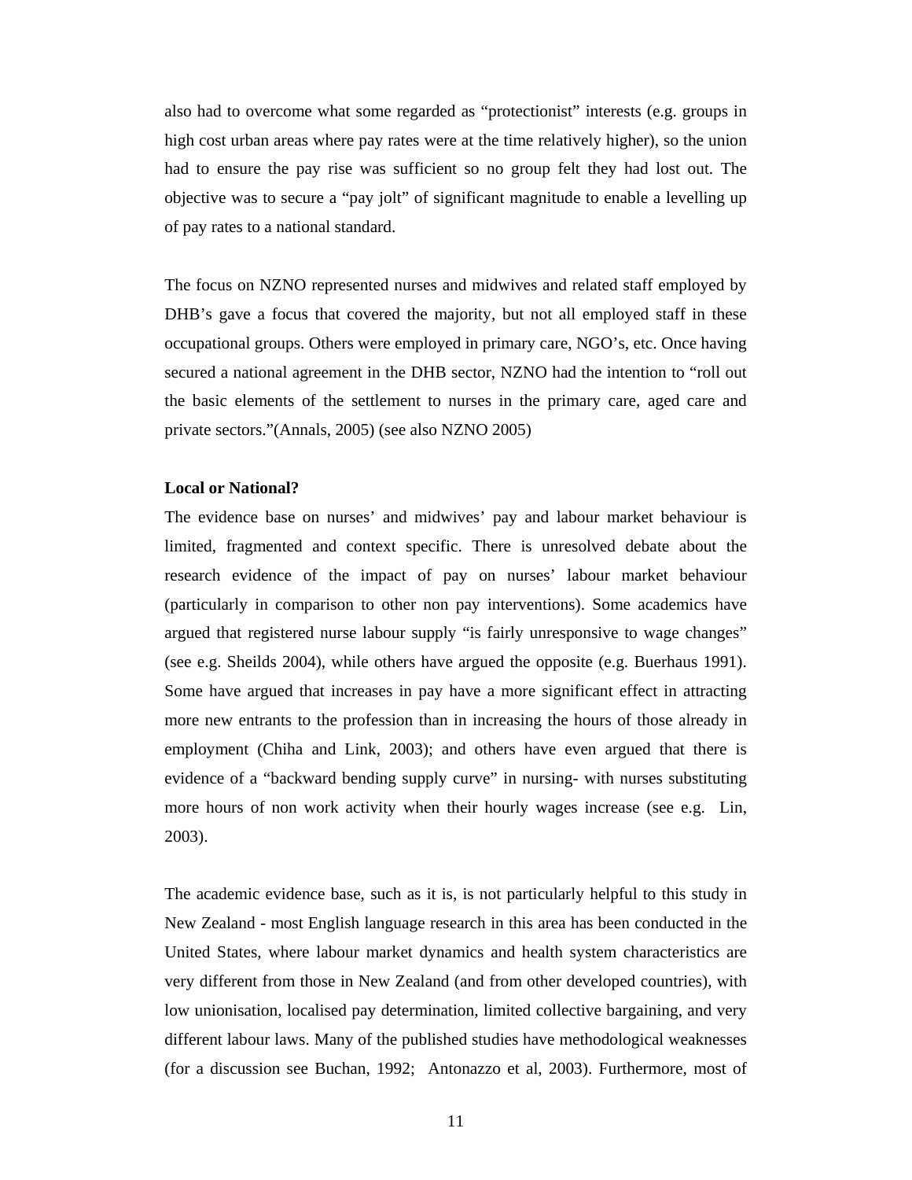also had to overcome what some regarded as "protectionist" interests (e.g. groups in high cost urban areas where pay rates were at the time relatively higher), so the union had to ensure the pay rise was sufficient so no group felt they had lost out. The objective was to secure a "pay jolt" of significant magnitude to enable a levelling up of pay rates to a national standard.

The focus on NZNO represented nurses and midwives and related staff employed by DHB's gave a focus that covered the majority, but not all employed staff in these occupational groups. Others were employed in primary care, NGO's, etc. Once having secured a national agreement in the DHB sector, NZNO had the intention to "roll out the basic elements of the settlement to nurses in the primary care, aged care and private sectors."(Annals, 2005) (see also NZNO 2005)

**Local or National?**

The evidence base on nurses' and midwives' pay and labour market behaviour is limited, fragmented and context specific. There is unresolved debate about the research evidence of the impact of pay on nurses' labour market behaviour (particularly in comparison to other non pay interventions). Some academics have argued that registered nurse labour supply "is fairly unresponsive to wage changes" (see e.g. Sheilds 2004), while others have argued the opposite (e.g. Buerhaus 1991). Some have argued that increases in pay have a more significant effect in attracting more new entrants to the profession than in increasing the hours of those already in employment (Chiha and Link, 2003); and others have even argued that there is evidence of a "backward bending supply curve" in nursing- with nurses substituting more hours of non work activity when their hourly wages increase (see e.g. Lin, 2003).

The academic evidence base, such as it is, is not particularly helpful to this study in New Zealand - most English language research in this area has been conducted in the United States, where labour market dynamics and health system characteristics are very different from those in New Zealand (and from other developed countries), with low unionisation, localised pay determination, limited collective bargaining, and very different labour laws. Many of the published studies have methodological weaknesses (for a discussion see Buchan, 1992; Antonazzo et al, 2003). Furthermore, most of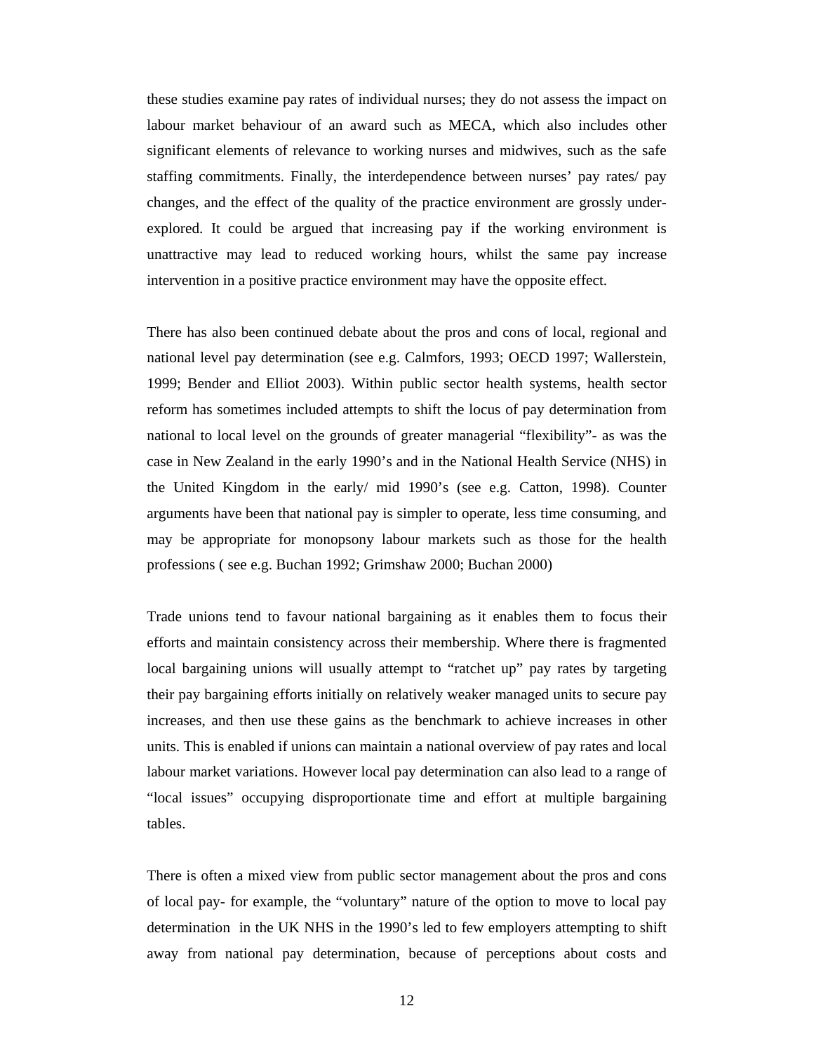these studies examine pay rates of individual nurses; they do not assess the impact on labour market behaviour of an award such as MECA, which also includes other significant elements of relevance to working nurses and midwives, such as the safe staffing commitments. Finally, the interdependence between nurses' pay rates/ pay changes, and the effect of the quality of the practice environment are grossly under-explored. It could be argued that increasing pay if the working environment is unattractive may lead to reduced working hours, whilst the same pay increase intervention in a positive practice environment may have the opposite effect.

There has also been continued debate about the pros and cons of local, regional and national level pay determination (see e.g. Calmfors, 1993; OECD 1997; Wallerstein, 1999; Bender and Elliot 2003). Within public sector health systems, health sector reform has sometimes included attempts to shift the locus of pay determination from national to local level on the grounds of greater managerial "flexibility"- as was the case in New Zealand in the early 1990's and in the National Health Service (NHS) in the United Kingdom in the early/ mid 1990's (see e.g. Catton, 1998). Counter arguments have been that national pay is simpler to operate, less time consuming, and may be appropriate for monopsony labour markets such as those for the health professions ( see e.g. Buchan 1992; Grimshaw 2000; Buchan 2000)

Trade unions tend to favour national bargaining as it enables them to focus their efforts and maintain consistency across their membership. Where there is fragmented local bargaining unions will usually attempt to "ratchet up" pay rates by targeting their pay bargaining efforts initially on relatively weaker managed units to secure pay increases, and then use these gains as the benchmark to achieve increases in other units. This is enabled if unions can maintain a national overview of pay rates and local labour market variations. However local pay determination can also lead to a range of "local issues" occupying disproportionate time and effort at multiple bargaining tables.

There is often a mixed view from public sector management about the pros and cons of local pay- for example, the "voluntary" nature of the option to move to local pay determination in the UK NHS in the 1990's led to few employers attempting to shift away from national pay determination, because of perceptions about costs and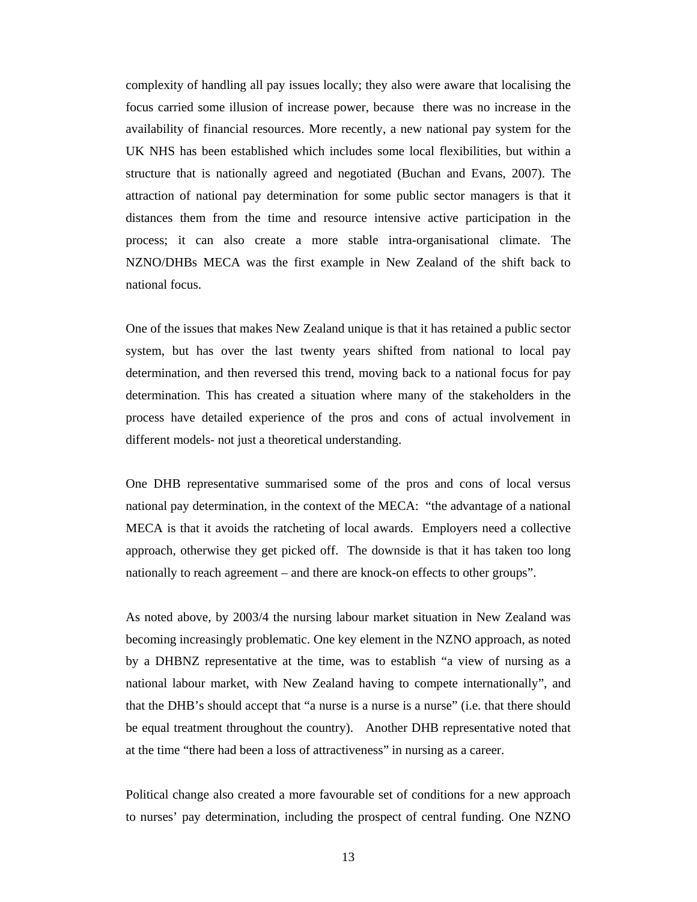complexity of handling all pay issues locally; they also were aware that localising the focus carried some illusion of increase power, because there was no increase in the availability of financial resources. More recently, a new national pay system for the UK NHS has been established which includes some local flexibilities, but within a structure that is nationally agreed and negotiated (Buchan and Evans, 2007). The attraction of national pay determination for some public sector managers is that it distances them from the time and resource intensive active participation in the process; it can also create a more stable intra-organisational climate. The NZNO/DHBs MECA was the first example in New Zealand of the shift back to national focus.

One of the issues that makes New Zealand unique is that it has retained a public sector system, but has over the last twenty years shifted from national to local pay determination, and then reversed this trend, moving back to a national focus for pay determination. This has created a situation where many of the stakeholders in the process have detailed experience of the pros and cons of actual involvement in different models- not just a theoretical understanding.

One DHB representative summarised some of the pros and cons of local versus national pay determination, in the context of the MECA: "the advantage of a national MECA is that it avoids the ratcheting of local awards. Employers need a collective approach, otherwise they get picked off. The downside is that it has taken too long nationally to reach agreement – and there are knock-on effects to other groups".

As noted above, by 2003/4 the nursing labour market situation in New Zealand was becoming increasingly problematic. One key element in the NZNO approach, as noted by a DHBNZ representative at the time, was to establish "a view of nursing as a national labour market, with New Zealand having to compete internationally", and that the DHB's should accept that "a nurse is a nurse is a nurse" (i.e. that there should be equal treatment throughout the country). Another DHB representative noted that at the time "there had been a loss of attractiveness" in nursing as a career.

Political change also created a more favourable set of conditions for a new approach to nurses' pay determination, including the prospect of central funding. One NZNO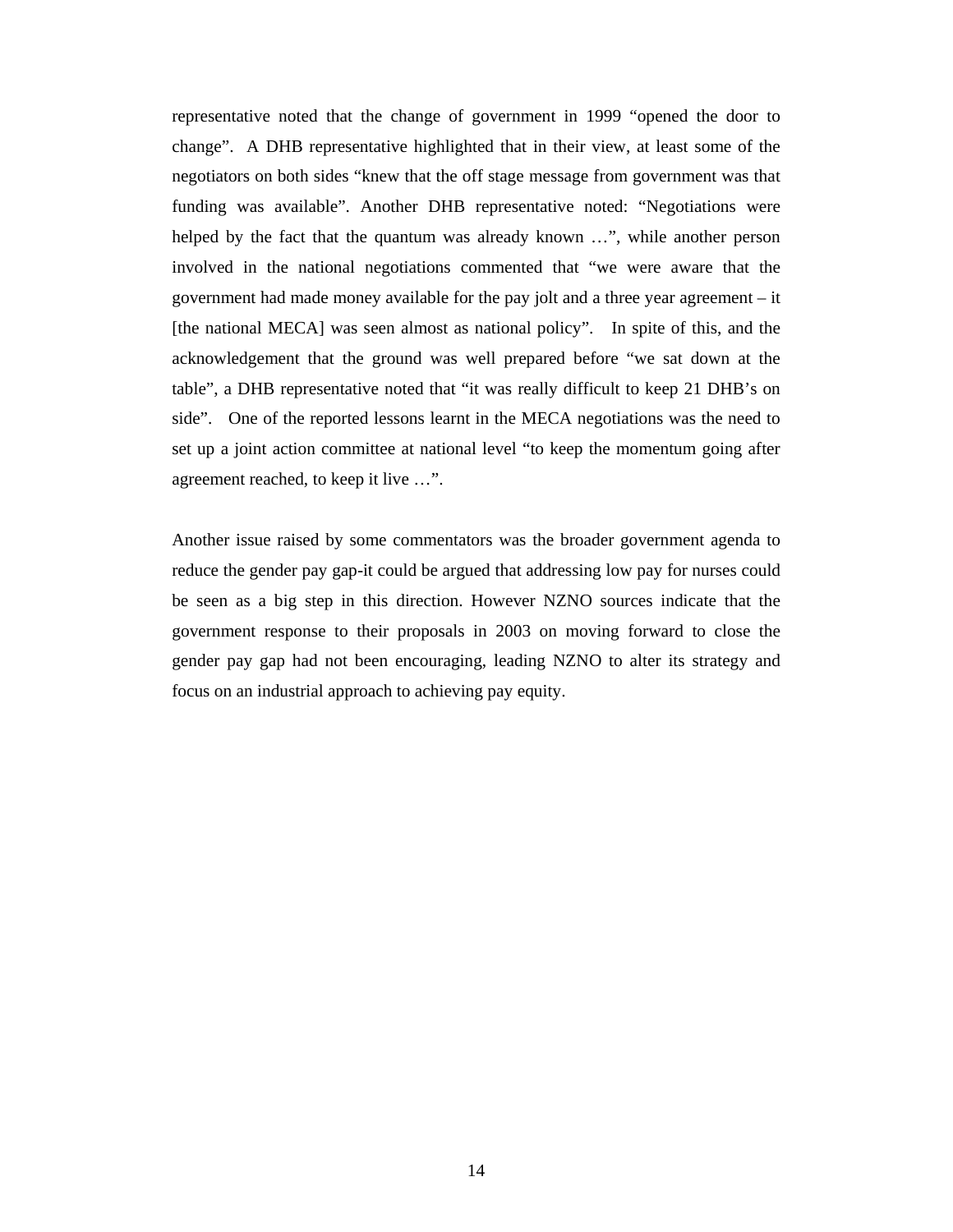representative noted that the change of government in 1999 "opened the door to change". A DHB representative highlighted that in their view, at least some of the negotiators on both sides "knew that the off stage message from government was that funding was available". Another DHB representative noted: "Negotiations were helped by the fact that the quantum was already known …", while another person involved in the national negotiations commented that "we were aware that the government had made money available for the pay jolt and a three year agreement – it [the national MECA] was seen almost as national policy". In spite of this, and the acknowledgement that the ground was well prepared before "we sat down at the table", a DHB representative noted that "it was really difficult to keep 21 DHB's on side". One of the reported lessons learnt in the MECA negotiations was the need to set up a joint action committee at national level "to keep the momentum going after agreement reached, to keep it live …".

Another issue raised by some commentators was the broader government agenda to reduce the gender pay gap-it could be argued that addressing low pay for nurses could be seen as a big step in this direction. However NZNO sources indicate that the government response to their proposals in 2003 on moving forward to close the gender pay gap had not been encouraging, leading NZNO to alter its strategy and focus on an industrial approach to achieving pay equity.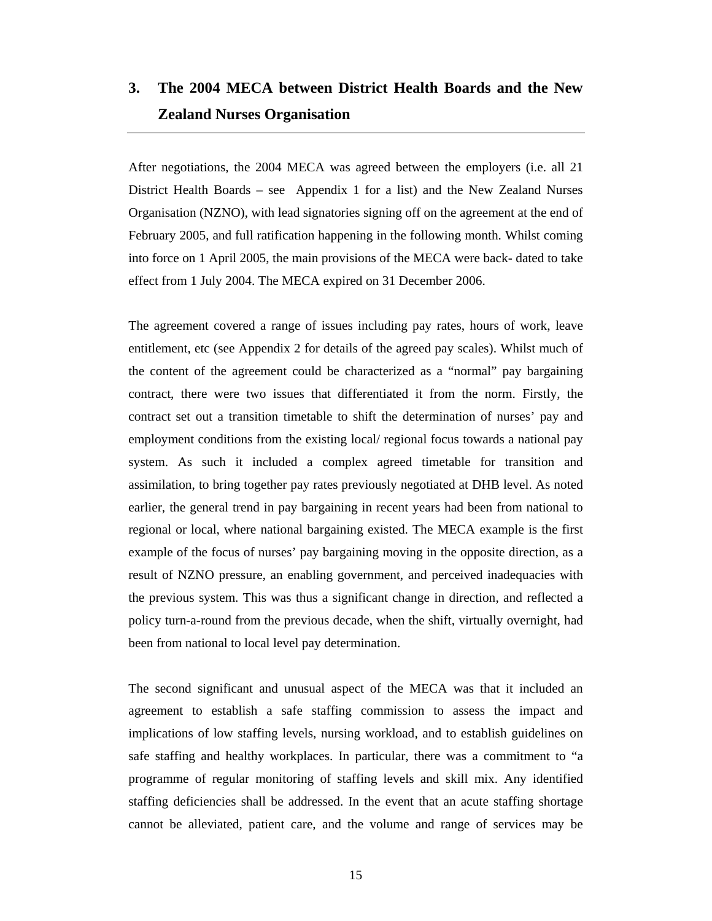## 3. The 2004 MECA between District Health Boards and the New Zealand Nurses Organisation

After negotiations, the 2004 MECA was agreed between the employers (i.e. all 21 District Health Boards – see Appendix 1 for a list) and the New Zealand Nurses Organisation (NZNO), with lead signatories signing off on the agreement at the end of February 2005, and full ratification happening in the following month. Whilst coming into force on 1 April 2005, the main provisions of the MECA were back- dated to take effect from 1 July 2004. The MECA expired on 31 December 2006.

The agreement covered a range of issues including pay rates, hours of work, leave entitlement, etc (see Appendix 2 for details of the agreed pay scales). Whilst much of the content of the agreement could be characterized as a "normal" pay bargaining contract, there were two issues that differentiated it from the norm. Firstly, the contract set out a transition timetable to shift the determination of nurses' pay and employment conditions from the existing local/ regional focus towards a national pay system. As such it included a complex agreed timetable for transition and assimilation, to bring together pay rates previously negotiated at DHB level. As noted earlier, the general trend in pay bargaining in recent years had been from national to regional or local, where national bargaining existed. The MECA example is the first example of the focus of nurses' pay bargaining moving in the opposite direction, as a result of NZNO pressure, an enabling government, and perceived inadequacies with the previous system. This was thus a significant change in direction, and reflected a policy turn-a-round from the previous decade, when the shift, virtually overnight, had been from national to local level pay determination.

The second significant and unusual aspect of the MECA was that it included an agreement to establish a safe staffing commission to assess the impact and implications of low staffing levels, nursing workload, and to establish guidelines on safe staffing and healthy workplaces. In particular, there was a commitment to "a programme of regular monitoring of staffing levels and skill mix. Any identified staffing deficiencies shall be addressed. In the event that an acute staffing shortage cannot be alleviated, patient care, and the volume and range of services may be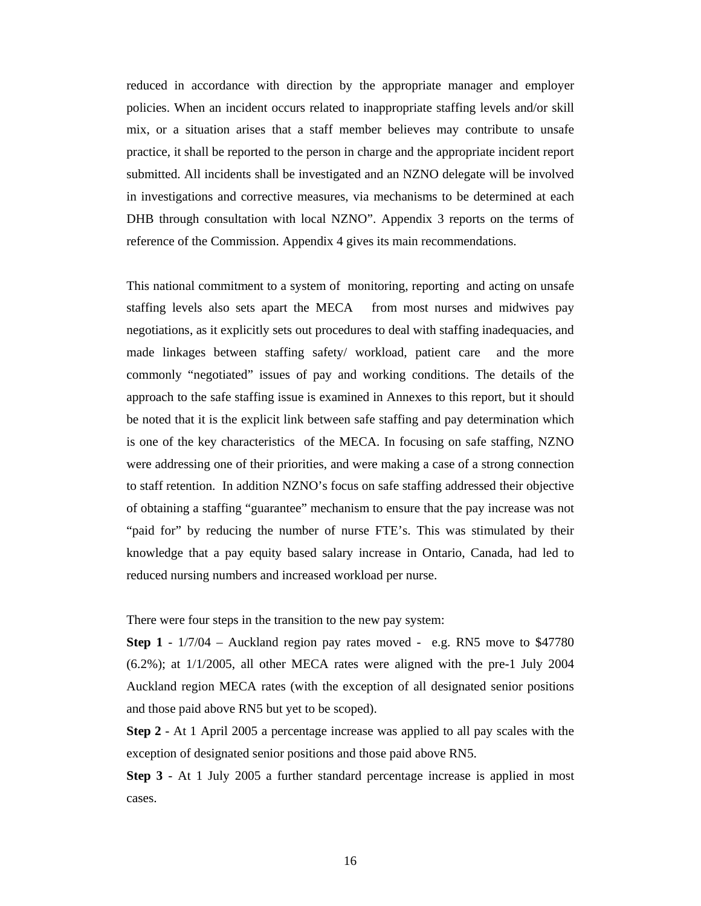reduced in accordance with direction by the appropriate manager and employer policies. When an incident occurs related to inappropriate staffing levels and/or skill mix, or a situation arises that a staff member believes may contribute to unsafe practice, it shall be reported to the person in charge and the appropriate incident report submitted. All incidents shall be investigated and an NZNO delegate will be involved in investigations and corrective measures, via mechanisms to be determined at each DHB through consultation with local NZNO". Appendix 3 reports on the terms of reference of the Commission. Appendix 4 gives its main recommendations.

This national commitment to a system of monitoring, reporting and acting on unsafe staffing levels also sets apart the MECA from most nurses and midwives pay negotiations, as it explicitly sets out procedures to deal with staffing inadequacies, and made linkages between staffing safety/ workload, patient care and the more commonly "negotiated" issues of pay and working conditions. The details of the approach to the safe staffing issue is examined in Annexes to this report, but it should be noted that it is the explicit link between safe staffing and pay determination which is one of the key characteristics of the MECA. In focusing on safe staffing, NZNO were addressing one of their priorities, and were making a case of a strong connection to staff retention. In addition NZNO's focus on safe staffing addressed their objective of obtaining a staffing "guarantee" mechanism to ensure that the pay increase was not "paid for" by reducing the number of nurse FTE's. This was stimulated by their knowledge that a pay equity based salary increase in Ontario, Canada, had led to reduced nursing numbers and increased workload per nurse.

There were four steps in the transition to the new pay system:

**Step 1** - 1/7/04 – Auckland region pay rates moved - e.g. RN5 move to $47780 (6.2%); at 1/1/2005, all other MECA rates were aligned with the pre-1 July 2004 Auckland region MECA rates (with the exception of all designated senior positions and those paid above RN5 but yet to be scoped).

**Step 2** - At 1 April 2005 a percentage increase was applied to all pay scales with the exception of designated senior positions and those paid above RN5.

**Step 3** - At 1 July 2005 a further standard percentage increase is applied in most cases.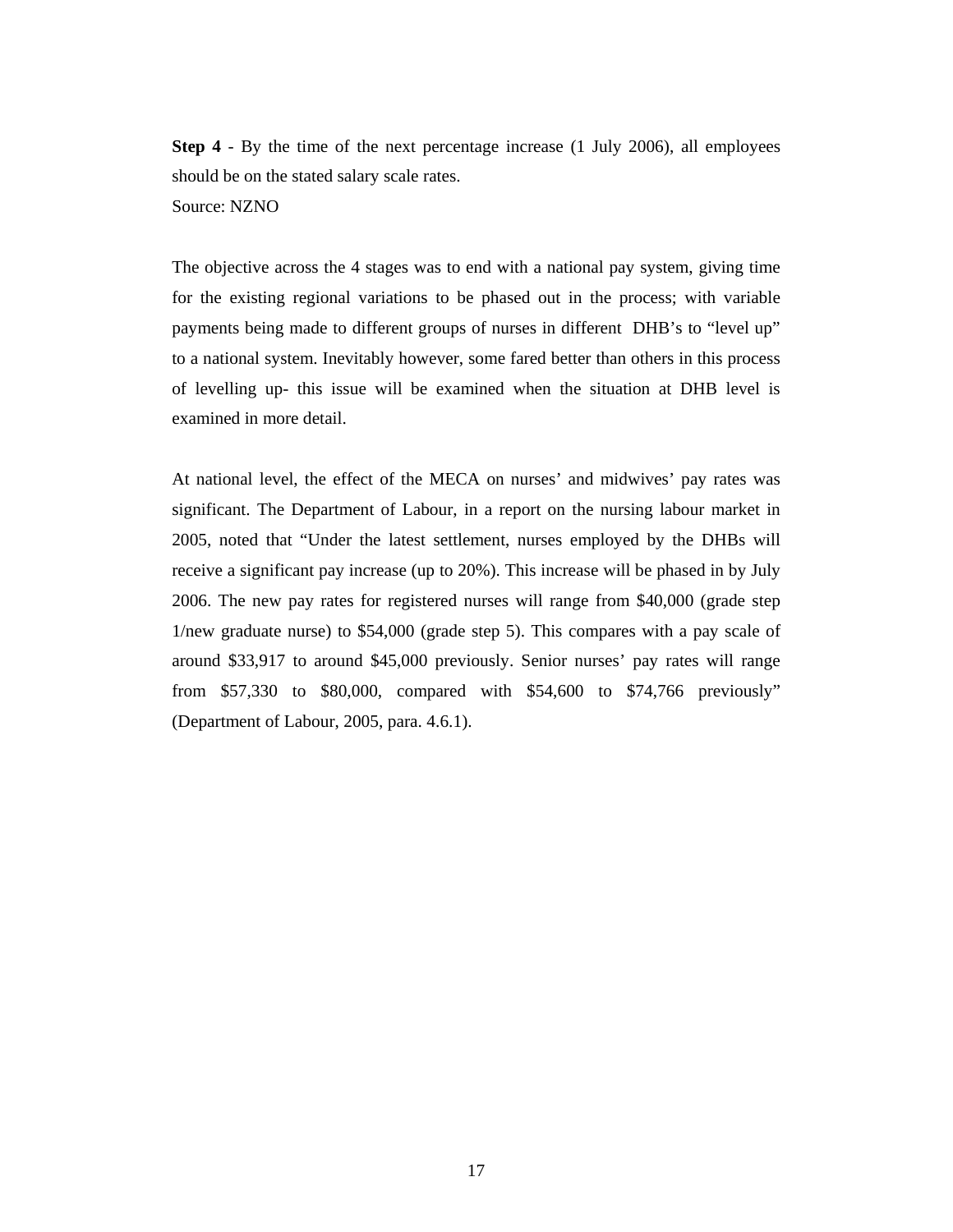**Step 4** - By the time of the next percentage increase (1 July 2006), all employees should be on the stated salary scale rates.
Source: NZNO

The objective across the 4 stages was to end with a national pay system, giving time for the existing regional variations to be phased out in the process; with variable payments being made to different groups of nurses in different DHB's to "level up" to a national system. Inevitably however, some fared better than others in this process of levelling up- this issue will be examined when the situation at DHB level is examined in more detail.

At national level, the effect of the MECA on nurses' and midwives' pay rates was significant. The Department of Labour, in a report on the nursing labour market in 2005, noted that "Under the latest settlement, nurses employed by the DHBs will receive a significant pay increase (up to 20%). This increase will be phased in by July 2006. The new pay rates for registered nurses will range from $40,000 (grade step 1/new graduate nurse) to $54,000 (grade step 5). This compares with a pay scale of around $33,917 to around $45,000 previously. Senior nurses' pay rates will range from $57,330 to $80,000, compared with $54,600 to $74,766 previously" (Department of Labour, 2005, para. 4.6.1).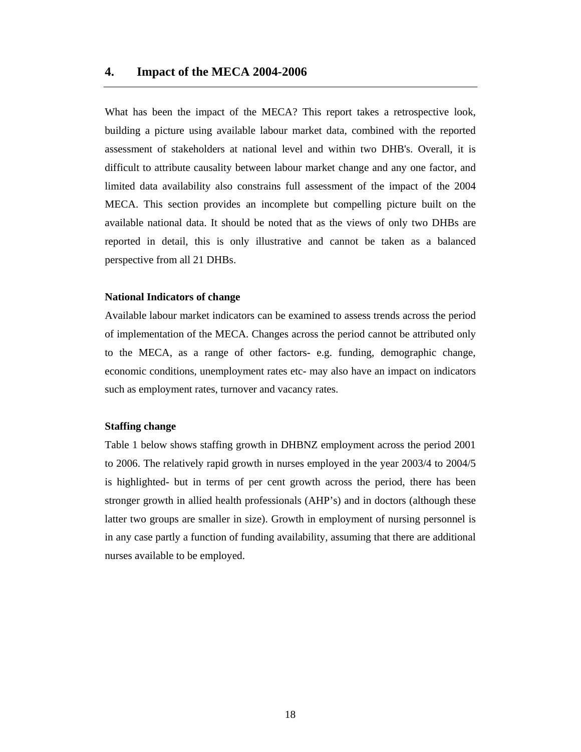## 4. Impact of the MECA 2004-2006

What has been the impact of the MECA? This report takes a retrospective look, building a picture using available labour market data, combined with the reported assessment of stakeholders at national level and within two DHB's. Overall, it is difficult to attribute causality between labour market change and any one factor, and limited data availability also constrains full assessment of the impact of the 2004 MECA. This section provides an incomplete but compelling picture built on the available national data. It should be noted that as the views of only two DHBs are reported in detail, this is only illustrative and cannot be taken as a balanced perspective from all 21 DHBs.

**National Indicators of change**

Available labour market indicators can be examined to assess trends across the period of implementation of the MECA. Changes across the period cannot be attributed only to the MECA, as a range of other factors- e.g. funding, demographic change, economic conditions, unemployment rates etc- may also have an impact on indicators such as employment rates, turnover and vacancy rates.

**Staffing change**

Table 1 below shows staffing growth in DHBNZ employment across the period 2001 to 2006. The relatively rapid growth in nurses employed in the year 2003/4 to 2004/5 is highlighted- but in terms of per cent growth across the period, there has been stronger growth in allied health professionals (AHP's) and in doctors (although these latter two groups are smaller in size). Growth in employment of nursing personnel is in any case partly a function of funding availability, assuming that there are additional nurses available to be employed.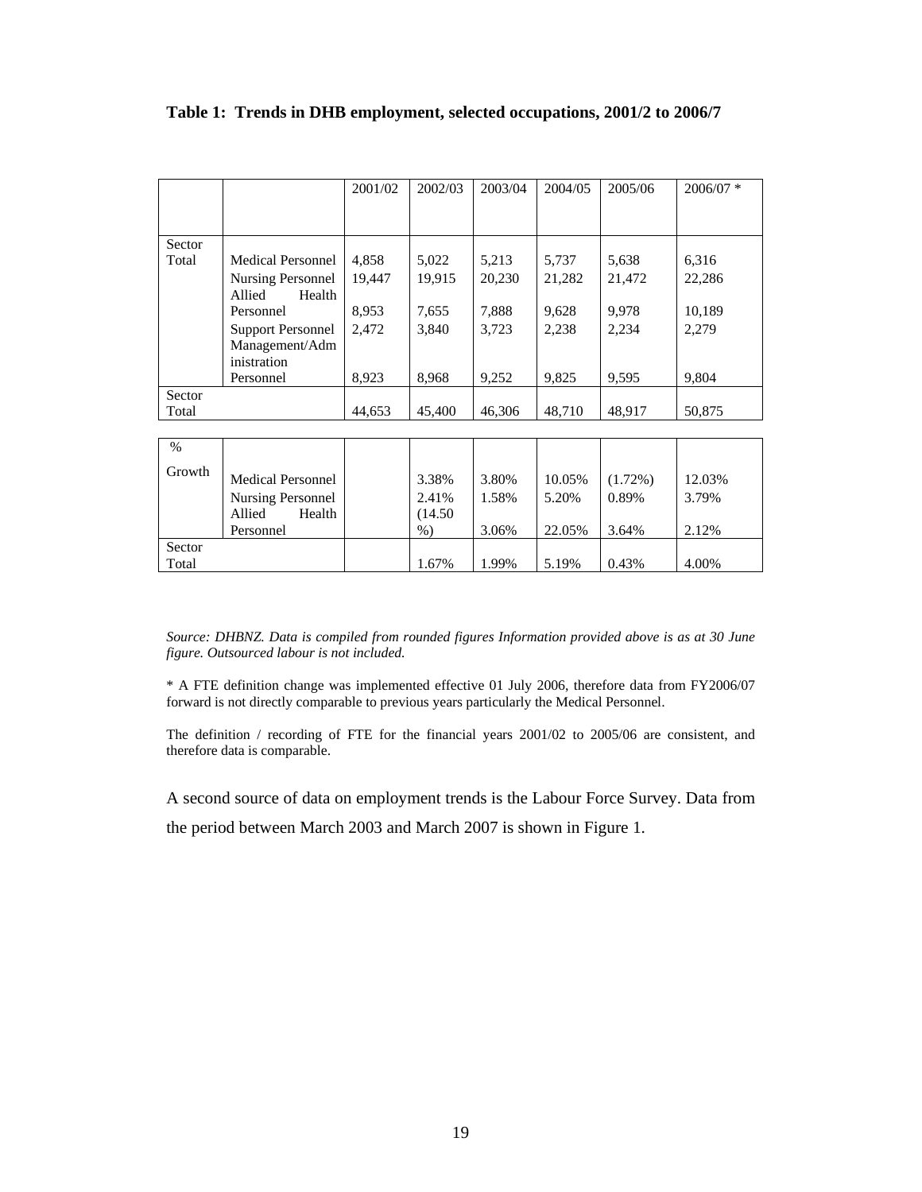**Table 1: Trends in DHB employment, selected occupations, 2001/2 to 2006/7**

| | | 2001/02 | 2002/03 | 2003/04 | 2004/05 | 2005/06 | 2006/07 * |
|---|---|---|---|---|---|---|---|
| Sector Total | Medical Personnel | 4,858 | 5,022 | 5,213 | 5,737 | 5,638 | 6,316 |
| | Nursing Personnel | 19,447 | 19,915 | 20,230 | 21,282 | 21,472 | 22,286 |
| | Allied Health Personnel | 8,953 | 7,655 | 7,888 | 9,628 | 9,978 | 10,189 |
| | Support Personnel | 2,472 | 3,840 | 3,723 | 2,238 | 2,234 | 2,279 |
| | Management/Administration Personnel | 8,923 | 8,968 | 9,252 | 9,825 | 9,595 | 9,804 |
| Sector Total | | 44,653 | 45,400 | 46,306 | 48,710 | 48,917 | 50,875 |

| % Growth | | | | | | | |
|---|---|---|---|---|---|---|---|
| | Medical Personnel | | 3.38% | 3.80% | 10.05% | (1.72%) | 12.03% |
| | Nursing Personnel | | 2.41% | 1.58% | 5.20% | 0.89% | 3.79% |
| | Allied Health Personnel | | (14.50%) | 3.06% | 22.05% | 3.64% | 2.12% |
| Sector Total | | | 1.67% | 1.99% | 5.19% | 0.43% | 4.00% |

*Source: DHBNZ. Data is compiled from rounded figures Information provided above is as at 30 June figure. Outsourced labour is not included.*

* A FTE definition change was implemented effective 01 July 2006, therefore data from FY2006/07 forward is not directly comparable to previous years particularly the Medical Personnel.

The definition / recording of FTE for the financial years 2001/02 to 2005/06 are consistent, and therefore data is comparable.

A second source of data on employment trends is the Labour Force Survey. Data from the period between March 2003 and March 2007 is shown in Figure 1.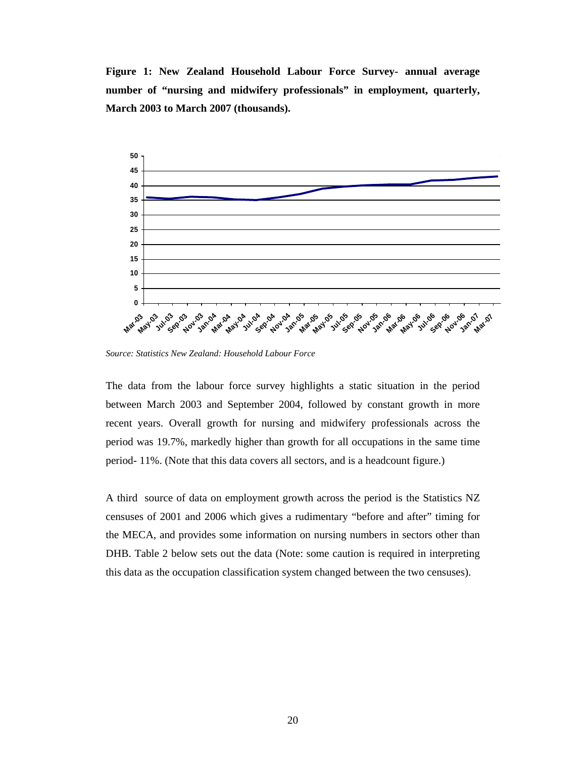**Figure 1: New Zealand Household Labour Force Survey- annual average number of "nursing and midwifery professionals" in employment, quarterly, March 2003 to March 2007 (thousands).**

*Source: Statistics New Zealand: Household Labour Force*

The data from the labour force survey highlights a static situation in the period between March 2003 and September 2004, followed by constant growth in more recent years. Overall growth for nursing and midwifery professionals across the period was 19.7%, markedly higher than growth for all occupations in the same time period- 11%. (Note that this data covers all sectors, and is a headcount figure.)

A third source of data on employment growth across the period is the Statistics NZ censuses of 2001 and 2006 which gives a rudimentary "before and after" timing for the MECA, and provides some information on nursing numbers in sectors other than DHB. Table 2 below sets out the data (Note: some caution is required in interpreting this data as the occupation classification system changed between the two censuses).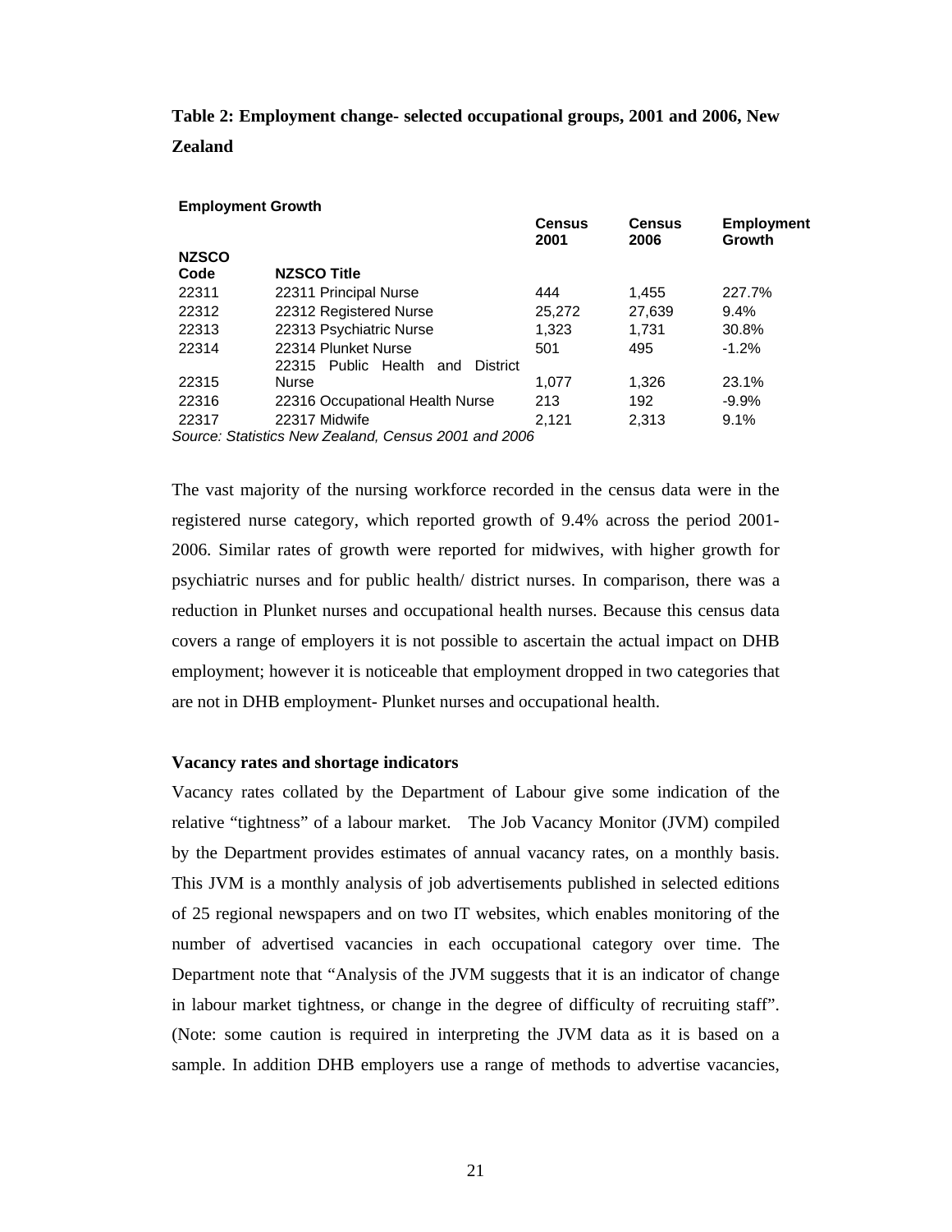**Table 2: Employment change- selected occupational groups, 2001 and 2006, New Zealand**

**Employment Growth**

| NZSCO Code | NZSCO Title | Census 2001 | Census 2006 | Employment Growth |
|---|---|---|---|---|
| 22311 | 22311 Principal Nurse | 444 | 1,455 | 227.7% |
| 22312 | 22312 Registered Nurse | 25,272 | 27,639 | 9.4% |
| 22313 | 22313 Psychiatric Nurse | 1,323 | 1,731 | 30.8% |
| 22314 | 22314 Plunket Nurse | 501 | 495 | -1.2% |
| 22315 | 22315 Public Health and District Nurse | 1,077 | 1,326 | 23.1% |
| 22316 | 22316 Occupational Health Nurse | 213 | 192 | -9.9% |
| 22317 | 22317 Midwife | 2,121 | 2,313 | 9.1% |

*Source: Statistics New Zealand, Census 2001 and 2006*

The vast majority of the nursing workforce recorded in the census data were in the registered nurse category, which reported growth of 9.4% across the period 2001-2006. Similar rates of growth were reported for midwives, with higher growth for psychiatric nurses and for public health/ district nurses. In comparison, there was a reduction in Plunket nurses and occupational health nurses. Because this census data covers a range of employers it is not possible to ascertain the actual impact on DHB employment; however it is noticeable that employment dropped in two categories that are not in DHB employment- Plunket nurses and occupational health.

**Vacancy rates and shortage indicators**

Vacancy rates collated by the Department of Labour give some indication of the relative "tightness" of a labour market. The Job Vacancy Monitor (JVM) compiled by the Department provides estimates of annual vacancy rates, on a monthly basis. This JVM is a monthly analysis of job advertisements published in selected editions of 25 regional newspapers and on two IT websites, which enables monitoring of the number of advertised vacancies in each occupational category over time. The Department note that "Analysis of the JVM suggests that it is an indicator of change in labour market tightness, or change in the degree of difficulty of recruiting staff". (Note: some caution is required in interpreting the JVM data as it is based on a sample. In addition DHB employers use a range of methods to advertise vacancies,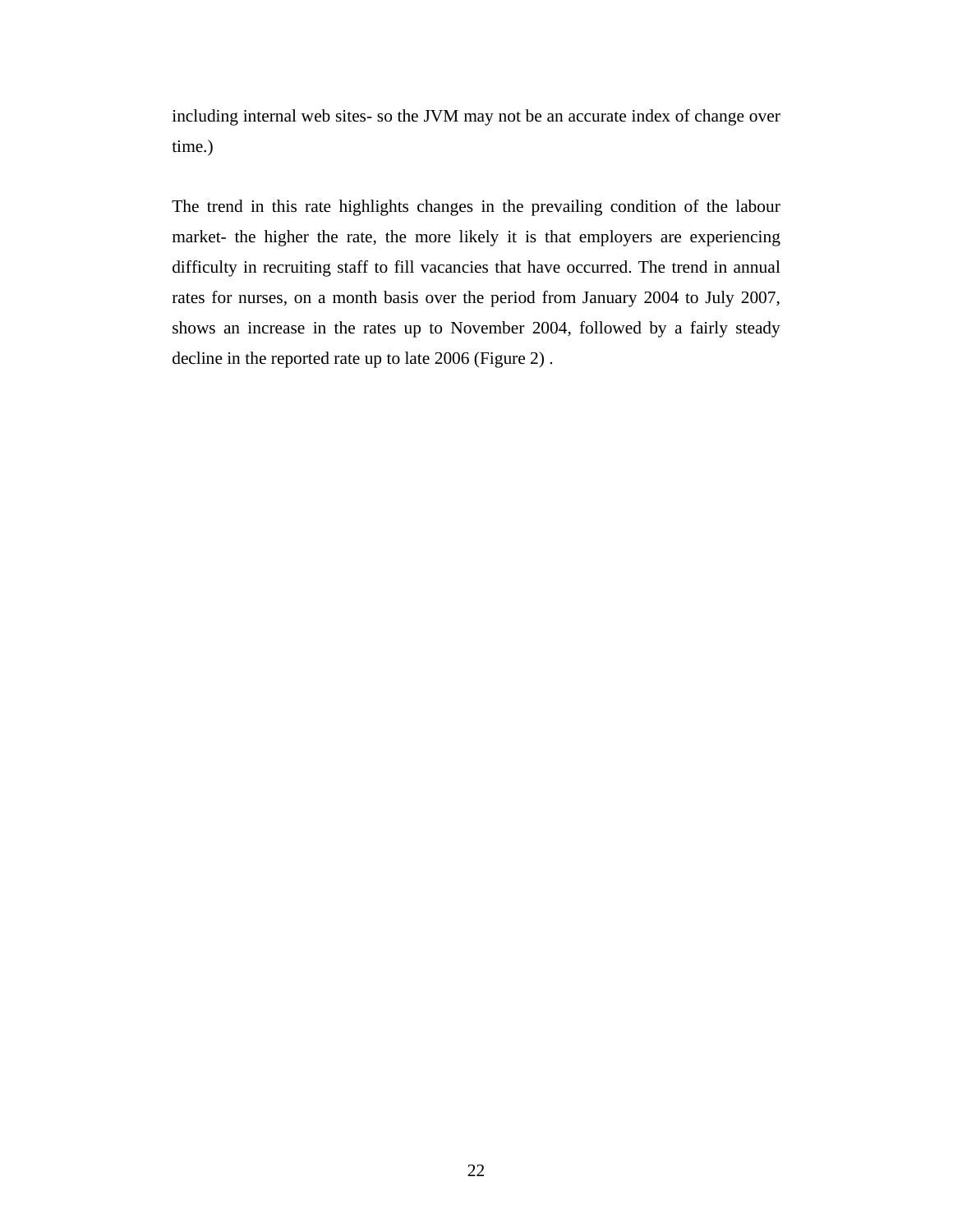including internal web sites- so the JVM may not be an accurate index of change over time.)

The trend in this rate highlights changes in the prevailing condition of the labour market- the higher the rate, the more likely it is that employers are experiencing difficulty in recruiting staff to fill vacancies that have occurred. The trend in annual rates for nurses, on a month basis over the period from January 2004 to July 2007, shows an increase in the rates up to November 2004, followed by a fairly steady decline in the reported rate up to late 2006 (Figure 2) .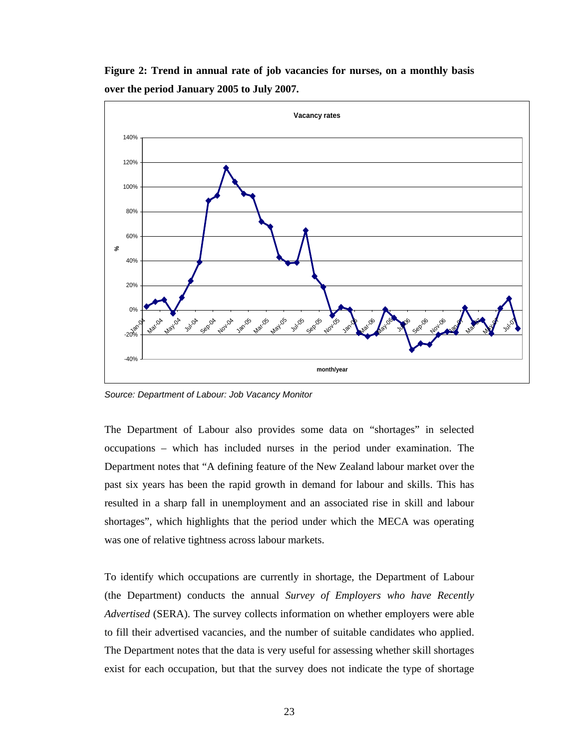**Figure 2: Trend in annual rate of job vacancies for nurses, on a monthly basis over the period January 2005 to July 2007.**

*Source: Department of Labour: Job Vacancy Monitor*

The Department of Labour also provides some data on "shortages" in selected occupations – which has included nurses in the period under examination. The Department notes that "A defining feature of the New Zealand labour market over the past six years has been the rapid growth in demand for labour and skills. This has resulted in a sharp fall in unemployment and an associated rise in skill and labour shortages", which highlights that the period under which the MECA was operating was one of relative tightness across labour markets.

To identify which occupations are currently in shortage, the Department of Labour (the Department) conducts the annual *Survey of Employers who have Recently Advertised* (SERA). The survey collects information on whether employers were able to fill their advertised vacancies, and the number of suitable candidates who applied. The Department notes that the data is very useful for assessing whether skill shortages exist for each occupation, but that the survey does not indicate the type of shortage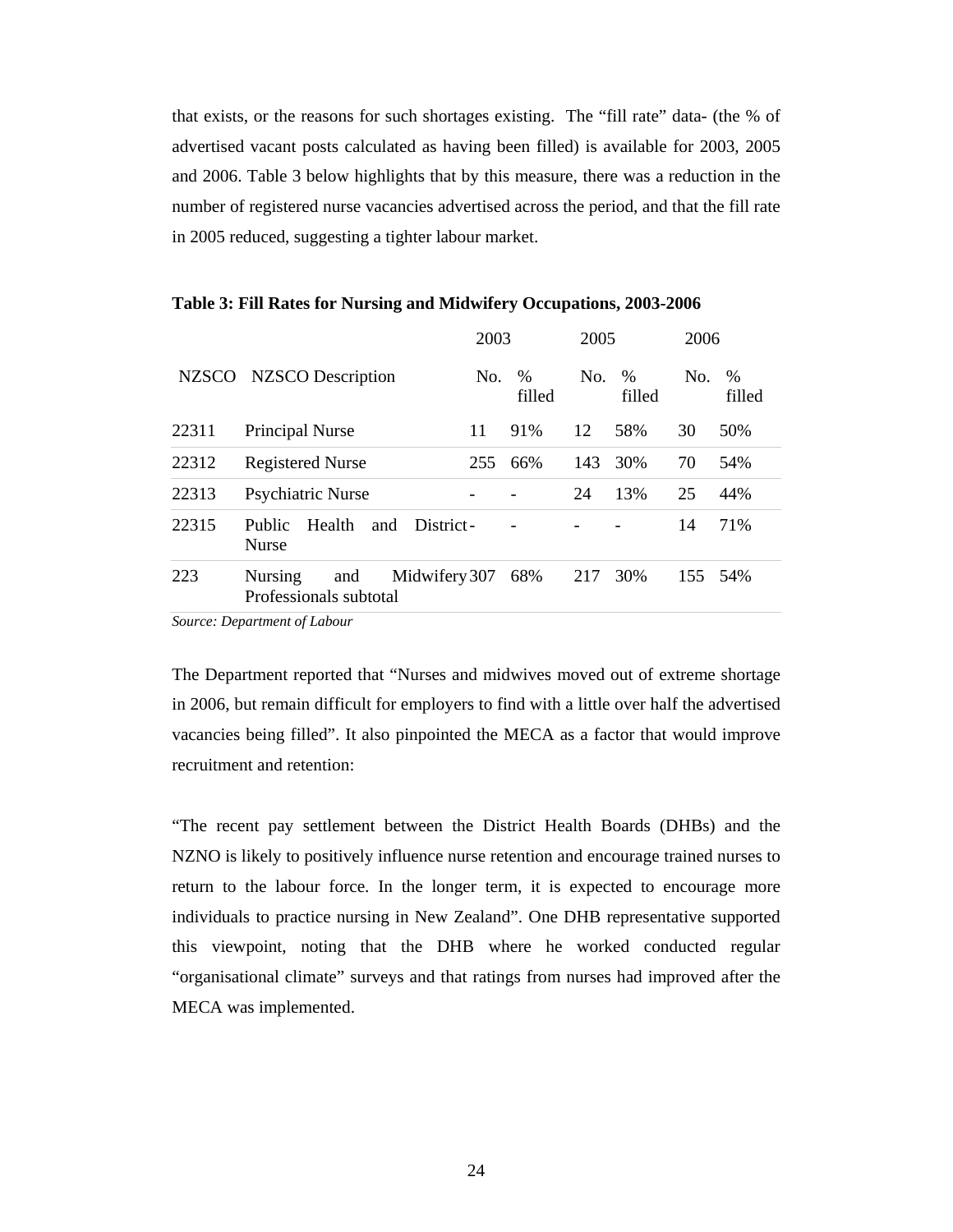that exists, or the reasons for such shortages existing. The "fill rate" data- (the % of advertised vacant posts calculated as having been filled) is available for 2003, 2005 and 2006. Table 3 below highlights that by this measure, there was a reduction in the number of registered nurse vacancies advertised across the period, and that the fill rate in 2005 reduced, suggesting a tighter labour market.

**Table 3: Fill Rates for Nursing and Midwifery Occupations, 2003-2006**

| | | 2003 | | 2005 | | 2006 | |
|---|---|---|---|---|---|---|---|
| NZSCO | NZSCO Description | No. | % filled | No. | % filled | No. | % filled |
| 22311 | Principal Nurse | 11 | 91% | 12 | 58% | 30 | 50% |
| 22312 | Registered Nurse | 255 | 66% | 143 | 30% | 70 | 54% |
| 22313 | Psychiatric Nurse | - | - | 24 | 13% | 25 | 44% |
| 22315 | Public Health and District Nurse | - | - | - | - | 14 | 71% |
| 223 | Nursing and Midwifery Professionals subtotal | 307 | 68% | 217 | 30% | 155 | 54% |

*Source: Department of Labour*

The Department reported that "Nurses and midwives moved out of extreme shortage in 2006, but remain difficult for employers to find with a little over half the advertised vacancies being filled". It also pinpointed the MECA as a factor that would improve recruitment and retention:

"The recent pay settlement between the District Health Boards (DHBs) and the NZNO is likely to positively influence nurse retention and encourage trained nurses to return to the labour force. In the longer term, it is expected to encourage more individuals to practice nursing in New Zealand". One DHB representative supported this viewpoint, noting that the DHB where he worked conducted regular "organisational climate" surveys and that ratings from nurses had improved after the MECA was implemented.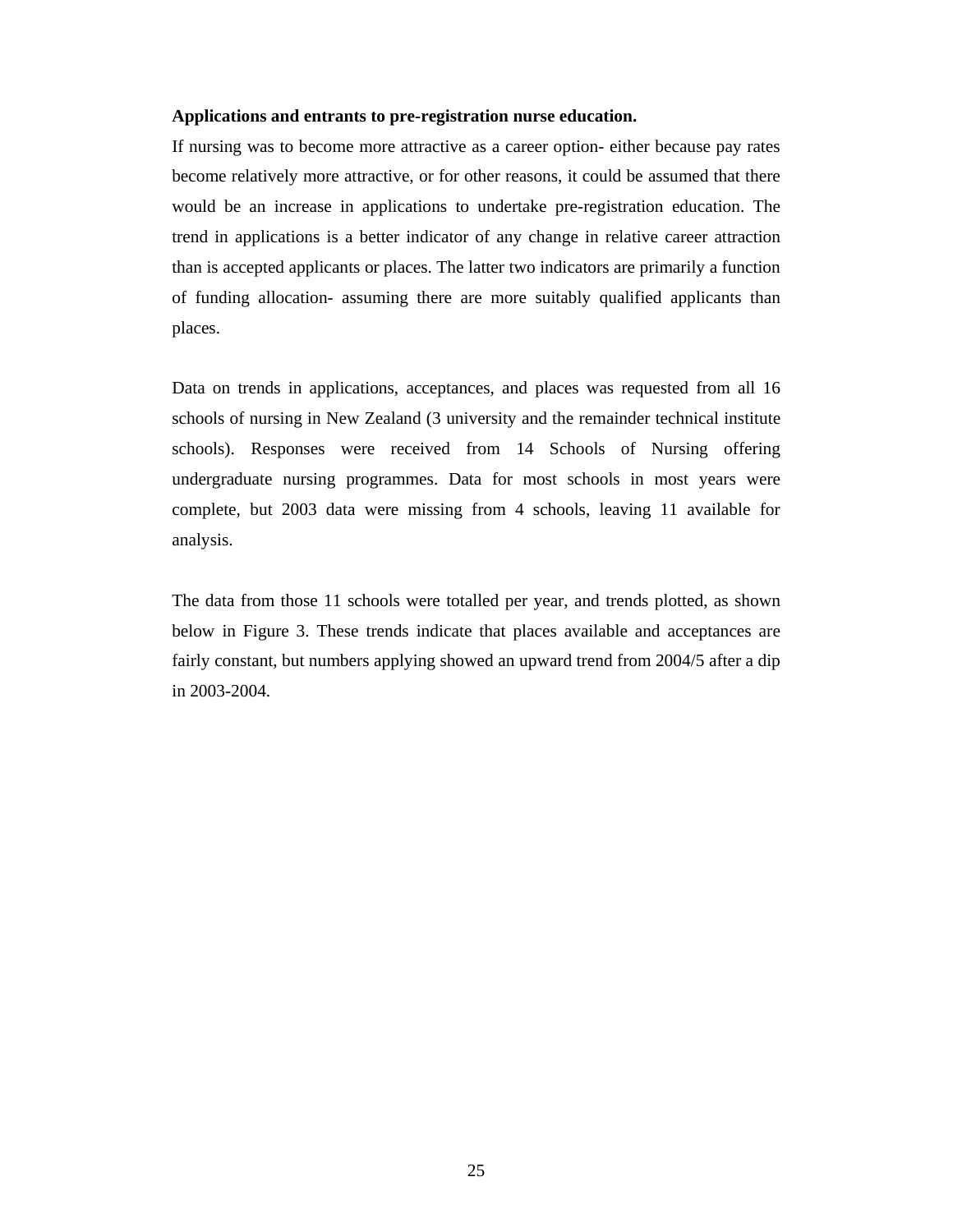**Applications and entrants to pre-registration nurse education.**

If nursing was to become more attractive as a career option- either because pay rates become relatively more attractive, or for other reasons, it could be assumed that there would be an increase in applications to undertake pre-registration education. The trend in applications is a better indicator of any change in relative career attraction than is accepted applicants or places. The latter two indicators are primarily a function of funding allocation- assuming there are more suitably qualified applicants than places.

Data on trends in applications, acceptances, and places was requested from all 16 schools of nursing in New Zealand (3 university and the remainder technical institute schools). Responses were received from 14 Schools of Nursing offering undergraduate nursing programmes. Data for most schools in most years were complete, but 2003 data were missing from 4 schools, leaving 11 available for analysis.

The data from those 11 schools were totalled per year, and trends plotted, as shown below in Figure 3. These trends indicate that places available and acceptances are fairly constant, but numbers applying showed an upward trend from 2004/5 after a dip in 2003-2004.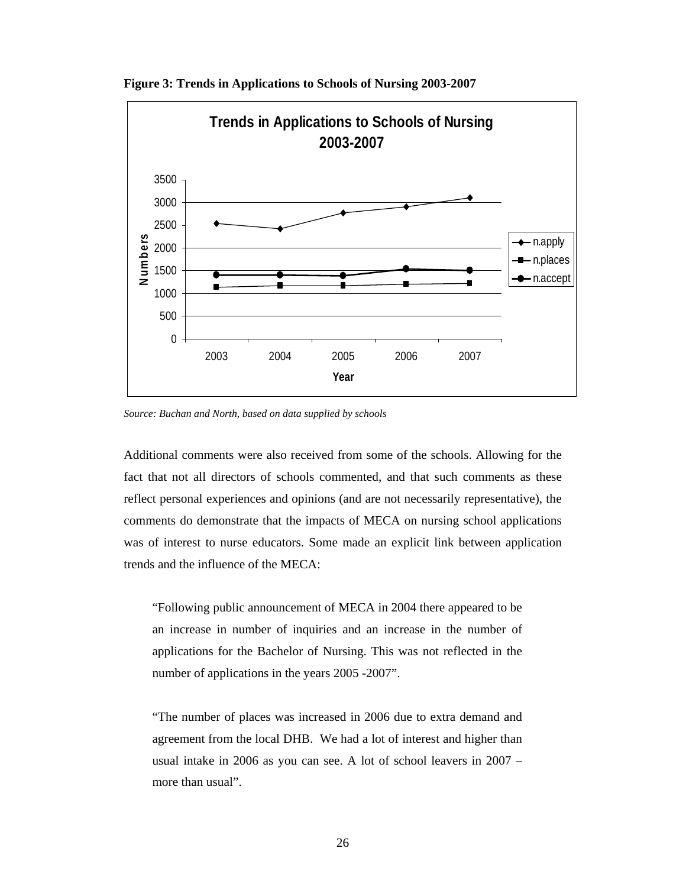**Figure 3: Trends in Applications to Schools of Nursing 2003-2007**

*Source: Buchan and North, based on data supplied by schools*

Additional comments were also received from some of the schools. Allowing for the fact that not all directors of schools commented, and that such comments as these reflect personal experiences and opinions (and are not necessarily representative), the comments do demonstrate that the impacts of MECA on nursing school applications was of interest to nurse educators. Some made an explicit link between application trends and the influence of the MECA:

> "Following public announcement of MECA in 2004 there appeared to be an increase in number of inquiries and an increase in the number of applications for the Bachelor of Nursing. This was not reflected in the number of applications in the years 2005 -2007".

> "The number of places was increased in 2006 due to extra demand and agreement from the local DHB. We had a lot of interest and higher than usual intake in 2006 as you can see. A lot of school leavers in 2007 – more than usual".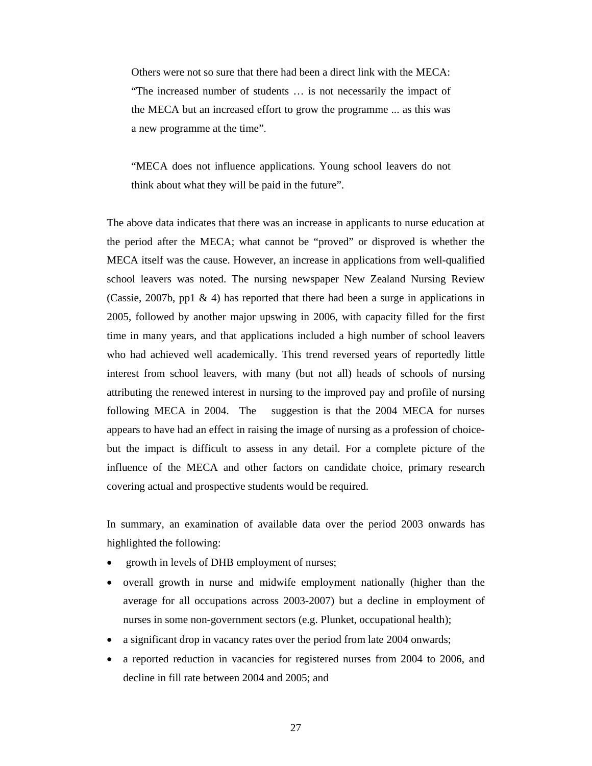> Others were not so sure that there had been a direct link with the MECA: "The increased number of students … is not necessarily the impact of the MECA but an increased effort to grow the programme ... as this was a new programme at the time".
>
> "MECA does not influence applications. Young school leavers do not think about what they will be paid in the future".

The above data indicates that there was an increase in applicants to nurse education at the period after the MECA; what cannot be "proved" or disproved is whether the MECA itself was the cause. However, an increase in applications from well-qualified school leavers was noted. The nursing newspaper New Zealand Nursing Review (Cassie, 2007b, pp1 & 4) has reported that there had been a surge in applications in 2005, followed by another major upswing in 2006, with capacity filled for the first time in many years, and that applications included a high number of school leavers who had achieved well academically. This trend reversed years of reportedly little interest from school leavers, with many (but not all) heads of schools of nursing attributing the renewed interest in nursing to the improved pay and profile of nursing following MECA in 2004. The suggestion is that the 2004 MECA for nurses appears to have had an effect in raising the image of nursing as a profession of choice- but the impact is difficult to assess in any detail. For a complete picture of the influence of the MECA and other factors on candidate choice, primary research covering actual and prospective students would be required.

In summary, an examination of available data over the period 2003 onwards has highlighted the following:

- growth in levels of DHB employment of nurses;
- overall growth in nurse and midwife employment nationally (higher than the average for all occupations across 2003-2007) but a decline in employment of nurses in some non-government sectors (e.g. Plunket, occupational health);
- a significant drop in vacancy rates over the period from late 2004 onwards;
- a reported reduction in vacancies for registered nurses from 2004 to 2006, and decline in fill rate between 2004 and 2005; and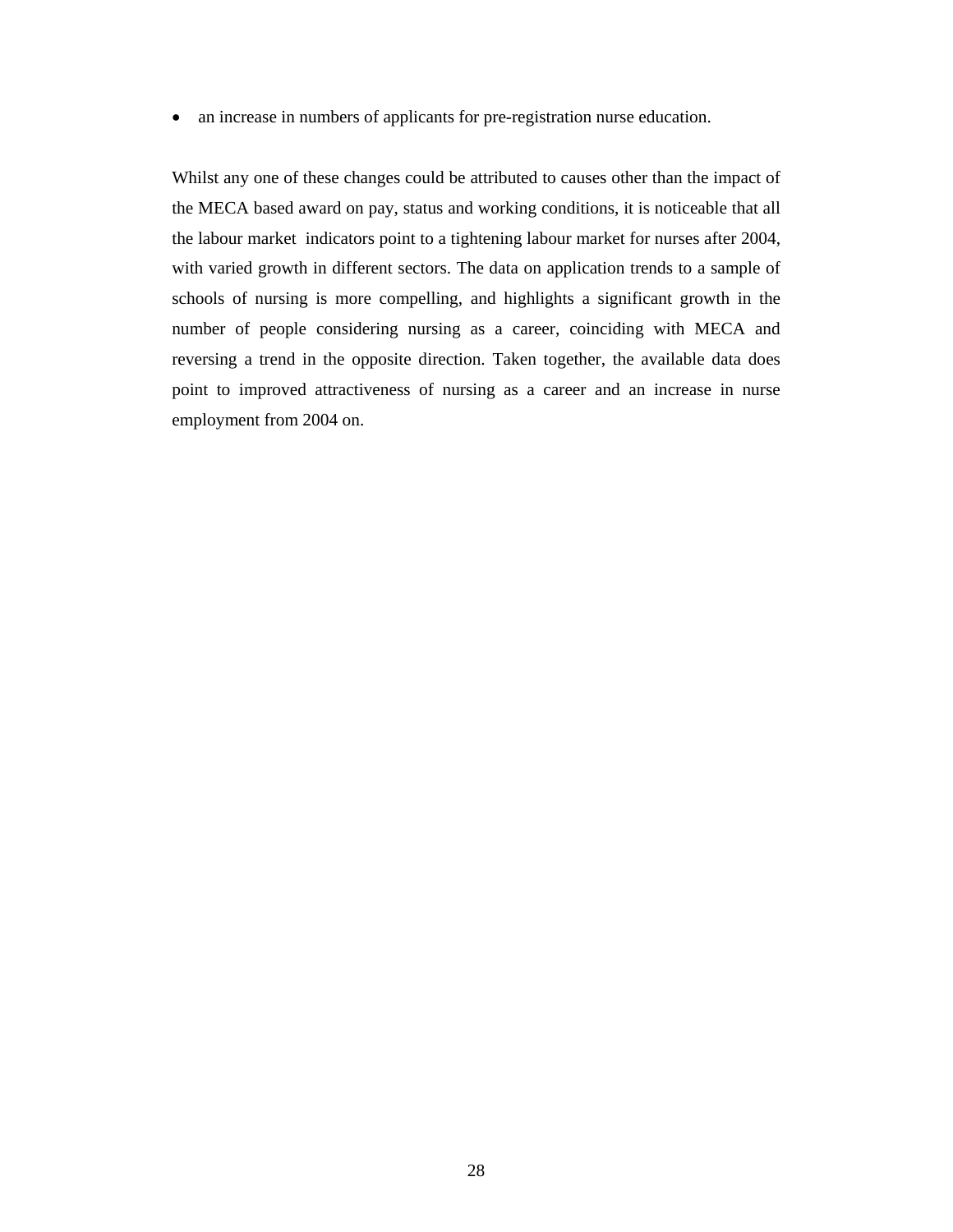- an increase in numbers of applicants for pre-registration nurse education.

Whilst any one of these changes could be attributed to causes other than the impact of the MECA based award on pay, status and working conditions, it is noticeable that all the labour market indicators point to a tightening labour market for nurses after 2004, with varied growth in different sectors. The data on application trends to a sample of schools of nursing is more compelling, and highlights a significant growth in the number of people considering nursing as a career, coinciding with MECA and reversing a trend in the opposite direction. Taken together, the available data does point to improved attractiveness of nursing as a career and an increase in nurse employment from 2004 on.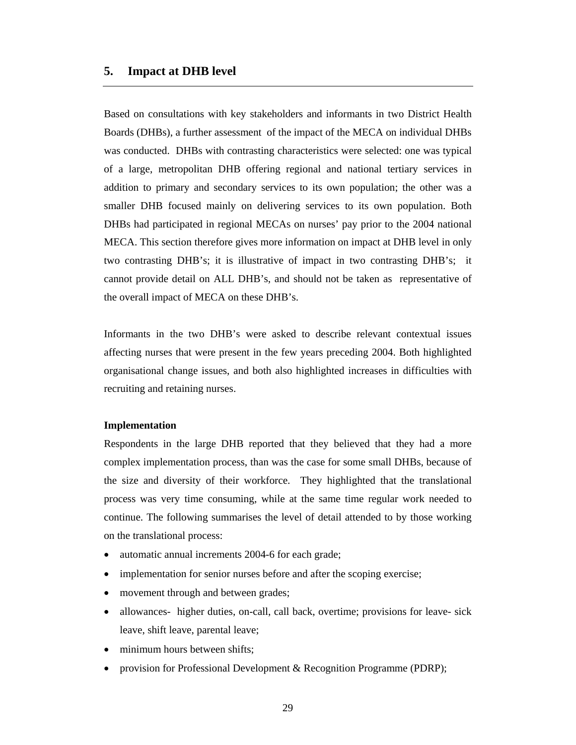## 5. Impact at DHB level

Based on consultations with key stakeholders and informants in two District Health Boards (DHBs), a further assessment of the impact of the MECA on individual DHBs was conducted. DHBs with contrasting characteristics were selected: one was typical of a large, metropolitan DHB offering regional and national tertiary services in addition to primary and secondary services to its own population; the other was a smaller DHB focused mainly on delivering services to its own population. Both DHBs had participated in regional MECAs on nurses' pay prior to the 2004 national MECA. This section therefore gives more information on impact at DHB level in only two contrasting DHB's; it is illustrative of impact in two contrasting DHB's; it cannot provide detail on ALL DHB's, and should not be taken as representative of the overall impact of MECA on these DHB's.

Informants in the two DHB's were asked to describe relevant contextual issues affecting nurses that were present in the few years preceding 2004. Both highlighted organisational change issues, and both also highlighted increases in difficulties with recruiting and retaining nurses.

**Implementation**

Respondents in the large DHB reported that they believed that they had a more complex implementation process, than was the case for some small DHBs, because of the size and diversity of their workforce. They highlighted that the translational process was very time consuming, while at the same time regular work needed to continue. The following summarises the level of detail attended to by those working on the translational process:

- automatic annual increments 2004-6 for each grade;
- implementation for senior nurses before and after the scoping exercise;
- movement through and between grades;
- allowances- higher duties, on-call, call back, overtime; provisions for leave- sick leave, shift leave, parental leave;
- minimum hours between shifts;
- provision for Professional Development & Recognition Programme (PDRP);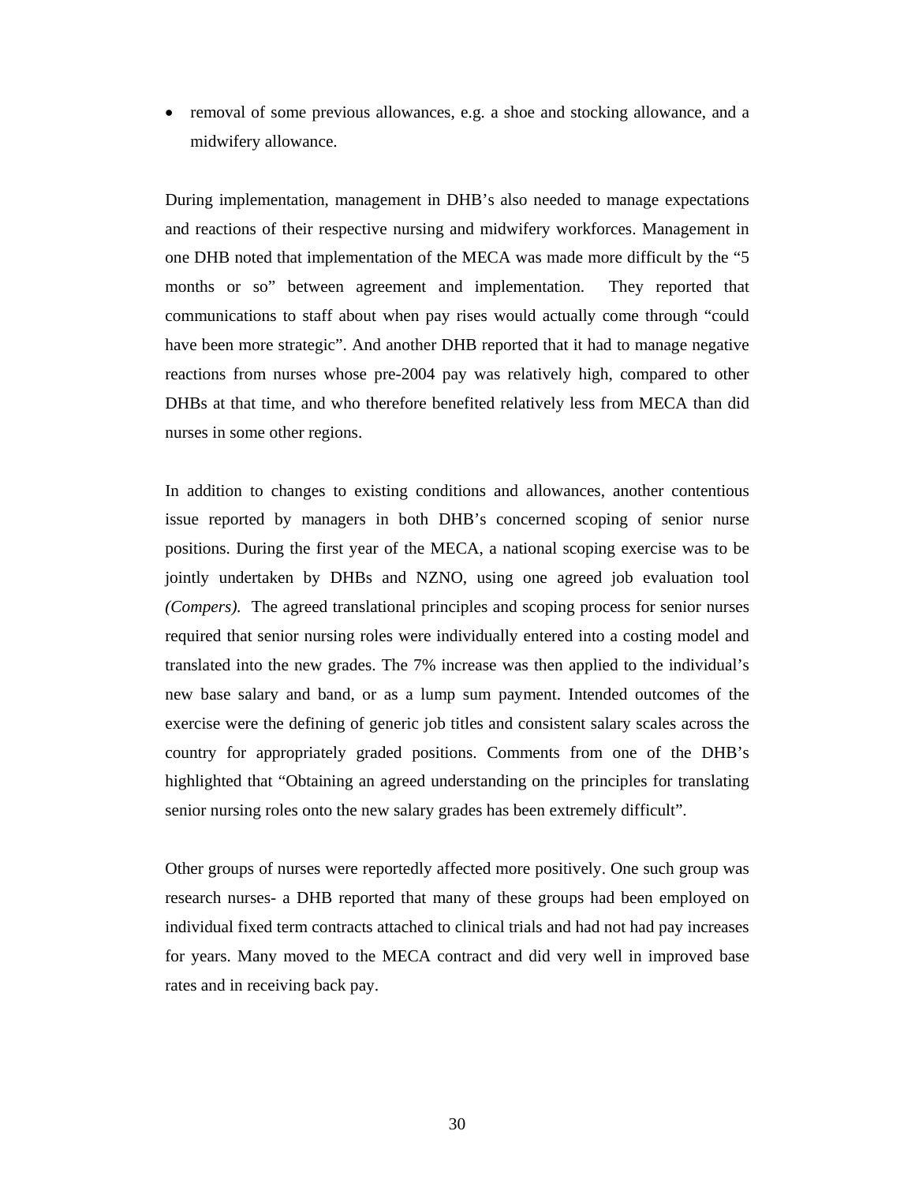- removal of some previous allowances, e.g. a shoe and stocking allowance, and a midwifery allowance.

During implementation, management in DHB's also needed to manage expectations and reactions of their respective nursing and midwifery workforces. Management in one DHB noted that implementation of the MECA was made more difficult by the "5 months or so" between agreement and implementation. They reported that communications to staff about when pay rises would actually come through "could have been more strategic". And another DHB reported that it had to manage negative reactions from nurses whose pre-2004 pay was relatively high, compared to other DHBs at that time, and who therefore benefited relatively less from MECA than did nurses in some other regions.

In addition to changes to existing conditions and allowances, another contentious issue reported by managers in both DHB's concerned scoping of senior nurse positions. During the first year of the MECA, a national scoping exercise was to be jointly undertaken by DHBs and NZNO, using one agreed job evaluation tool *(Compers).* The agreed translational principles and scoping process for senior nurses required that senior nursing roles were individually entered into a costing model and translated into the new grades. The 7% increase was then applied to the individual's new base salary and band, or as a lump sum payment. Intended outcomes of the exercise were the defining of generic job titles and consistent salary scales across the country for appropriately graded positions. Comments from one of the DHB's highlighted that "Obtaining an agreed understanding on the principles for translating senior nursing roles onto the new salary grades has been extremely difficult".

Other groups of nurses were reportedly affected more positively. One such group was research nurses- a DHB reported that many of these groups had been employed on individual fixed term contracts attached to clinical trials and had not had pay increases for years. Many moved to the MECA contract and did very well in improved base rates and in receiving back pay.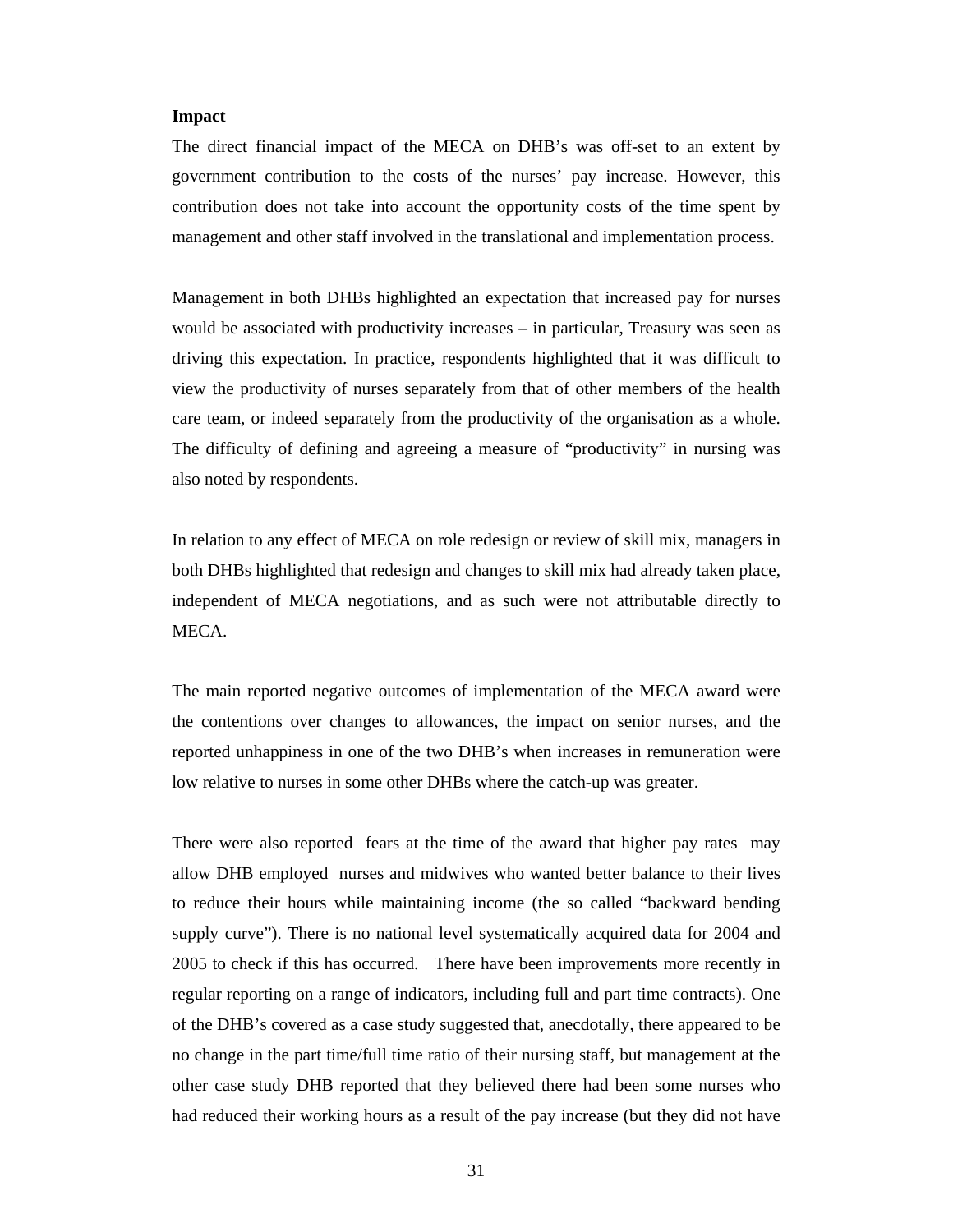**Impact**

The direct financial impact of the MECA on DHB's was off-set to an extent by government contribution to the costs of the nurses' pay increase. However, this contribution does not take into account the opportunity costs of the time spent by management and other staff involved in the translational and implementation process.

Management in both DHBs highlighted an expectation that increased pay for nurses would be associated with productivity increases – in particular, Treasury was seen as driving this expectation. In practice, respondents highlighted that it was difficult to view the productivity of nurses separately from that of other members of the health care team, or indeed separately from the productivity of the organisation as a whole. The difficulty of defining and agreeing a measure of "productivity" in nursing was also noted by respondents.

In relation to any effect of MECA on role redesign or review of skill mix, managers in both DHBs highlighted that redesign and changes to skill mix had already taken place, independent of MECA negotiations, and as such were not attributable directly to MECA.

The main reported negative outcomes of implementation of the MECA award were the contentions over changes to allowances, the impact on senior nurses, and the reported unhappiness in one of the two DHB's when increases in remuneration were low relative to nurses in some other DHBs where the catch-up was greater.

There were also reported fears at the time of the award that higher pay rates may allow DHB employed nurses and midwives who wanted better balance to their lives to reduce their hours while maintaining income (the so called "backward bending supply curve"). There is no national level systematically acquired data for 2004 and 2005 to check if this has occurred. There have been improvements more recently in regular reporting on a range of indicators, including full and part time contracts). One of the DHB's covered as a case study suggested that, anecdotally, there appeared to be no change in the part time/full time ratio of their nursing staff, but management at the other case study DHB reported that they believed there had been some nurses who had reduced their working hours as a result of the pay increase (but they did not have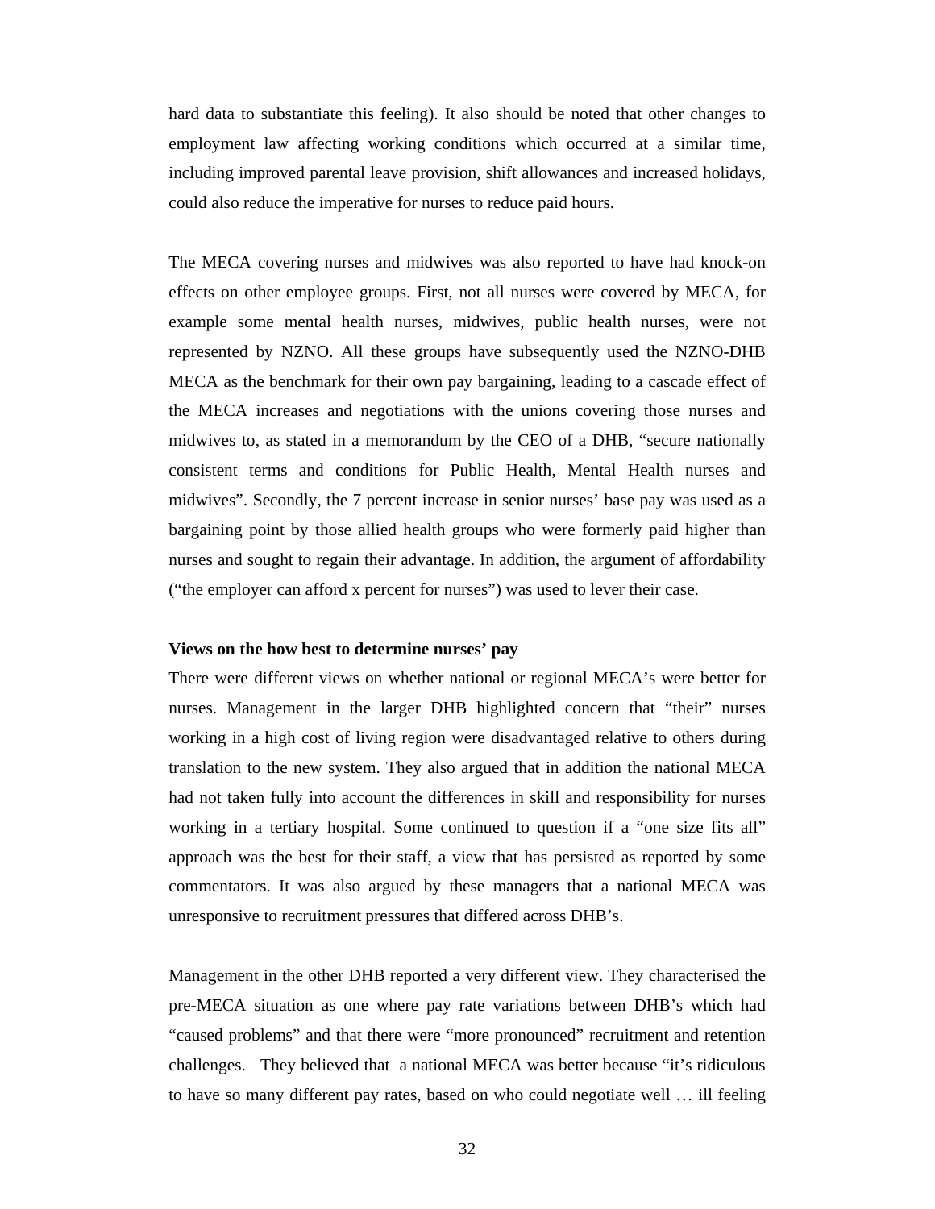hard data to substantiate this feeling). It also should be noted that other changes to employment law affecting working conditions which occurred at a similar time, including improved parental leave provision, shift allowances and increased holidays, could also reduce the imperative for nurses to reduce paid hours.

The MECA covering nurses and midwives was also reported to have had knock-on effects on other employee groups. First, not all nurses were covered by MECA, for example some mental health nurses, midwives, public health nurses, were not represented by NZNO. All these groups have subsequently used the NZNO-DHB MECA as the benchmark for their own pay bargaining, leading to a cascade effect of the MECA increases and negotiations with the unions covering those nurses and midwives to, as stated in a memorandum by the CEO of a DHB, "secure nationally consistent terms and conditions for Public Health, Mental Health nurses and midwives". Secondly, the 7 percent increase in senior nurses' base pay was used as a bargaining point by those allied health groups who were formerly paid higher than nurses and sought to regain their advantage. In addition, the argument of affordability ("the employer can afford x percent for nurses") was used to lever their case.

**Views on the how best to determine nurses' pay**

There were different views on whether national or regional MECA's were better for nurses. Management in the larger DHB highlighted concern that "their" nurses working in a high cost of living region were disadvantaged relative to others during translation to the new system. They also argued that in addition the national MECA had not taken fully into account the differences in skill and responsibility for nurses working in a tertiary hospital. Some continued to question if a "one size fits all" approach was the best for their staff, a view that has persisted as reported by some commentators. It was also argued by these managers that a national MECA was unresponsive to recruitment pressures that differed across DHB's.

Management in the other DHB reported a very different view. They characterised the pre-MECA situation as one where pay rate variations between DHB's which had "caused problems" and that there were "more pronounced" recruitment and retention challenges. They believed that a national MECA was better because "it's ridiculous to have so many different pay rates, based on who could negotiate well … ill feeling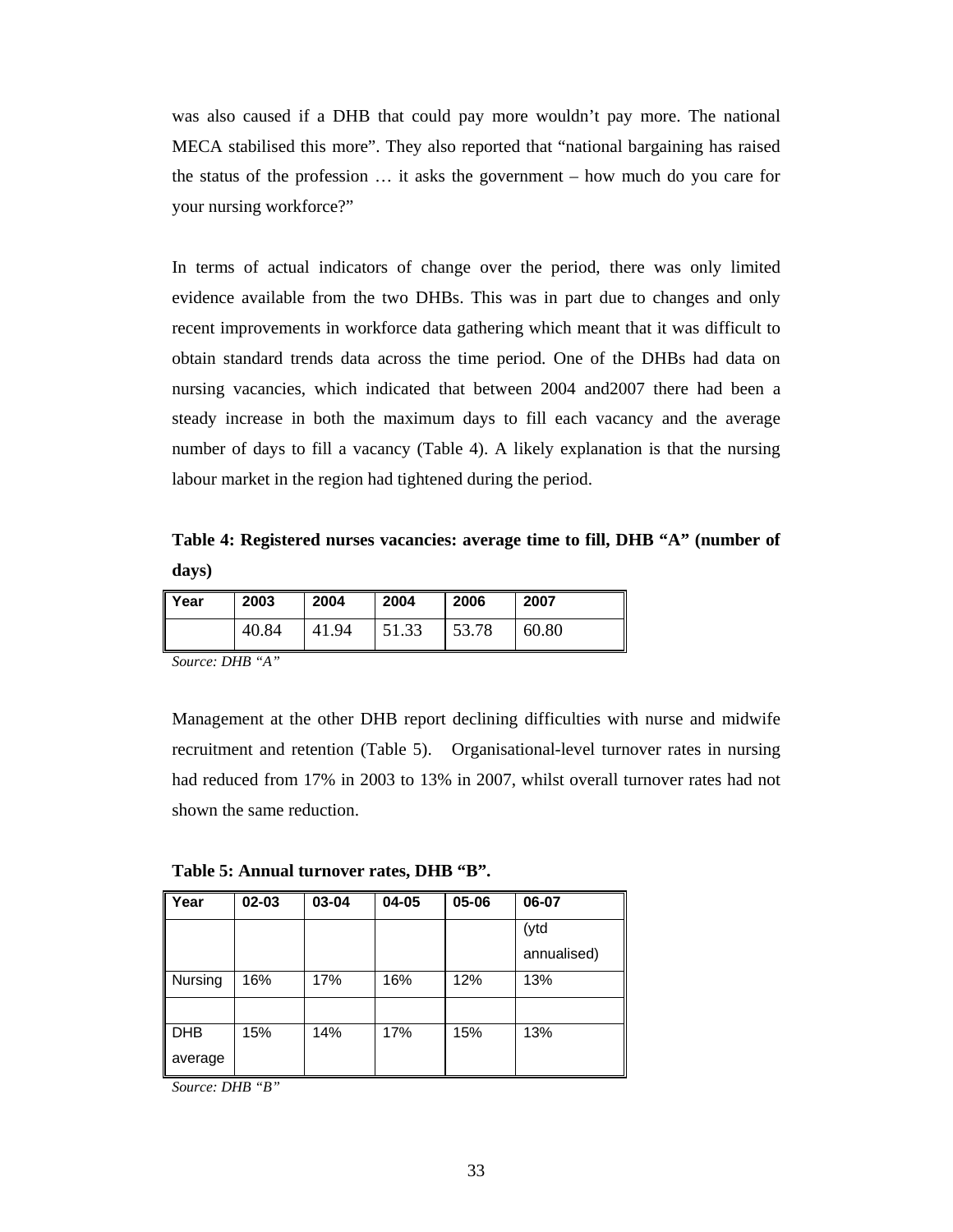was also caused if a DHB that could pay more wouldn't pay more. The national MECA stabilised this more". They also reported that "national bargaining has raised the status of the profession … it asks the government – how much do you care for your nursing workforce?"

In terms of actual indicators of change over the period, there was only limited evidence available from the two DHBs. This was in part due to changes and only recent improvements in workforce data gathering which meant that it was difficult to obtain standard trends data across the time period. One of the DHBs had data on nursing vacancies, which indicated that between 2004 and2007 there had been a steady increase in both the maximum days to fill each vacancy and the average number of days to fill a vacancy (Table 4). A likely explanation is that the nursing labour market in the region had tightened during the period.

**Table 4: Registered nurses vacancies: average time to fill, DHB "A" (number of days)**

| Year | 2003 | 2004 | 2004 | 2006 | 2007 |
|---|---|---|---|---|---|
| | 40.84 | 41.94 | 51.33 | 53.78 | 60.80 |

*Source: DHB "A"*

Management at the other DHB report declining difficulties with nurse and midwife recruitment and retention (Table 5). Organisational-level turnover rates in nursing had reduced from 17% in 2003 to 13% in 2007, whilst overall turnover rates had not shown the same reduction.

**Table 5: Annual turnover rates, DHB "B".**

| Year | 02-03 | 03-04 | 04-05 | 05-06 | 06-07 |
|---|---|---|---|---|---|
| | | | | | (ytd annualised) |
| Nursing | 16% | 17% | 16% | 12% | 13% |
| | | | | | |
| DHB average | 15% | 14% | 17% | 15% | 13% |

*Source: DHB "B"*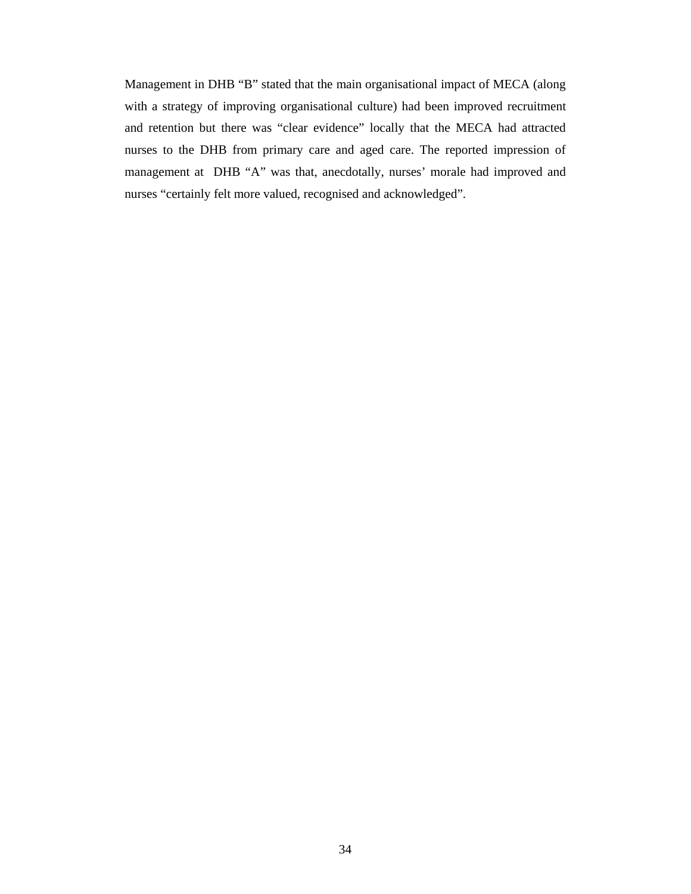Management in DHB "B" stated that the main organisational impact of MECA (along with a strategy of improving organisational culture) had been improved recruitment and retention but there was "clear evidence" locally that the MECA had attracted nurses to the DHB from primary care and aged care. The reported impression of management at DHB "A" was that, anecdotally, nurses' morale had improved and nurses "certainly felt more valued, recognised and acknowledged".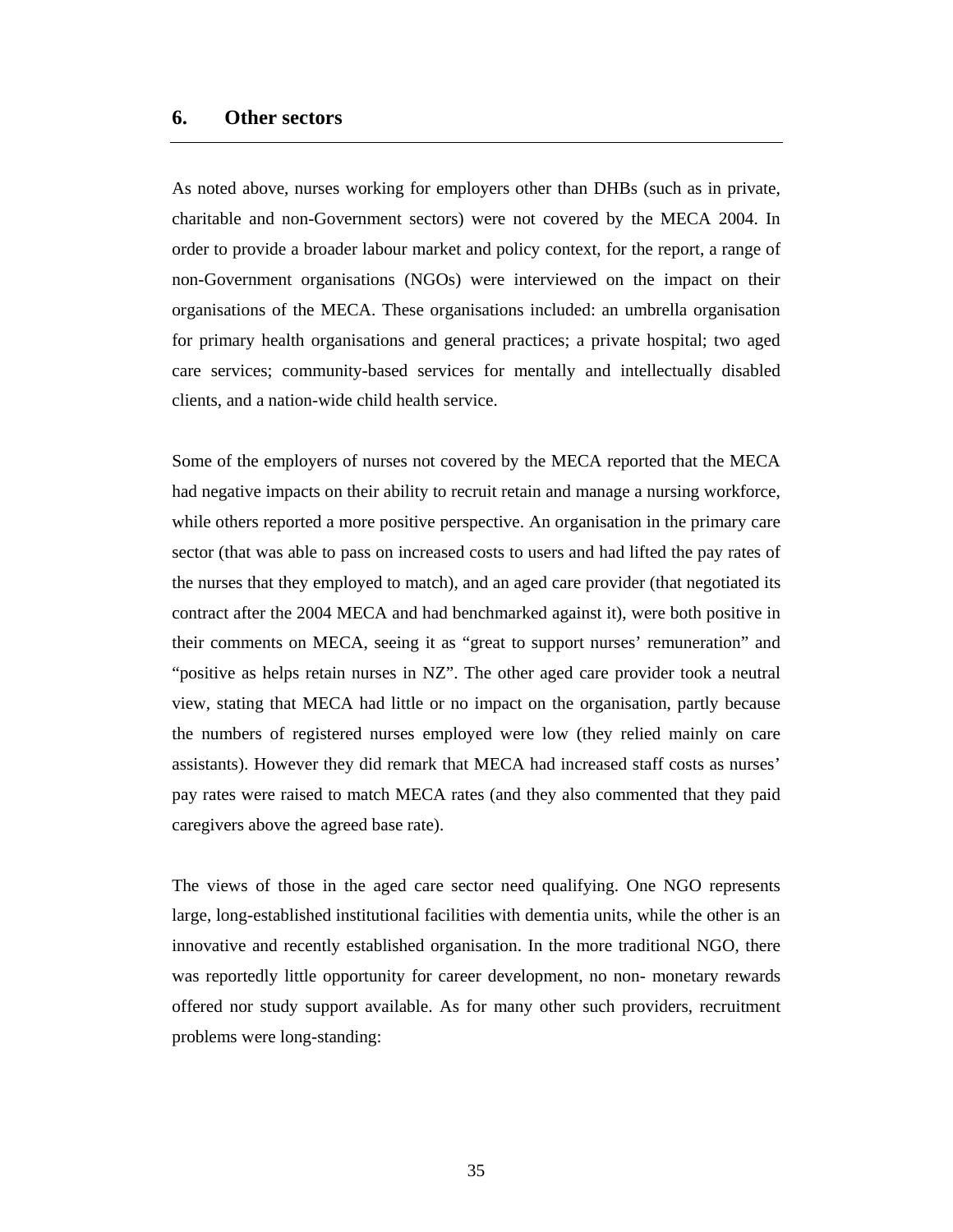## 6. Other sectors

As noted above, nurses working for employers other than DHBs (such as in private, charitable and non-Government sectors) were not covered by the MECA 2004. In order to provide a broader labour market and policy context, for the report, a range of non-Government organisations (NGOs) were interviewed on the impact on their organisations of the MECA. These organisations included: an umbrella organisation for primary health organisations and general practices; a private hospital; two aged care services; community-based services for mentally and intellectually disabled clients, and a nation-wide child health service.

Some of the employers of nurses not covered by the MECA reported that the MECA had negative impacts on their ability to recruit retain and manage a nursing workforce, while others reported a more positive perspective. An organisation in the primary care sector (that was able to pass on increased costs to users and had lifted the pay rates of the nurses that they employed to match), and an aged care provider (that negotiated its contract after the 2004 MECA and had benchmarked against it), were both positive in their comments on MECA, seeing it as "great to support nurses' remuneration" and "positive as helps retain nurses in NZ". The other aged care provider took a neutral view, stating that MECA had little or no impact on the organisation, partly because the numbers of registered nurses employed were low (they relied mainly on care assistants). However they did remark that MECA had increased staff costs as nurses' pay rates were raised to match MECA rates (and they also commented that they paid caregivers above the agreed base rate).

The views of those in the aged care sector need qualifying. One NGO represents large, long-established institutional facilities with dementia units, while the other is an innovative and recently established organisation. In the more traditional NGO, there was reportedly little opportunity for career development, no non- monetary rewards offered nor study support available. As for many other such providers, recruitment problems were long-standing: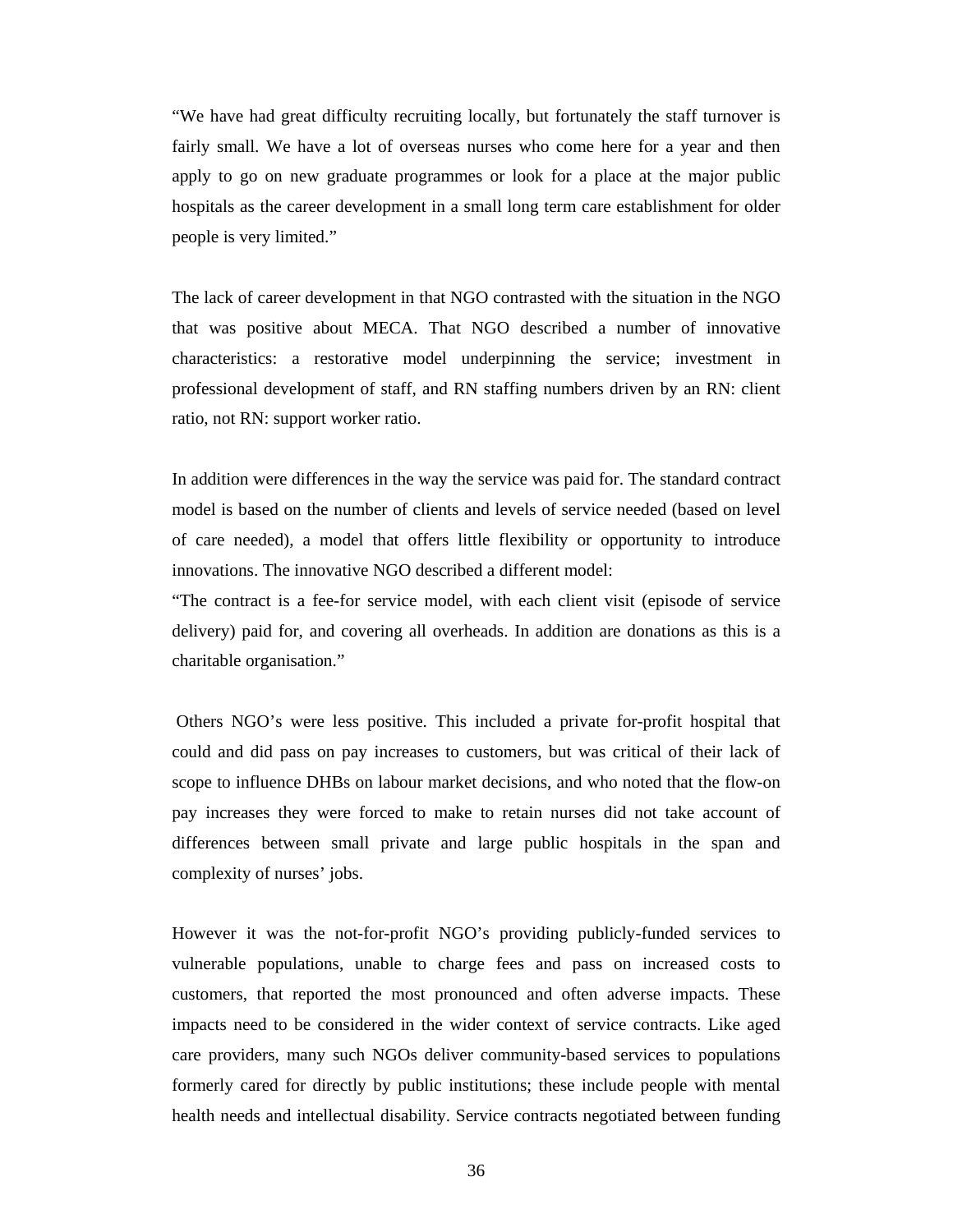"We have had great difficulty recruiting locally, but fortunately the staff turnover is fairly small. We have a lot of overseas nurses who come here for a year and then apply to go on new graduate programmes or look for a place at the major public hospitals as the career development in a small long term care establishment for older people is very limited."

The lack of career development in that NGO contrasted with the situation in the NGO that was positive about MECA. That NGO described a number of innovative characteristics: a restorative model underpinning the service; investment in professional development of staff, and RN staffing numbers driven by an RN: client ratio, not RN: support worker ratio.

In addition were differences in the way the service was paid for. The standard contract model is based on the number of clients and levels of service needed (based on level of care needed), a model that offers little flexibility or opportunity to introduce innovations. The innovative NGO described a different model:

"The contract is a fee-for service model, with each client visit (episode of service delivery) paid for, and covering all overheads. In addition are donations as this is a charitable organisation."

Others NGO's were less positive. This included a private for-profit hospital that could and did pass on pay increases to customers, but was critical of their lack of scope to influence DHBs on labour market decisions, and who noted that the flow-on pay increases they were forced to make to retain nurses did not take account of differences between small private and large public hospitals in the span and complexity of nurses' jobs.

However it was the not-for-profit NGO's providing publicly-funded services to vulnerable populations, unable to charge fees and pass on increased costs to customers, that reported the most pronounced and often adverse impacts. These impacts need to be considered in the wider context of service contracts. Like aged care providers, many such NGOs deliver community-based services to populations formerly cared for directly by public institutions; these include people with mental health needs and intellectual disability. Service contracts negotiated between funding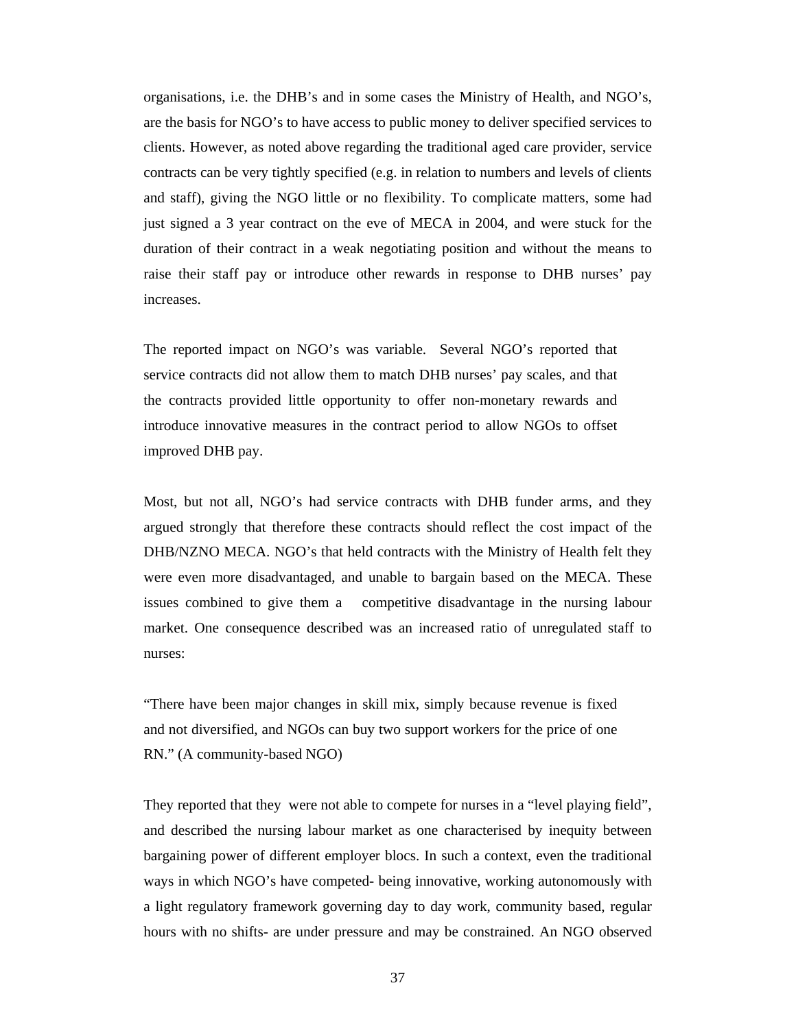organisations, i.e. the DHB's and in some cases the Ministry of Health, and NGO's, are the basis for NGO's to have access to public money to deliver specified services to clients. However, as noted above regarding the traditional aged care provider, service contracts can be very tightly specified (e.g. in relation to numbers and levels of clients and staff), giving the NGO little or no flexibility. To complicate matters, some had just signed a 3 year contract on the eve of MECA in 2004, and were stuck for the duration of their contract in a weak negotiating position and without the means to raise their staff pay or introduce other rewards in response to DHB nurses' pay increases.

The reported impact on NGO's was variable. Several NGO's reported that service contracts did not allow them to match DHB nurses' pay scales, and that the contracts provided little opportunity to offer non-monetary rewards and introduce innovative measures in the contract period to allow NGOs to offset improved DHB pay.

Most, but not all, NGO's had service contracts with DHB funder arms, and they argued strongly that therefore these contracts should reflect the cost impact of the DHB/NZNO MECA. NGO's that held contracts with the Ministry of Health felt they were even more disadvantaged, and unable to bargain based on the MECA. These issues combined to give them a competitive disadvantage in the nursing labour market. One consequence described was an increased ratio of unregulated staff to nurses:

"There have been major changes in skill mix, simply because revenue is fixed and not diversified, and NGOs can buy two support workers for the price of one RN." (A community-based NGO)

They reported that they were not able to compete for nurses in a "level playing field", and described the nursing labour market as one characterised by inequity between bargaining power of different employer blocs. In such a context, even the traditional ways in which NGO's have competed- being innovative, working autonomously with a light regulatory framework governing day to day work, community based, regular hours with no shifts- are under pressure and may be constrained. An NGO observed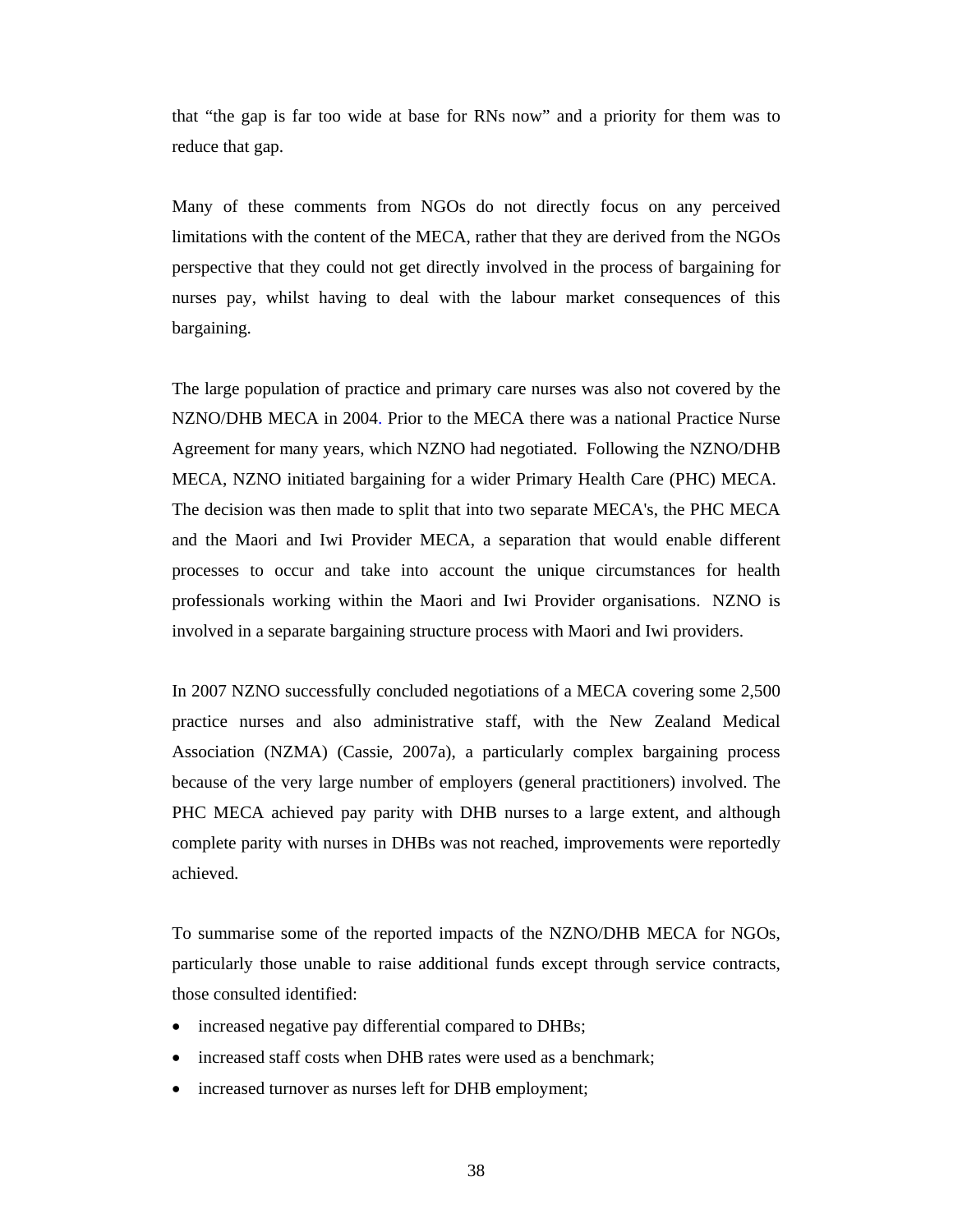that "the gap is far too wide at base for RNs now" and a priority for them was to reduce that gap.

Many of these comments from NGOs do not directly focus on any perceived limitations with the content of the MECA, rather that they are derived from the NGOs perspective that they could not get directly involved in the process of bargaining for nurses pay, whilst having to deal with the labour market consequences of this bargaining.

The large population of practice and primary care nurses was also not covered by the NZNO/DHB MECA in 2004. Prior to the MECA there was a national Practice Nurse Agreement for many years, which NZNO had negotiated. Following the NZNO/DHB MECA, NZNO initiated bargaining for a wider Primary Health Care (PHC) MECA. The decision was then made to split that into two separate MECA's, the PHC MECA and the Maori and Iwi Provider MECA, a separation that would enable different processes to occur and take into account the unique circumstances for health professionals working within the Maori and Iwi Provider organisations. NZNO is involved in a separate bargaining structure process with Maori and Iwi providers.

In 2007 NZNO successfully concluded negotiations of a MECA covering some 2,500 practice nurses and also administrative staff, with the New Zealand Medical Association (NZMA) (Cassie, 2007a), a particularly complex bargaining process because of the very large number of employers (general practitioners) involved. The PHC MECA achieved pay parity with DHB nurses to a large extent, and although complete parity with nurses in DHBs was not reached, improvements were reportedly achieved.

To summarise some of the reported impacts of the NZNO/DHB MECA for NGOs, particularly those unable to raise additional funds except through service contracts, those consulted identified:

- increased negative pay differential compared to DHBs;
- increased staff costs when DHB rates were used as a benchmark;
- increased turnover as nurses left for DHB employment;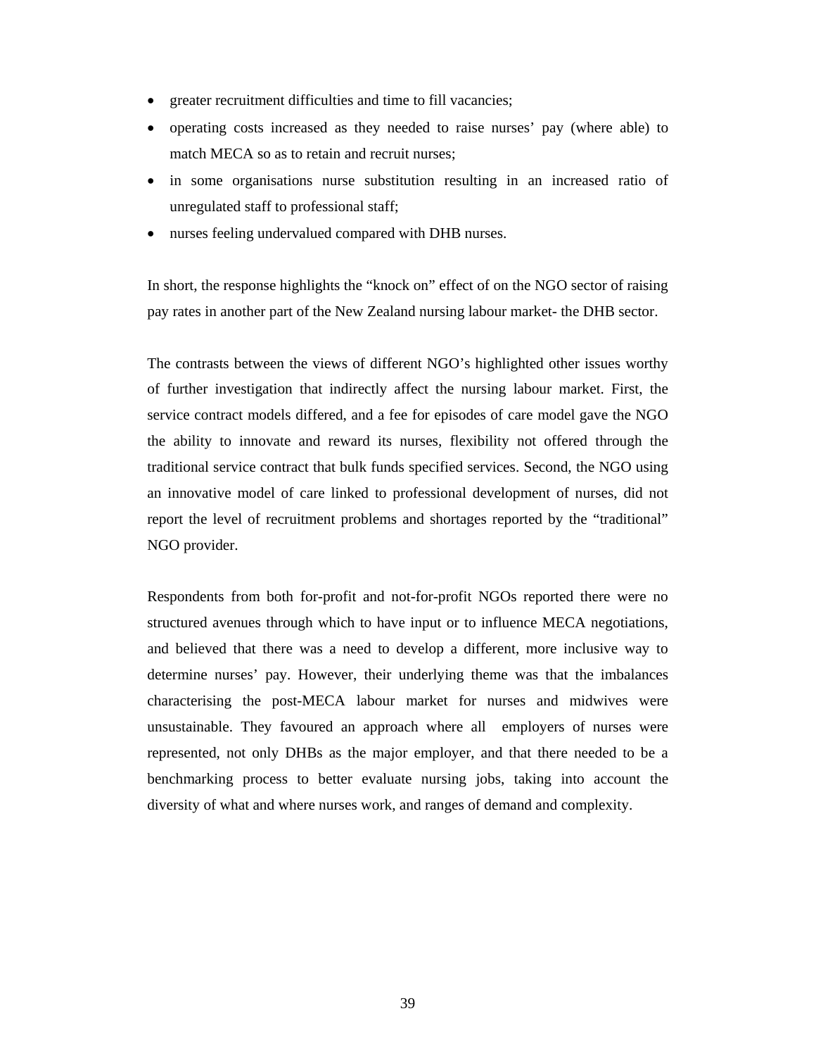- greater recruitment difficulties and time to fill vacancies;
- operating costs increased as they needed to raise nurses' pay (where able) to match MECA so as to retain and recruit nurses;
- in some organisations nurse substitution resulting in an increased ratio of unregulated staff to professional staff;
- nurses feeling undervalued compared with DHB nurses.

In short, the response highlights the "knock on" effect of on the NGO sector of raising pay rates in another part of the New Zealand nursing labour market- the DHB sector.

The contrasts between the views of different NGO's highlighted other issues worthy of further investigation that indirectly affect the nursing labour market. First, the service contract models differed, and a fee for episodes of care model gave the NGO the ability to innovate and reward its nurses, flexibility not offered through the traditional service contract that bulk funds specified services. Second, the NGO using an innovative model of care linked to professional development of nurses, did not report the level of recruitment problems and shortages reported by the "traditional" NGO provider.

Respondents from both for-profit and not-for-profit NGOs reported there were no structured avenues through which to have input or to influence MECA negotiations, and believed that there was a need to develop a different, more inclusive way to determine nurses' pay. However, their underlying theme was that the imbalances characterising the post-MECA labour market for nurses and midwives were unsustainable. They favoured an approach where all employers of nurses were represented, not only DHBs as the major employer, and that there needed to be a benchmarking process to better evaluate nursing jobs, taking into account the diversity of what and where nurses work, and ranges of demand and complexity.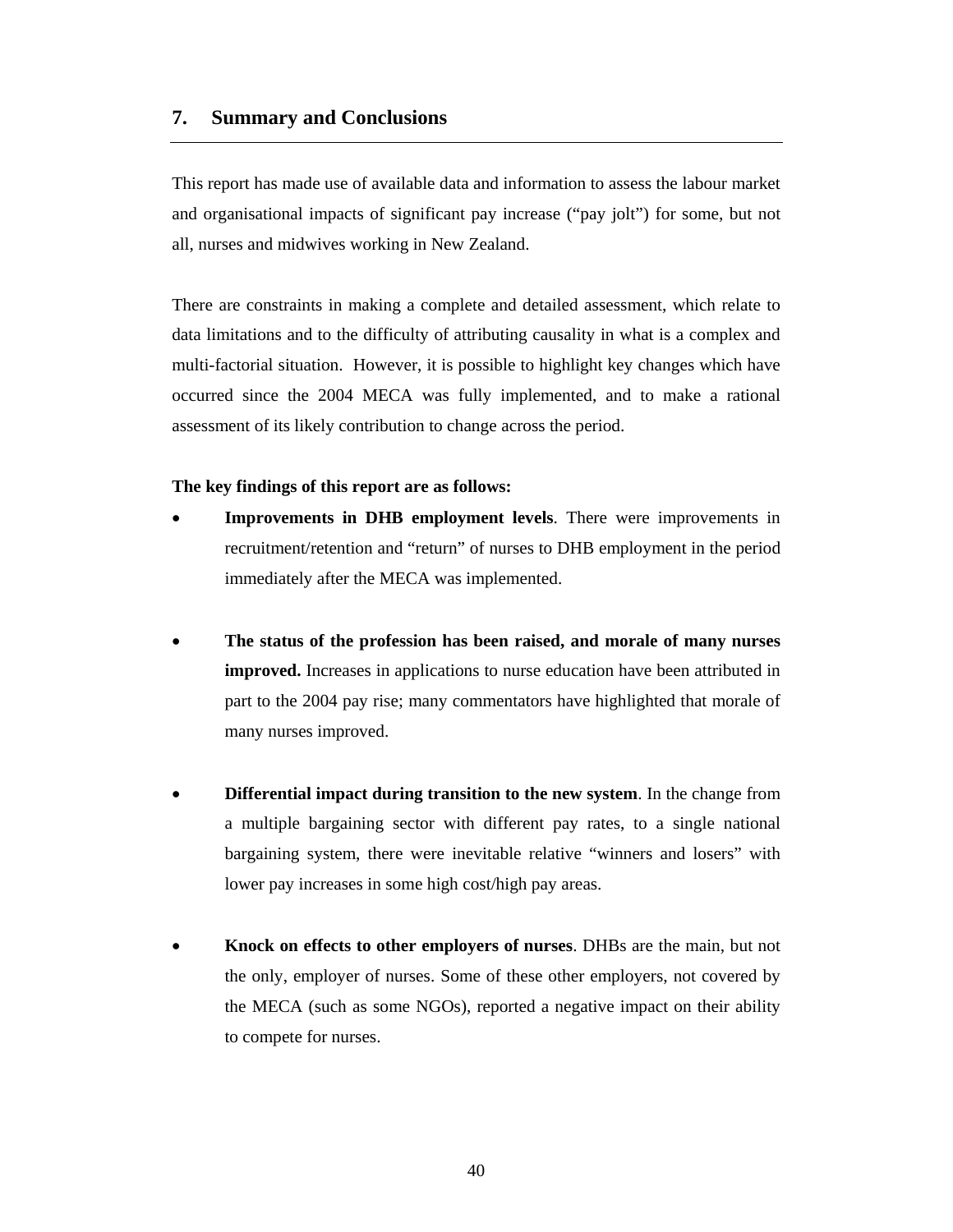## 7. Summary and Conclusions

This report has made use of available data and information to assess the labour market and organisational impacts of significant pay increase ("pay jolt") for some, but not all, nurses and midwives working in New Zealand.

There are constraints in making a complete and detailed assessment, which relate to data limitations and to the difficulty of attributing causality in what is a complex and multi-factorial situation. However, it is possible to highlight key changes which have occurred since the 2004 MECA was fully implemented, and to make a rational assessment of its likely contribution to change across the period.

**The key findings of this report are as follows:**

- **Improvements in DHB employment levels**. There were improvements in recruitment/retention and "return" of nurses to DHB employment in the period immediately after the MECA was implemented.

- **The status of the profession has been raised, and morale of many nurses improved.** Increases in applications to nurse education have been attributed in part to the 2004 pay rise; many commentators have highlighted that morale of many nurses improved.

- **Differential impact during transition to the new system**. In the change from a multiple bargaining sector with different pay rates, to a single national bargaining system, there were inevitable relative "winners and losers" with lower pay increases in some high cost/high pay areas.

- **Knock on effects to other employers of nurses**. DHBs are the main, but not the only, employer of nurses. Some of these other employers, not covered by the MECA (such as some NGOs), reported a negative impact on their ability to compete for nurses.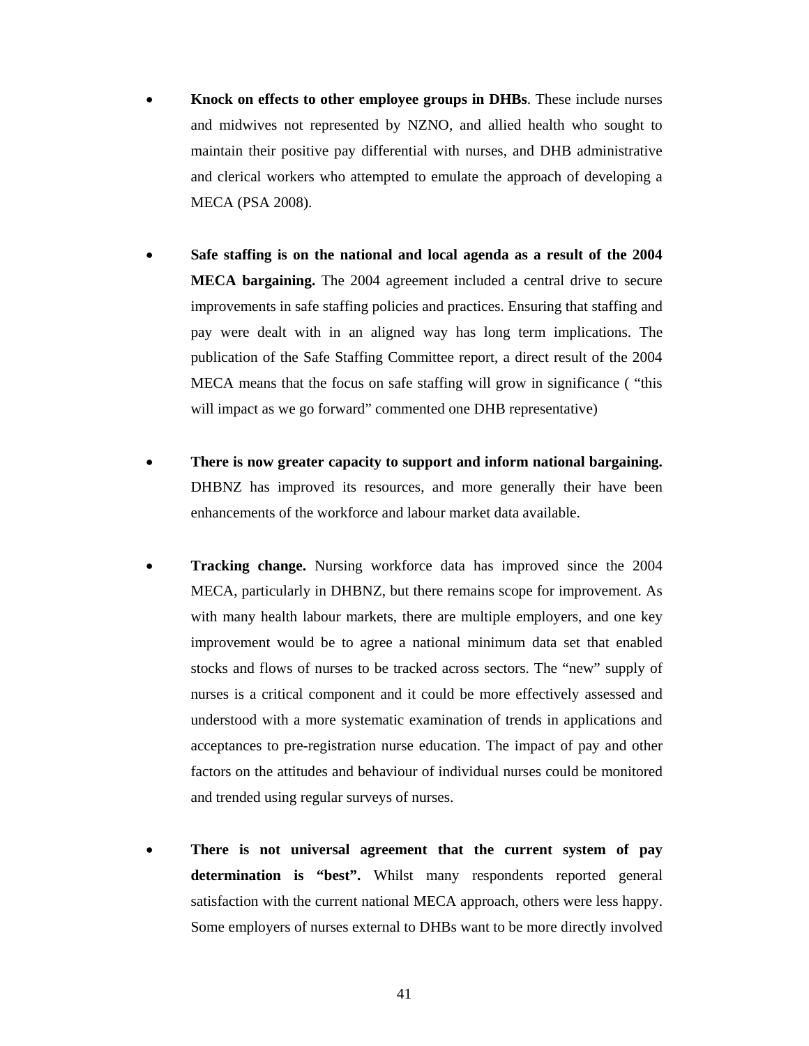- **Knock on effects to other employee groups in DHBs**. These include nurses and midwives not represented by NZNO, and allied health who sought to maintain their positive pay differential with nurses, and DHB administrative and clerical workers who attempted to emulate the approach of developing a MECA (PSA 2008).

- **Safe staffing is on the national and local agenda as a result of the 2004 MECA bargaining.** The 2004 agreement included a central drive to secure improvements in safe staffing policies and practices. Ensuring that staffing and pay were dealt with in an aligned way has long term implications. The publication of the Safe Staffing Committee report, a direct result of the 2004 MECA means that the focus on safe staffing will grow in significance ( "this will impact as we go forward" commented one DHB representative)

- **There is now greater capacity to support and inform national bargaining.** DHBNZ has improved its resources, and more generally their have been enhancements of the workforce and labour market data available.

- **Tracking change.** Nursing workforce data has improved since the 2004 MECA, particularly in DHBNZ, but there remains scope for improvement. As with many health labour markets, there are multiple employers, and one key improvement would be to agree a national minimum data set that enabled stocks and flows of nurses to be tracked across sectors. The "new" supply of nurses is a critical component and it could be more effectively assessed and understood with a more systematic examination of trends in applications and acceptances to pre-registration nurse education. The impact of pay and other factors on the attitudes and behaviour of individual nurses could be monitored and trended using regular surveys of nurses.

- **There is not universal agreement that the current system of pay determination is "best".** Whilst many respondents reported general satisfaction with the current national MECA approach, others were less happy. Some employers of nurses external to DHBs want to be more directly involved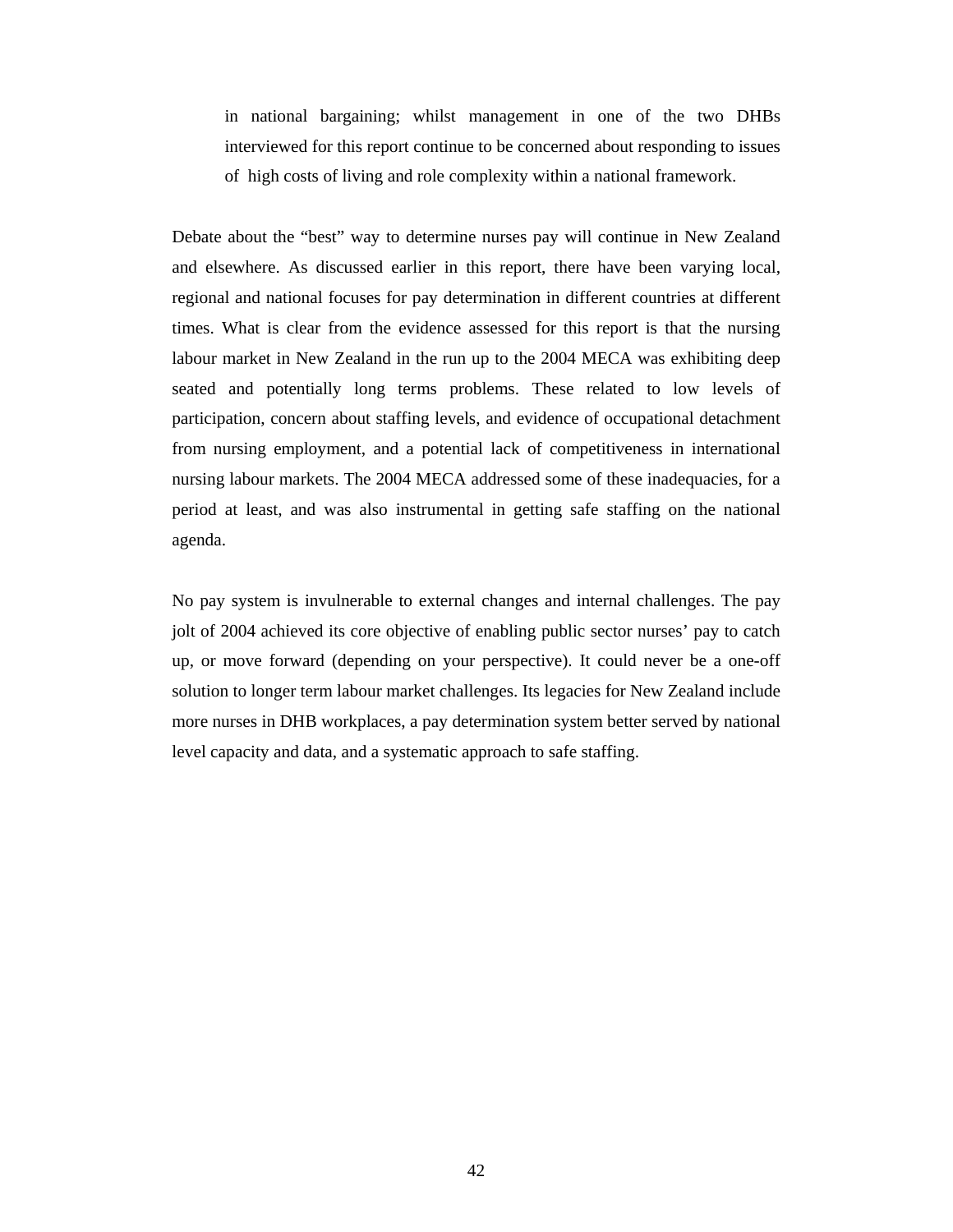in national bargaining; whilst management in one of the two DHBs interviewed for this report continue to be concerned about responding to issues of high costs of living and role complexity within a national framework.

Debate about the "best" way to determine nurses pay will continue in New Zealand and elsewhere. As discussed earlier in this report, there have been varying local, regional and national focuses for pay determination in different countries at different times. What is clear from the evidence assessed for this report is that the nursing labour market in New Zealand in the run up to the 2004 MECA was exhibiting deep seated and potentially long terms problems. These related to low levels of participation, concern about staffing levels, and evidence of occupational detachment from nursing employment, and a potential lack of competitiveness in international nursing labour markets. The 2004 MECA addressed some of these inadequacies, for a period at least, and was also instrumental in getting safe staffing on the national agenda.

No pay system is invulnerable to external changes and internal challenges. The pay jolt of 2004 achieved its core objective of enabling public sector nurses' pay to catch up, or move forward (depending on your perspective). It could never be a one-off solution to longer term labour market challenges. Its legacies for New Zealand include more nurses in DHB workplaces, a pay determination system better served by national level capacity and data, and a systematic approach to safe staffing.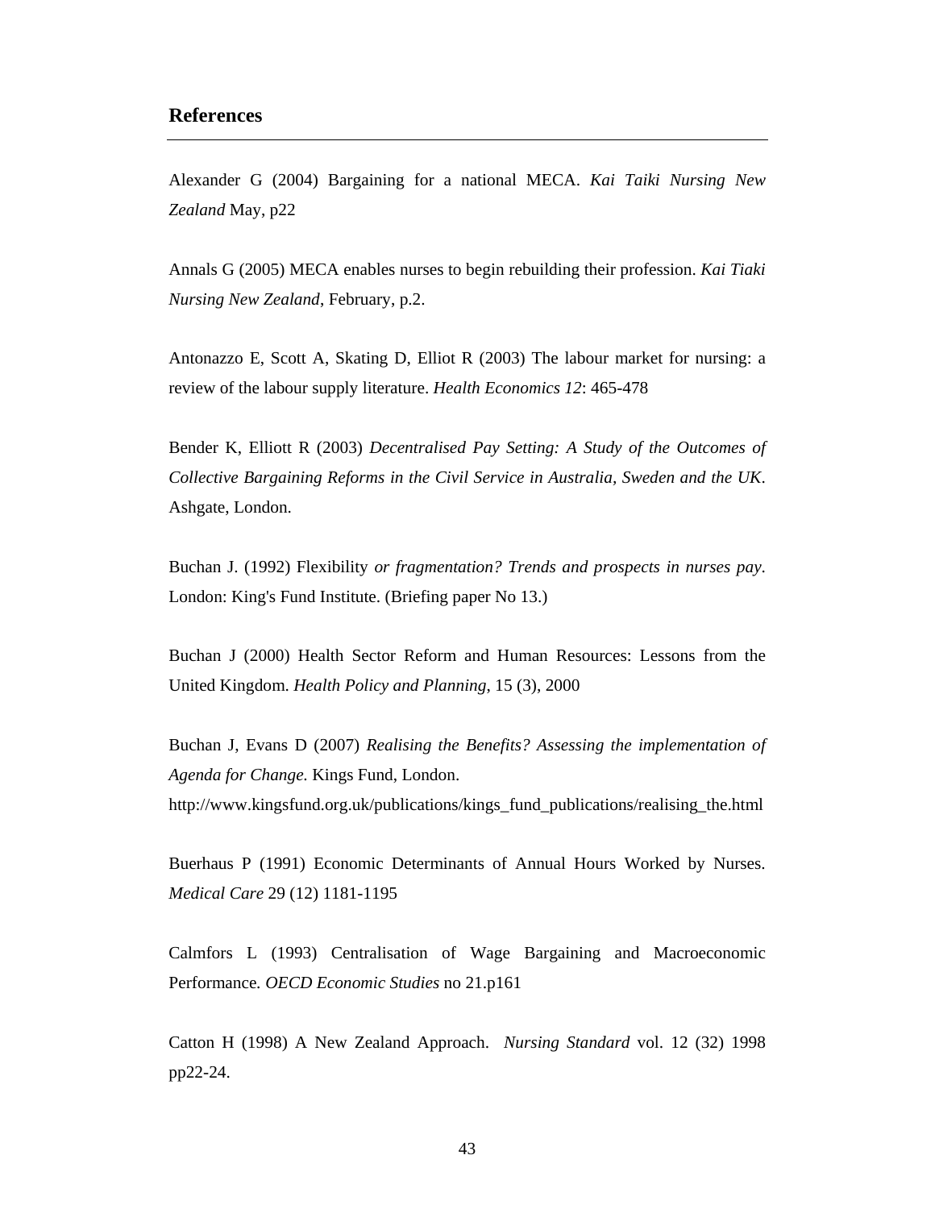## References

Alexander G (2004) Bargaining for a national MECA. *Kai Taiki Nursing New Zealand* May, p22

Annals G (2005) MECA enables nurses to begin rebuilding their profession. *Kai Tiaki Nursing New Zealand*, February, p.2.

Antonazzo E, Scott A, Skating D, Elliot R (2003) The labour market for nursing: a review of the labour supply literature. *Health Economics 12*: 465-478

Bender K, Elliott R (2003) *Decentralised Pay Setting: A Study of the Outcomes of Collective Bargaining Reforms in the Civil Service in Australia, Sweden and the UK*. Ashgate, London.

Buchan J. (1992) Flexibility *or fragmentation? Trends and prospects in nurses pay*. London: King's Fund Institute. (Briefing paper No 13.)

Buchan J (2000) Health Sector Reform and Human Resources: Lessons from the United Kingdom. *Health Policy and Planning*, 15 (3), 2000

Buchan J, Evans D (2007) *Realising the Benefits? Assessing the implementation of Agenda for Change.* Kings Fund, London. http://www.kingsfund.org.uk/publications/kings_fund_publications/realising_the.html

Buerhaus P (1991) Economic Determinants of Annual Hours Worked by Nurses. *Medical Care* 29 (12) 1181-1195

Calmfors L (1993) Centralisation of Wage Bargaining and Macroeconomic Performance. *OECD Economic Studies* no 21.p161

Catton H (1998) A New Zealand Approach. *Nursing Standard* vol. 12 (32) 1998 pp22-24.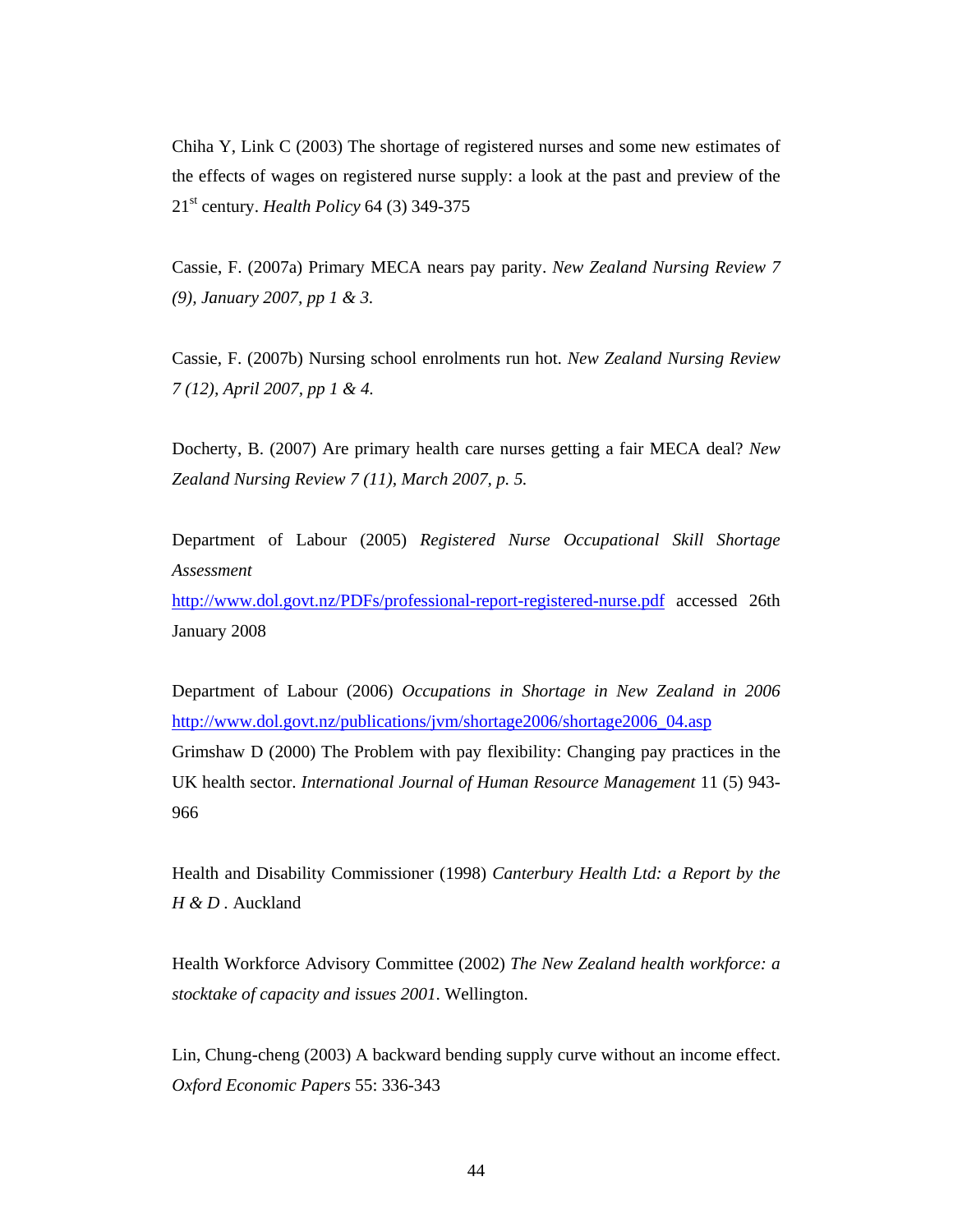Chiha Y, Link C (2003) The shortage of registered nurses and some new estimates of the effects of wages on registered nurse supply: a look at the past and preview of the 21st century. *Health Policy* 64 (3) 349-375

Cassie, F. (2007a) Primary MECA nears pay parity. *New Zealand Nursing Review 7 (9), January 2007, pp 1 & 3.*

Cassie, F. (2007b) Nursing school enrolments run hot. *New Zealand Nursing Review 7 (12), April 2007, pp 1 & 4.*

Docherty, B. (2007) Are primary health care nurses getting a fair MECA deal? *New Zealand Nursing Review 7 (11), March 2007, p. 5.*

Department of Labour (2005) *Registered Nurse Occupational Skill Shortage Assessment* http://www.dol.govt.nz/PDFs/professional-report-registered-nurse.pdf accessed 26th January 2008

Department of Labour (2006) *Occupations in Shortage in New Zealand in 2006* http://www.dol.govt.nz/publications/jvm/shortage2006/shortage2006_04.asp

Grimshaw D (2000) The Problem with pay flexibility: Changing pay practices in the UK health sector. *International Journal of Human Resource Management* 11 (5) 943-966

Health and Disability Commissioner (1998) *Canterbury Health Ltd: a Report by the H & D* . Auckland

Health Workforce Advisory Committee (2002) *The New Zealand health workforce: a stocktake of capacity and issues 2001*. Wellington.

Lin, Chung-cheng (2003) A backward bending supply curve without an income effect. *Oxford Economic Papers* 55: 336-343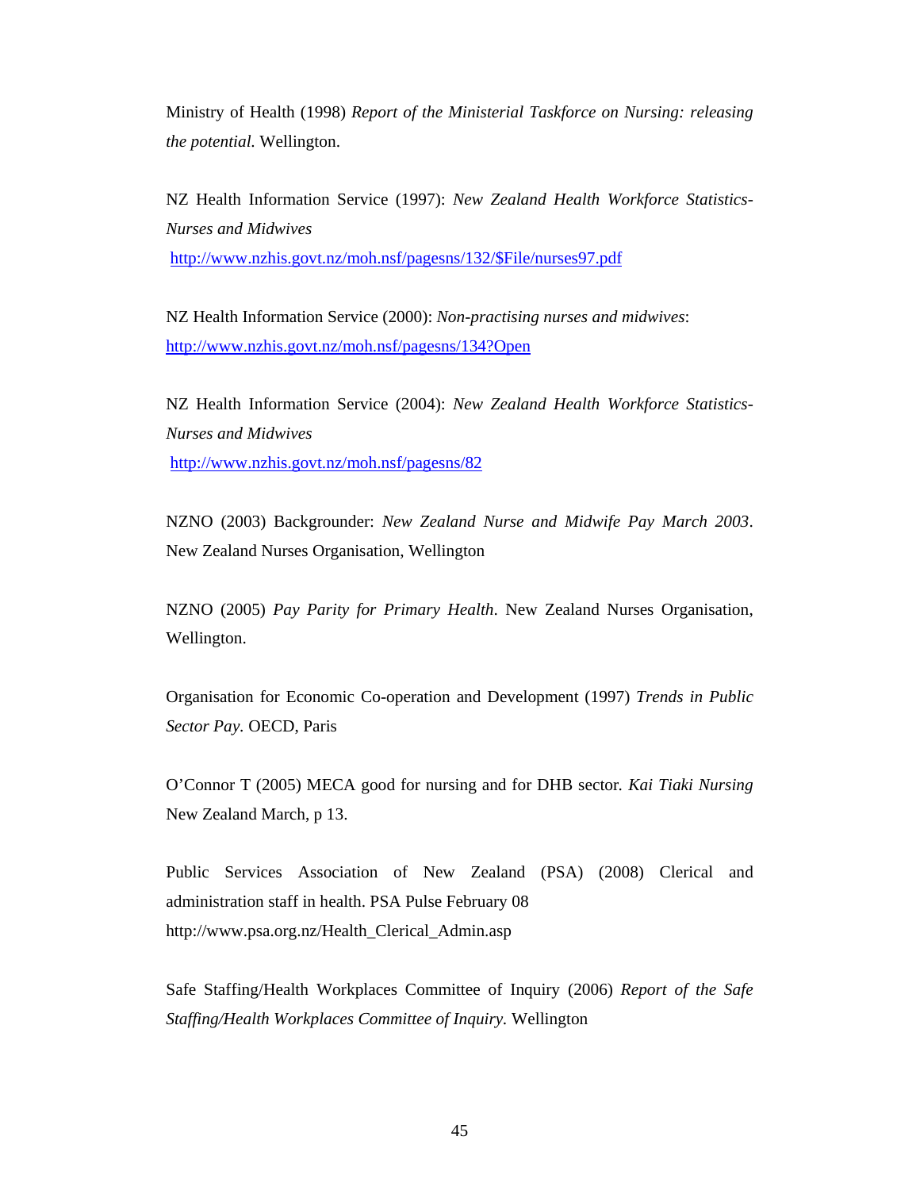Ministry of Health (1998) *Report of the Ministerial Taskforce on Nursing: releasing the potential.* Wellington.

NZ Health Information Service (1997): *New Zealand Health Workforce Statistics-Nurses and Midwives*
http://www.nzhis.govt.nz/moh.nsf/pagesns/132/$File/nurses97.pdf

NZ Health Information Service (2000): *Non-practising nurses and midwives*:
http://www.nzhis.govt.nz/moh.nsf/pagesns/134?Open

NZ Health Information Service (2004): *New Zealand Health Workforce Statistics-Nurses and Midwives*
http://www.nzhis.govt.nz/moh.nsf/pagesns/82

NZNO (2003) Backgrounder: *New Zealand Nurse and Midwife Pay March 2003*. New Zealand Nurses Organisation, Wellington

NZNO (2005) *Pay Parity for Primary Health*. New Zealand Nurses Organisation, Wellington.

Organisation for Economic Co-operation and Development (1997) *Trends in Public Sector Pay*. OECD, Paris

O'Connor T (2005) MECA good for nursing and for DHB sector. *Kai Tiaki Nursing* New Zealand March, p 13.

Public Services Association of New Zealand (PSA) (2008) Clerical and administration staff in health. PSA Pulse February 08
http://www.psa.org.nz/Health_Clerical_Admin.asp

Safe Staffing/Health Workplaces Committee of Inquiry (2006) *Report of the Safe Staffing/Health Workplaces Committee of Inquiry.* Wellington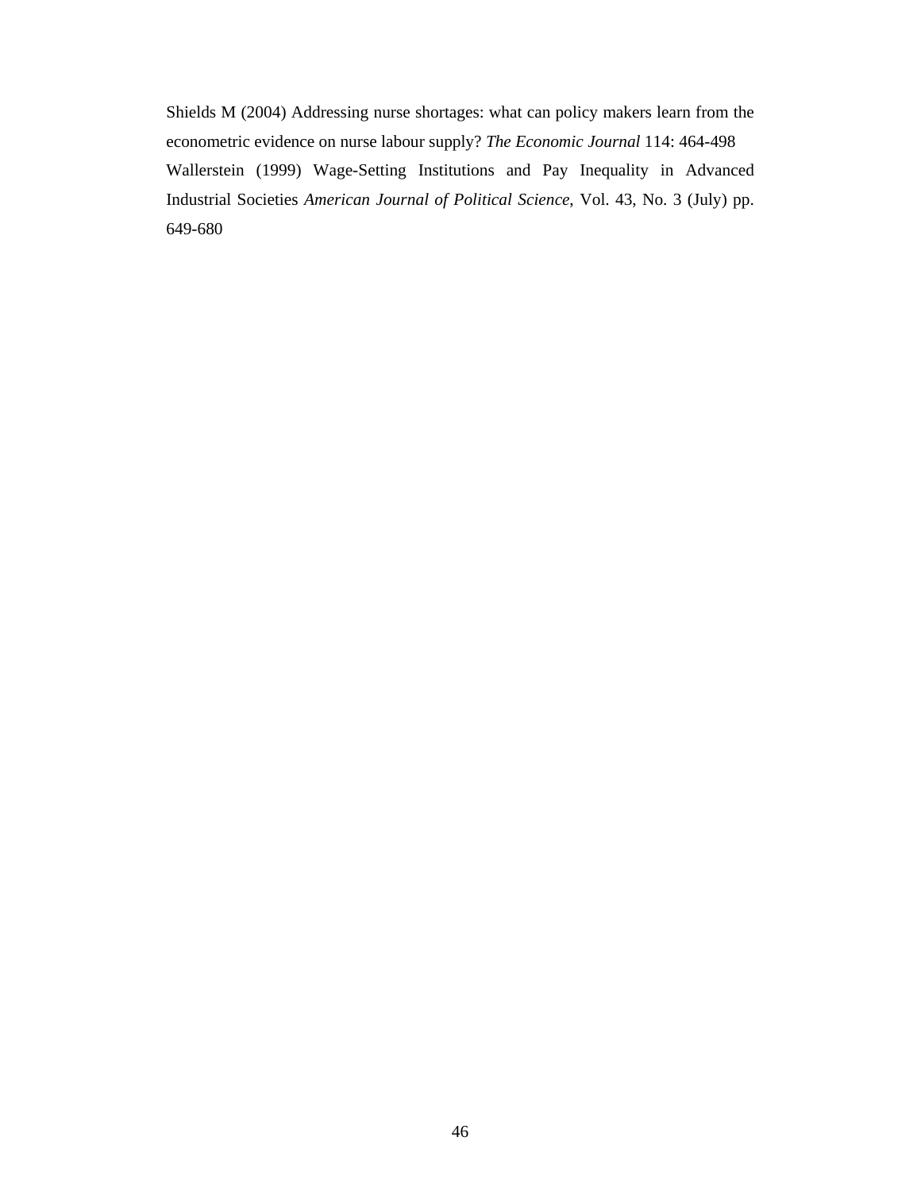Shields M (2004) Addressing nurse shortages: what can policy makers learn from the econometric evidence on nurse labour supply? *The Economic Journal* 114: 464-498

Wallerstein (1999) Wage-Setting Institutions and Pay Inequality in Advanced Industrial Societies *American Journal of Political Science*, Vol. 43, No. 3 (July) pp. 649-680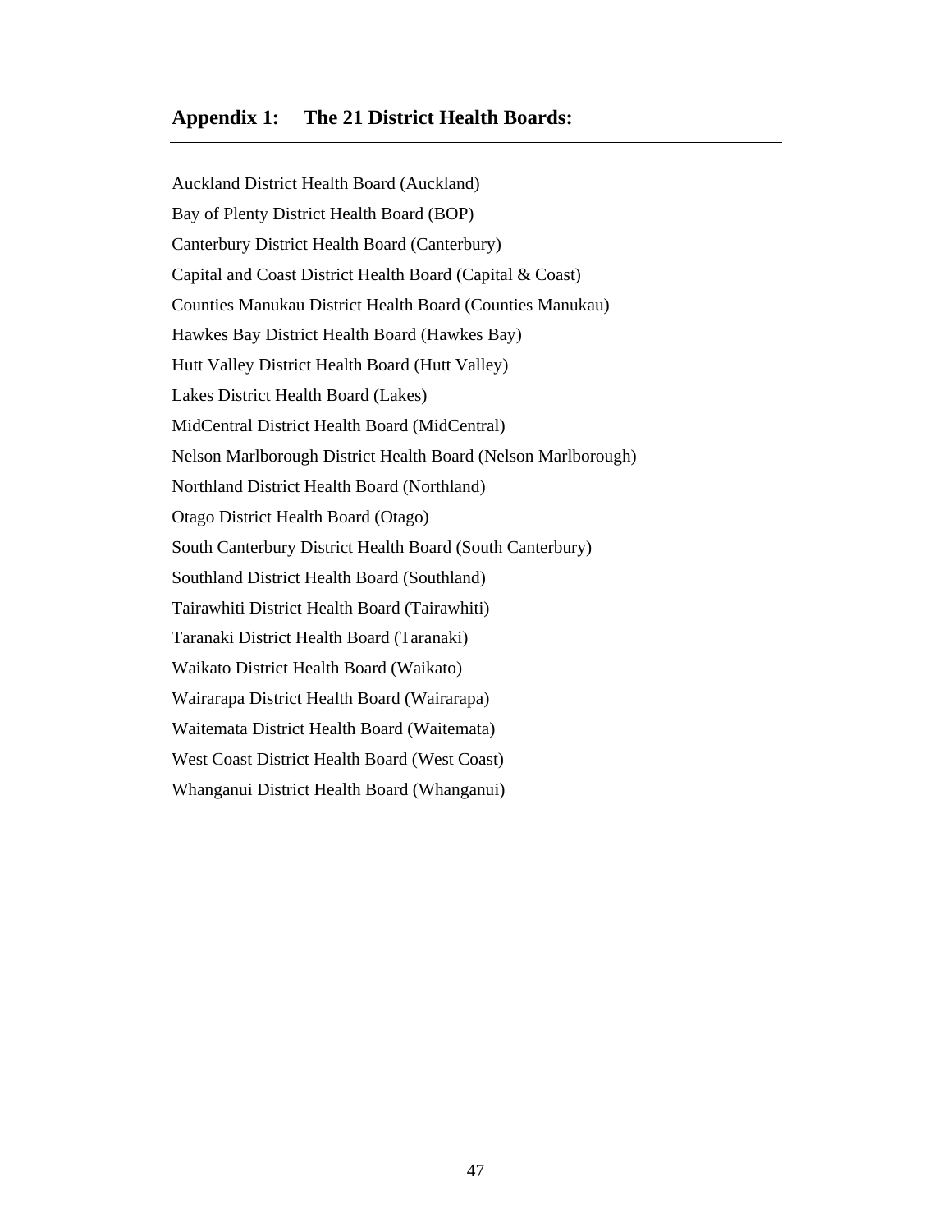## Appendix 1: The 21 District Health Boards:

Auckland District Health Board (Auckland)

Bay of Plenty District Health Board (BOP)

Canterbury District Health Board (Canterbury)

Capital and Coast District Health Board (Capital & Coast)

Counties Manukau District Health Board (Counties Manukau)

Hawkes Bay District Health Board (Hawkes Bay)

Hutt Valley District Health Board (Hutt Valley)

Lakes District Health Board (Lakes)

MidCentral District Health Board (MidCentral)

Nelson Marlborough District Health Board (Nelson Marlborough)

Northland District Health Board (Northland)

Otago District Health Board (Otago)

South Canterbury District Health Board (South Canterbury)

Southland District Health Board (Southland)

Tairawhiti District Health Board (Tairawhiti)

Taranaki District Health Board (Taranaki)

Waikato District Health Board (Waikato)

Wairarapa District Health Board (Wairarapa)

Waitemata District Health Board (Waitemata)

West Coast District Health Board (West Coast)

Whanganui District Health Board (Whanganui)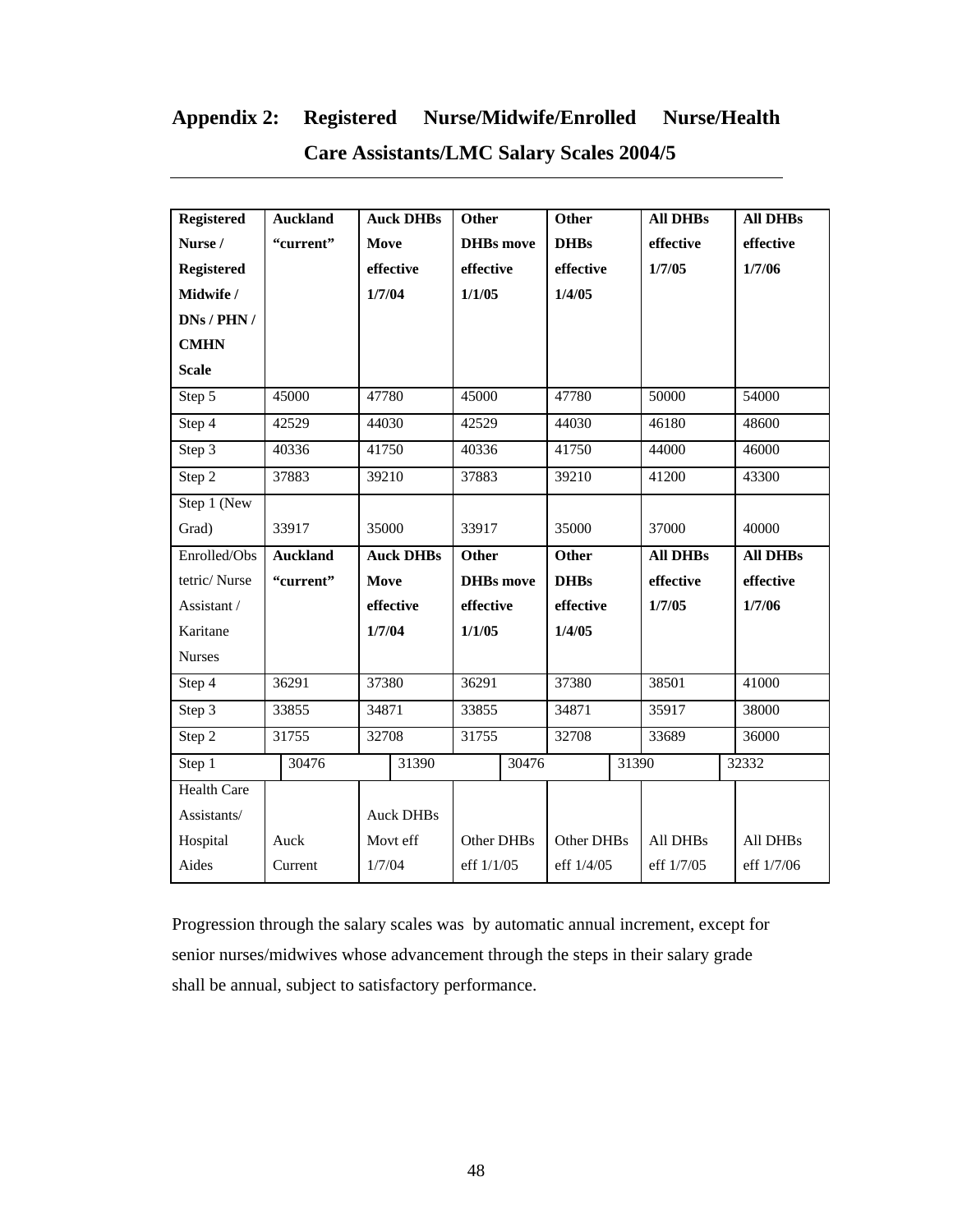## Appendix 2: Registered Nurse/Midwife/Enrolled Nurse/Health Care Assistants/LMC Salary Scales 2004/5

| Registered Nurse / Registered Midwife / DNs / PHN / CMHN Scale | Auckland "current" | Auck DHBs Move effective 1/7/04 | Other DHBs move effective 1/1/05 | Other DHBs effective 1/4/05 | All DHBs effective 1/7/05 | All DHBs effective 1/7/06 |
|---|---|---|---|---|---|---|
| Step 5 | 45000 | 47780 | 45000 | 47780 | 50000 | 54000 |
| Step 4 | 42529 | 44030 | 42529 | 44030 | 46180 | 48600 |
| Step 3 | 40336 | 41750 | 40336 | 41750 | 44000 | 46000 |
| Step 2 | 37883 | 39210 | 37883 | 39210 | 41200 | 43300 |
| Step 1 (New Grad) | 33917 | 35000 | 33917 | 35000 | 37000 | 40000 |
| Enrolled/Obstetric/ Nurse Assistant / Karitane Nurses | **Auckland "current"** | **Auck DHBs Move effective 1/7/04** | **Other DHBs move effective 1/1/05** | **Other DHBs effective 1/4/05** | **All DHBs effective 1/7/05** | **All DHBs effective 1/7/06** |
| Step 4 | 36291 | 37380 | 36291 | 37380 | 38501 | 41000 |
| Step 3 | 33855 | 34871 | 33855 | 34871 | 35917 | 38000 |
| Step 2 | 31755 | 32708 | 31755 | 32708 | 33689 | 36000 |
| Step 1 | 30476 | 31390 | 30476 | 31390 | 32332 | |
| Health Care Assistants/ Hospital Aides | Auck Current | Auck DHBs Movt eff 1/7/04 | Other DHBs eff 1/1/05 | Other DHBs eff 1/4/05 | All DHBs eff 1/7/05 | All DHBs eff 1/7/06 |

Progression through the salary scales was by automatic annual increment, except for senior nurses/midwives whose advancement through the steps in their salary grade shall be annual, subject to satisfactory performance.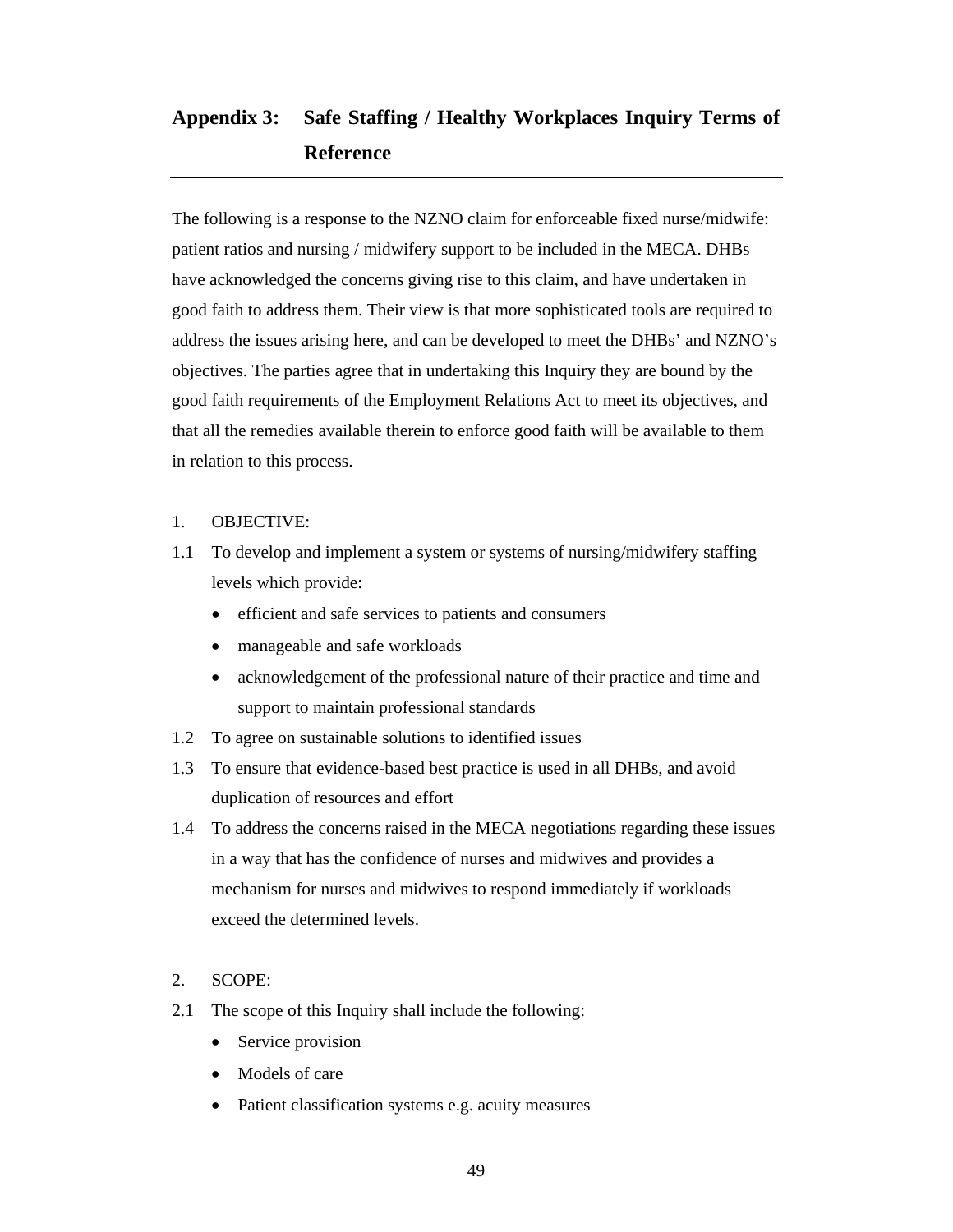## Appendix 3: Safe Staffing / Healthy Workplaces Inquiry Terms of Reference

The following is a response to the NZNO claim for enforceable fixed nurse/midwife: patient ratios and nursing / midwifery support to be included in the MECA. DHBs have acknowledged the concerns giving rise to this claim, and have undertaken in good faith to address them. Their view is that more sophisticated tools are required to address the issues arising here, and can be developed to meet the DHBs' and NZNO's objectives. The parties agree that in undertaking this Inquiry they are bound by the good faith requirements of the Employment Relations Act to meet its objectives, and that all the remedies available therein to enforce good faith will be available to them in relation to this process.

1. OBJECTIVE:

1.1 To develop and implement a system or systems of nursing/midwifery staffing levels which provide:

- efficient and safe services to patients and consumers
- manageable and safe workloads
- acknowledgement of the professional nature of their practice and time and support to maintain professional standards

1.2 To agree on sustainable solutions to identified issues

1.3 To ensure that evidence-based best practice is used in all DHBs, and avoid duplication of resources and effort

1.4 To address the concerns raised in the MECA negotiations regarding these issues in a way that has the confidence of nurses and midwives and provides a mechanism for nurses and midwives to respond immediately if workloads exceed the determined levels.

2. SCOPE:

2.1 The scope of this Inquiry shall include the following:

- Service provision
- Models of care
- Patient classification systems e.g. acuity measures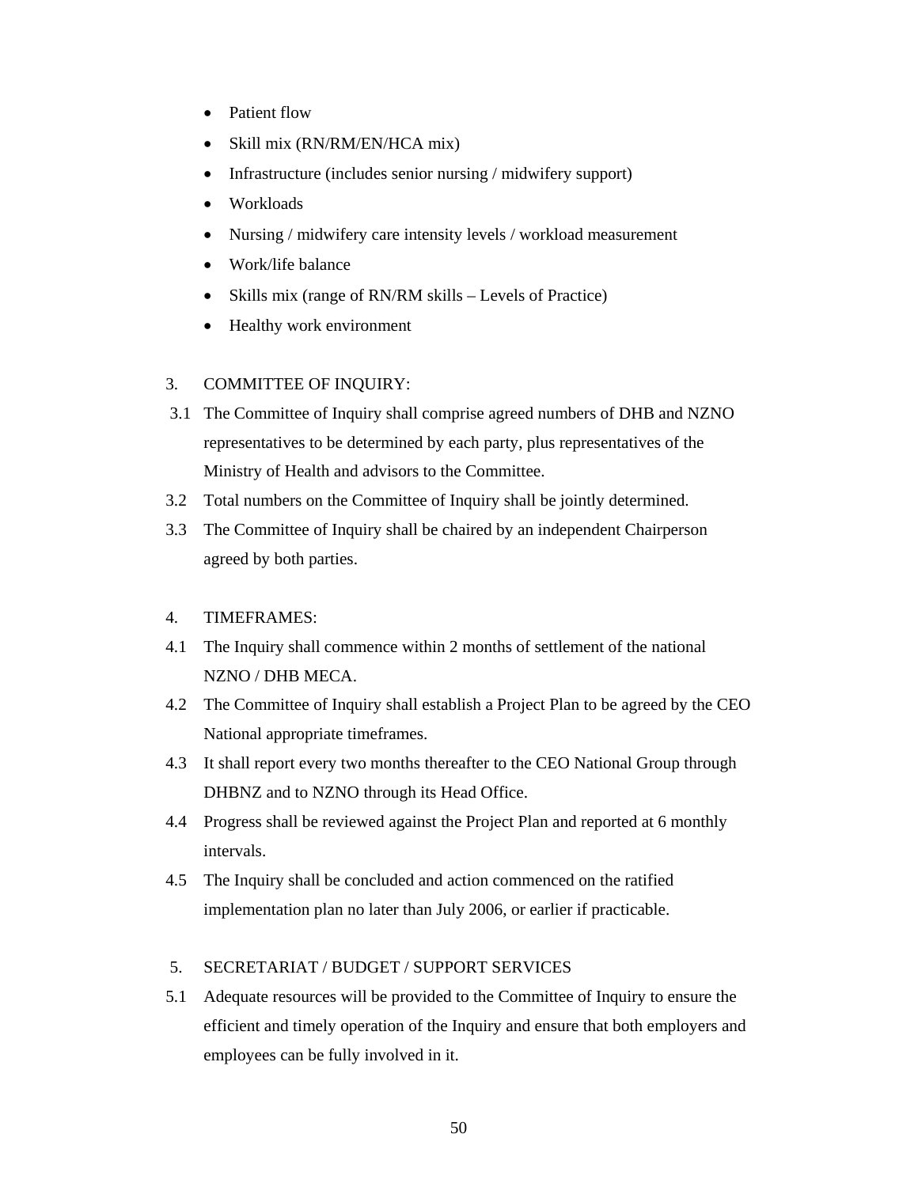- Patient flow
- Skill mix (RN/RM/EN/HCA mix)
- Infrastructure (includes senior nursing / midwifery support)
- Workloads
- Nursing / midwifery care intensity levels / workload measurement
- Work/life balance
- Skills mix (range of RN/RM skills – Levels of Practice)
- Healthy work environment

3. COMMITTEE OF INQUIRY:

3.1 The Committee of Inquiry shall comprise agreed numbers of DHB and NZNO representatives to be determined by each party, plus representatives of the Ministry of Health and advisors to the Committee.

3.2 Total numbers on the Committee of Inquiry shall be jointly determined.

3.3 The Committee of Inquiry shall be chaired by an independent Chairperson agreed by both parties.

4. TIMEFRAMES:

4.1 The Inquiry shall commence within 2 months of settlement of the national NZNO / DHB MECA.

4.2 The Committee of Inquiry shall establish a Project Plan to be agreed by the CEO National appropriate timeframes.

4.3 It shall report every two months thereafter to the CEO National Group through DHBNZ and to NZNO through its Head Office.

4.4 Progress shall be reviewed against the Project Plan and reported at 6 monthly intervals.

4.5 The Inquiry shall be concluded and action commenced on the ratified implementation plan no later than July 2006, or earlier if practicable.

5. SECRETARIAT / BUDGET / SUPPORT SERVICES

5.1 Adequate resources will be provided to the Committee of Inquiry to ensure the efficient and timely operation of the Inquiry and ensure that both employers and employees can be fully involved in it.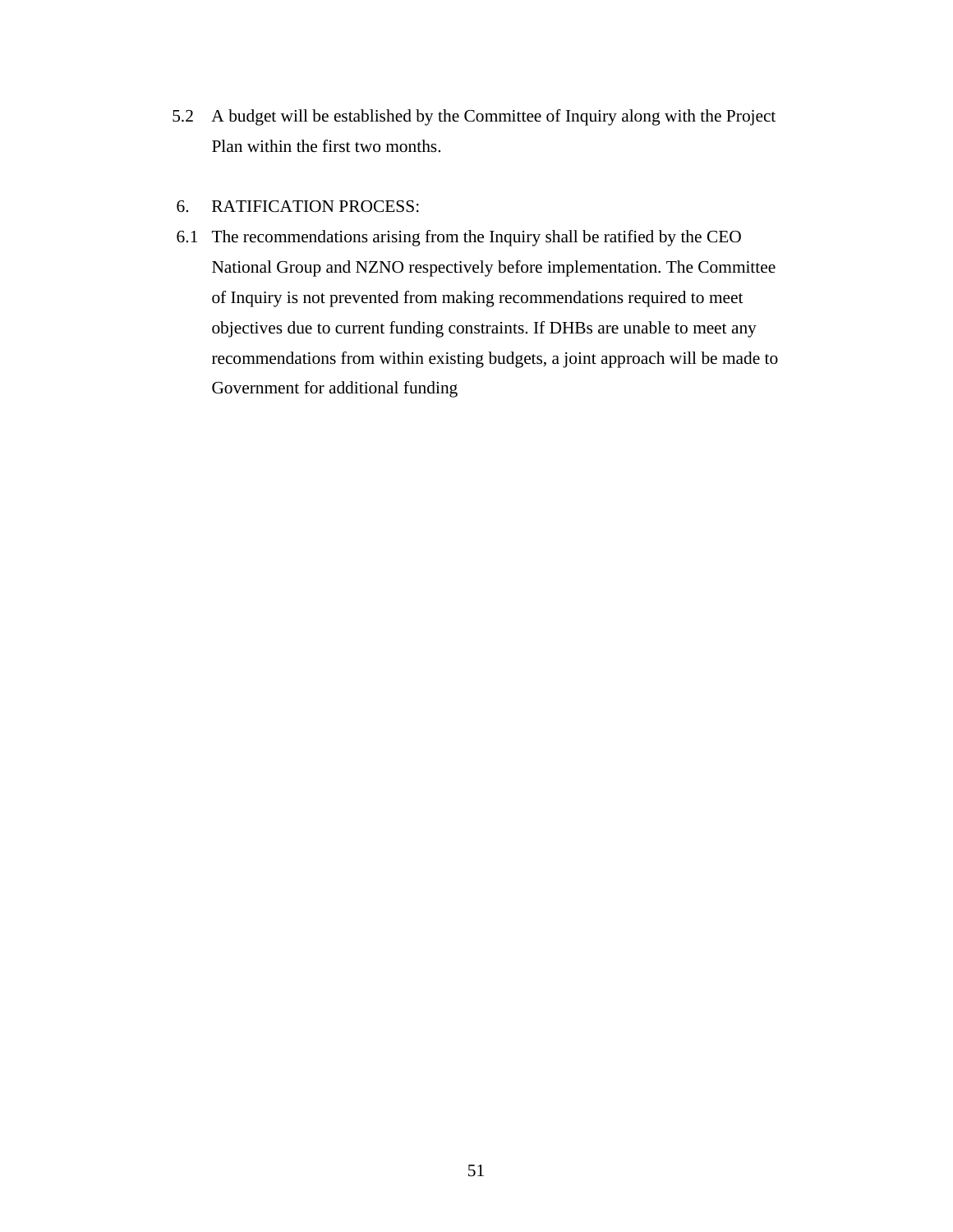5.2 A budget will be established by the Committee of Inquiry along with the Project Plan within the first two months.

6. RATIFICATION PROCESS:

6.1 The recommendations arising from the Inquiry shall be ratified by the CEO National Group and NZNO respectively before implementation. The Committee of Inquiry is not prevented from making recommendations required to meet objectives due to current funding constraints. If DHBs are unable to meet any recommendations from within existing budgets, a joint approach will be made to Government for additional funding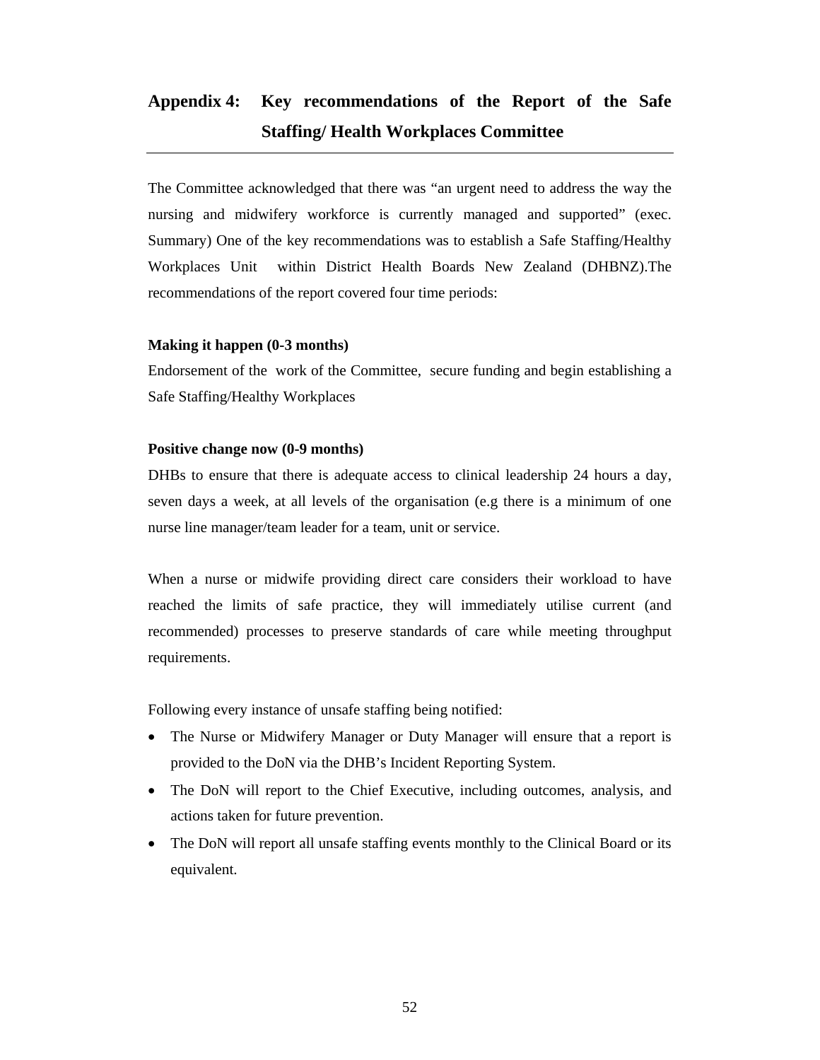# Appendix 4: Key recommendations of the Report of the Safe Staffing/ Health Workplaces Committee

The Committee acknowledged that there was "an urgent need to address the way the nursing and midwifery workforce is currently managed and supported" (exec. Summary) One of the key recommendations was to establish a Safe Staffing/Healthy Workplaces Unit within District Health Boards New Zealand (DHBNZ).The recommendations of the report covered four time periods:

**Making it happen (0-3 months)**

Endorsement of the work of the Committee, secure funding and begin establishing a Safe Staffing/Healthy Workplaces

**Positive change now (0-9 months)**

DHBs to ensure that there is adequate access to clinical leadership 24 hours a day, seven days a week, at all levels of the organisation (e.g there is a minimum of one nurse line manager/team leader for a team, unit or service.

When a nurse or midwife providing direct care considers their workload to have reached the limits of safe practice, they will immediately utilise current (and recommended) processes to preserve standards of care while meeting throughput requirements.

Following every instance of unsafe staffing being notified:

- The Nurse or Midwifery Manager or Duty Manager will ensure that a report is provided to the DoN via the DHB's Incident Reporting System.
- The DoN will report to the Chief Executive, including outcomes, analysis, and actions taken for future prevention.
- The DoN will report all unsafe staffing events monthly to the Clinical Board or its equivalent.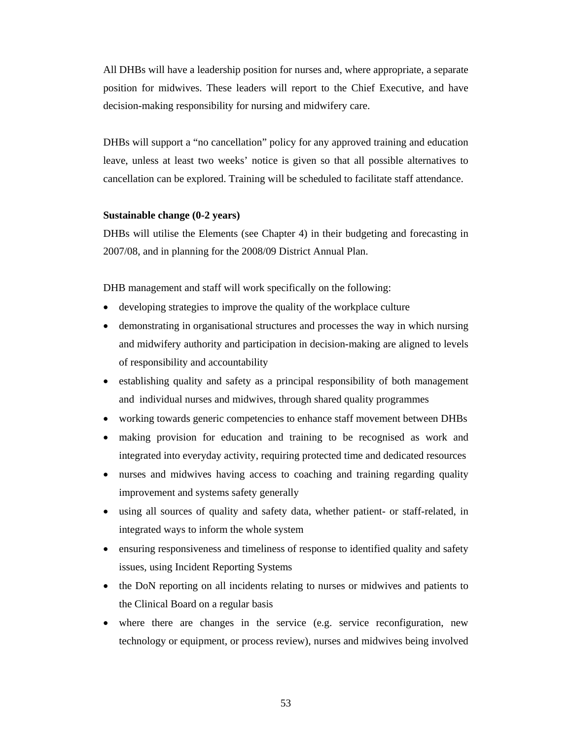All DHBs will have a leadership position for nurses and, where appropriate, a separate position for midwives. These leaders will report to the Chief Executive, and have decision-making responsibility for nursing and midwifery care.

DHBs will support a "no cancellation" policy for any approved training and education leave, unless at least two weeks' notice is given so that all possible alternatives to cancellation can be explored. Training will be scheduled to facilitate staff attendance.

**Sustainable change (0-2 years)**

DHBs will utilise the Elements (see Chapter 4) in their budgeting and forecasting in 2007/08, and in planning for the 2008/09 District Annual Plan.

DHB management and staff will work specifically on the following:

- developing strategies to improve the quality of the workplace culture
- demonstrating in organisational structures and processes the way in which nursing and midwifery authority and participation in decision-making are aligned to levels of responsibility and accountability
- establishing quality and safety as a principal responsibility of both management and individual nurses and midwives, through shared quality programmes
- working towards generic competencies to enhance staff movement between DHBs
- making provision for education and training to be recognised as work and integrated into everyday activity, requiring protected time and dedicated resources
- nurses and midwives having access to coaching and training regarding quality improvement and systems safety generally
- using all sources of quality and safety data, whether patient- or staff-related, in integrated ways to inform the whole system
- ensuring responsiveness and timeliness of response to identified quality and safety issues, using Incident Reporting Systems
- the DoN reporting on all incidents relating to nurses or midwives and patients to the Clinical Board on a regular basis
- where there are changes in the service (e.g. service reconfiguration, new technology or equipment, or process review), nurses and midwives being involved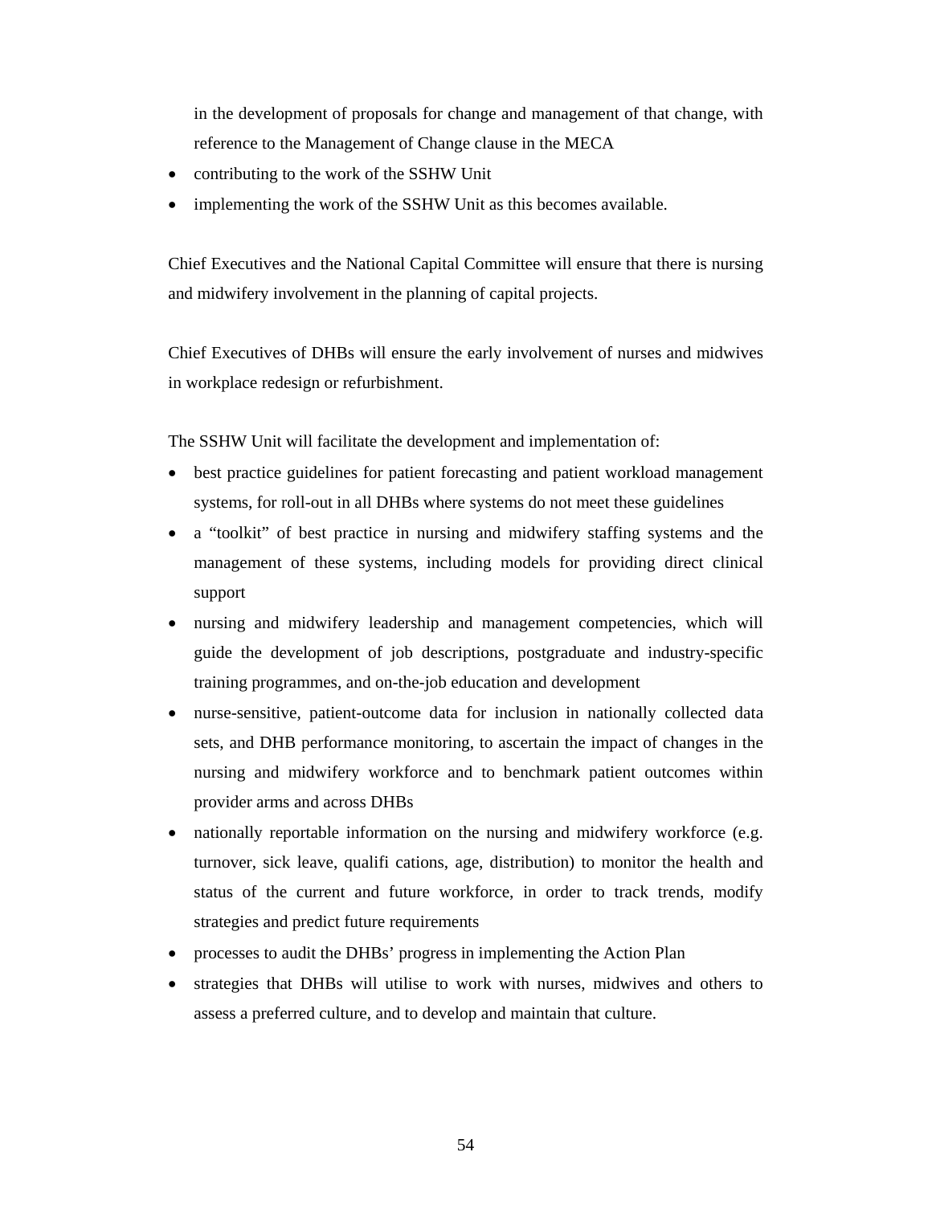in the development of proposals for change and management of that change, with reference to the Management of Change clause in the MECA

- contributing to the work of the SSHW Unit
- implementing the work of the SSHW Unit as this becomes available.

Chief Executives and the National Capital Committee will ensure that there is nursing and midwifery involvement in the planning of capital projects.

Chief Executives of DHBs will ensure the early involvement of nurses and midwives in workplace redesign or refurbishment.

The SSHW Unit will facilitate the development and implementation of:

- best practice guidelines for patient forecasting and patient workload management systems, for roll-out in all DHBs where systems do not meet these guidelines
- a "toolkit" of best practice in nursing and midwifery staffing systems and the management of these systems, including models for providing direct clinical support
- nursing and midwifery leadership and management competencies, which will guide the development of job descriptions, postgraduate and industry-specific training programmes, and on-the-job education and development
- nurse-sensitive, patient-outcome data for inclusion in nationally collected data sets, and DHB performance monitoring, to ascertain the impact of changes in the nursing and midwifery workforce and to benchmark patient outcomes within provider arms and across DHBs
- nationally reportable information on the nursing and midwifery workforce (e.g. turnover, sick leave, qualifi cations, age, distribution) to monitor the health and status of the current and future workforce, in order to track trends, modify strategies and predict future requirements
- processes to audit the DHBs' progress in implementing the Action Plan
- strategies that DHBs will utilise to work with nurses, midwives and others to assess a preferred culture, and to develop and maintain that culture.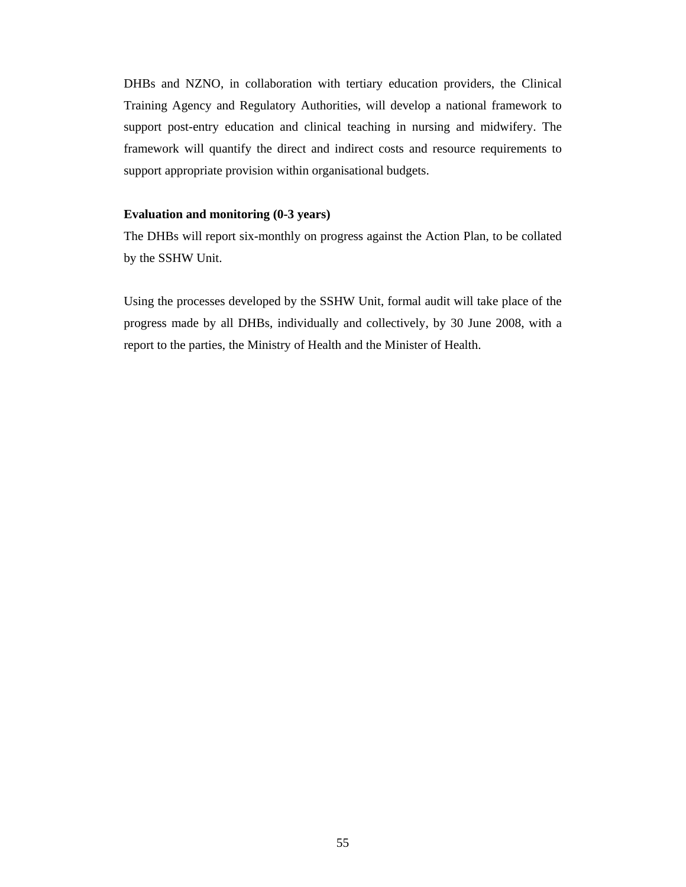DHBs and NZNO, in collaboration with tertiary education providers, the Clinical Training Agency and Regulatory Authorities, will develop a national framework to support post-entry education and clinical teaching in nursing and midwifery. The framework will quantify the direct and indirect costs and resource requirements to support appropriate provision within organisational budgets.

**Evaluation and monitoring (0-3 years)**

The DHBs will report six-monthly on progress against the Action Plan, to be collated by the SSHW Unit.

Using the processes developed by the SSHW Unit, formal audit will take place of the progress made by all DHBs, individually and collectively, by 30 June 2008, with a report to the parties, the Ministry of Health and the Minister of Health.